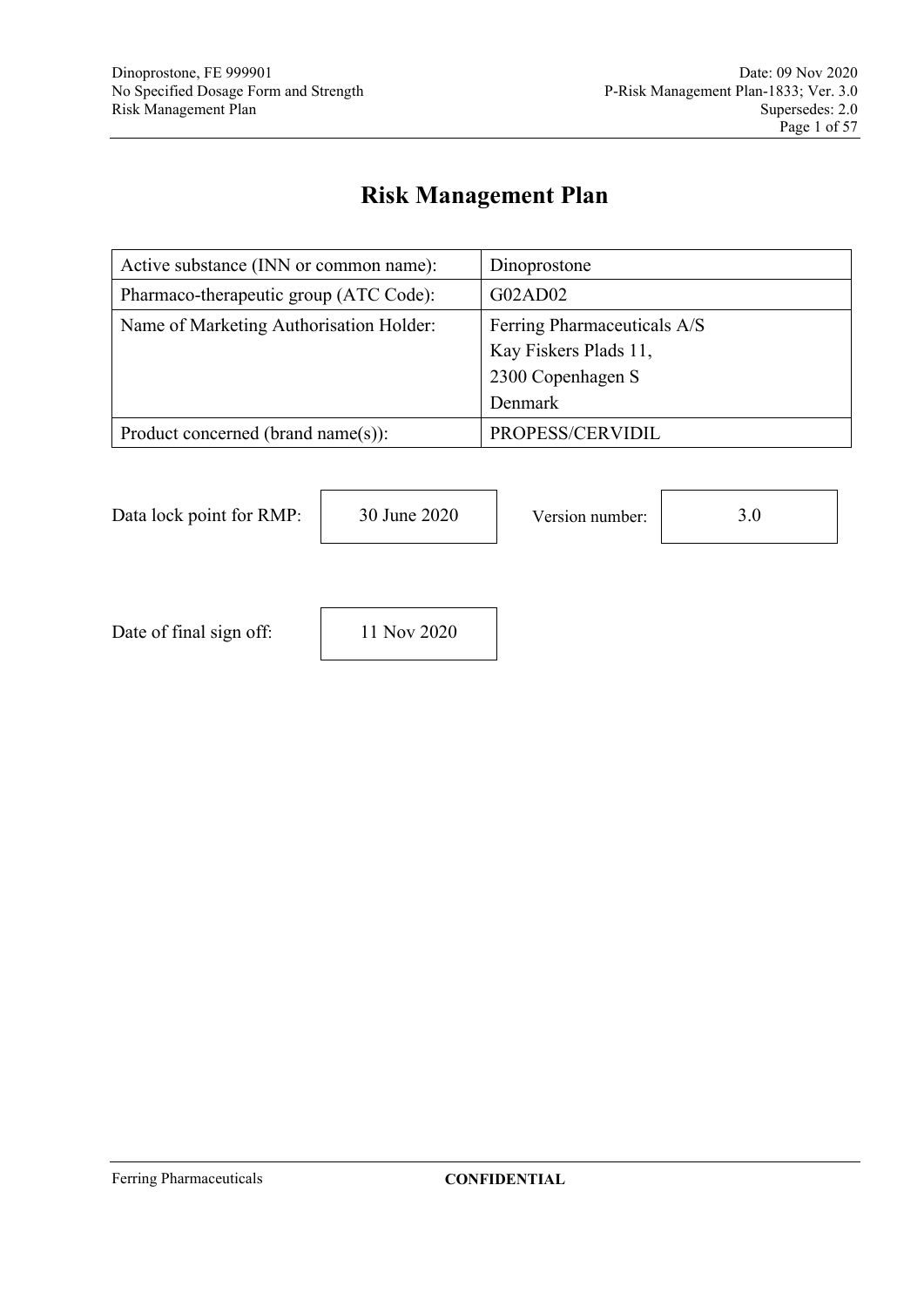# Risk Management Plan

| Active substance (INN or common name): | Dinoprostone |
|---|---|
| Pharmaco-therapeutic group (ATC Code): | G02AD02 |
| Name of Marketing Authorisation Holder: | Ferring Pharmaceuticals A/S<br>Kay Fiskers Plads 11,<br>2300 Copenhagen S<br>Denmark |
| Product concerned (brand name(s)): | PROPESS/CERVIDIL |

Data lock point for RMP: 30 June 2020

Version number: 3.0

Date of final sign off: 11 Nov 2020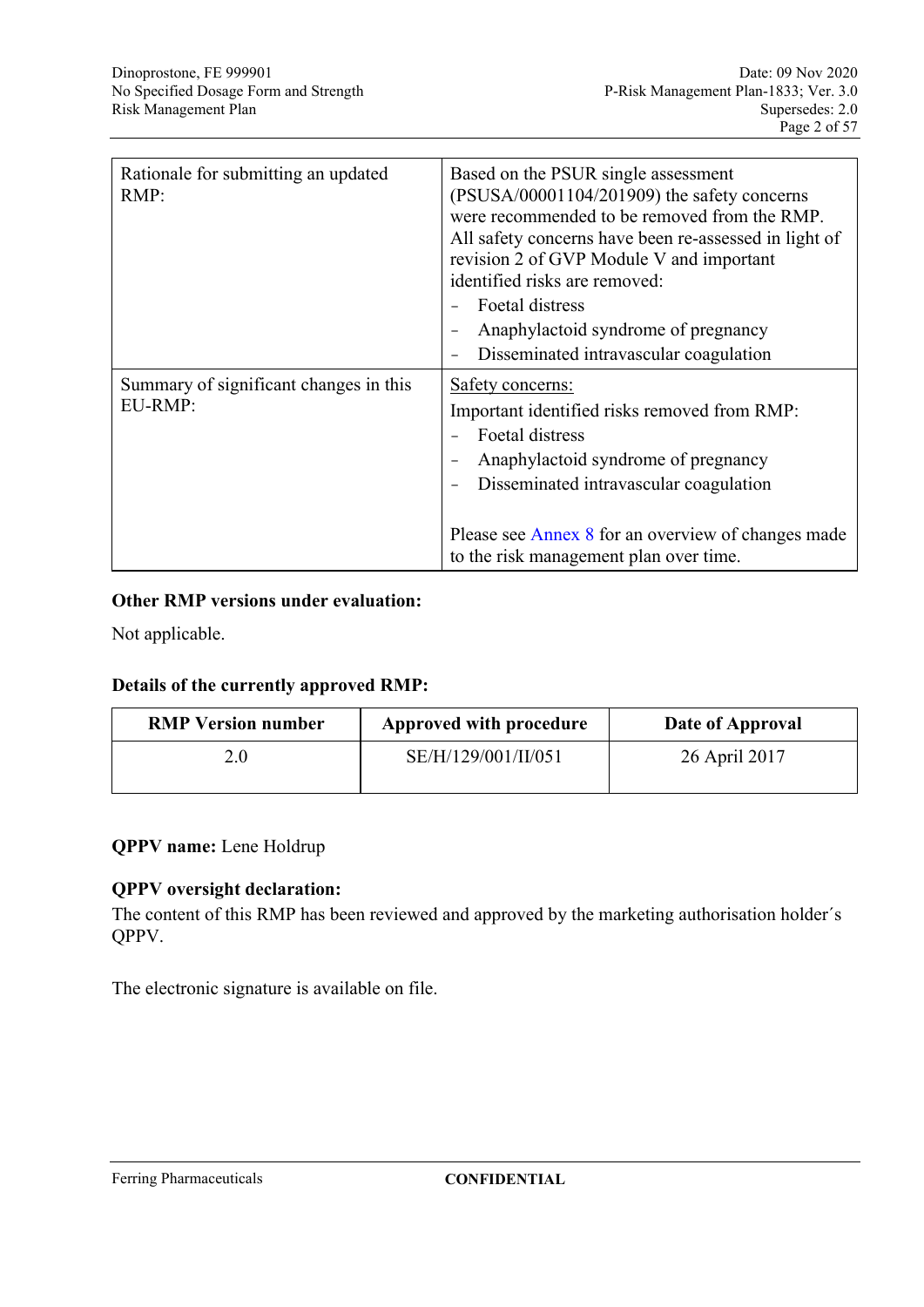| Rationale for submitting an updated RMP: | Based on the PSUR single assessment (PSUSA/00001104/201909) the safety concerns were recommended to be removed from the RMP. All safety concerns have been re-assessed in light of revision 2 of GVP Module V and important identified risks are removed:<br>- Foetal distress<br>- Anaphylactoid syndrome of pregnancy<br>- Disseminated intravascular coagulation |
|---|---|
| Summary of significant changes in this EU-RMP: | Safety concerns:<br>Important identified risks removed from RMP:<br>- Foetal distress<br>- Anaphylactoid syndrome of pregnancy<br>- Disseminated intravascular coagulation<br><br>Please see Annex 8 for an overview of changes made to the risk management plan over time. |

**Other RMP versions under evaluation:**

Not applicable.

**Details of the currently approved RMP:**

| RMP Version number | Approved with procedure | Date of Approval |
|---|---|---|
| 2.0 | SE/H/129/001/II/051 | 26 April 2017 |

**QPPV name:** Lene Holdrup

**QPPV oversight declaration:**

The content of this RMP has been reviewed and approved by the marketing authorisation holder´s QPPV.

The electronic signature is available on file.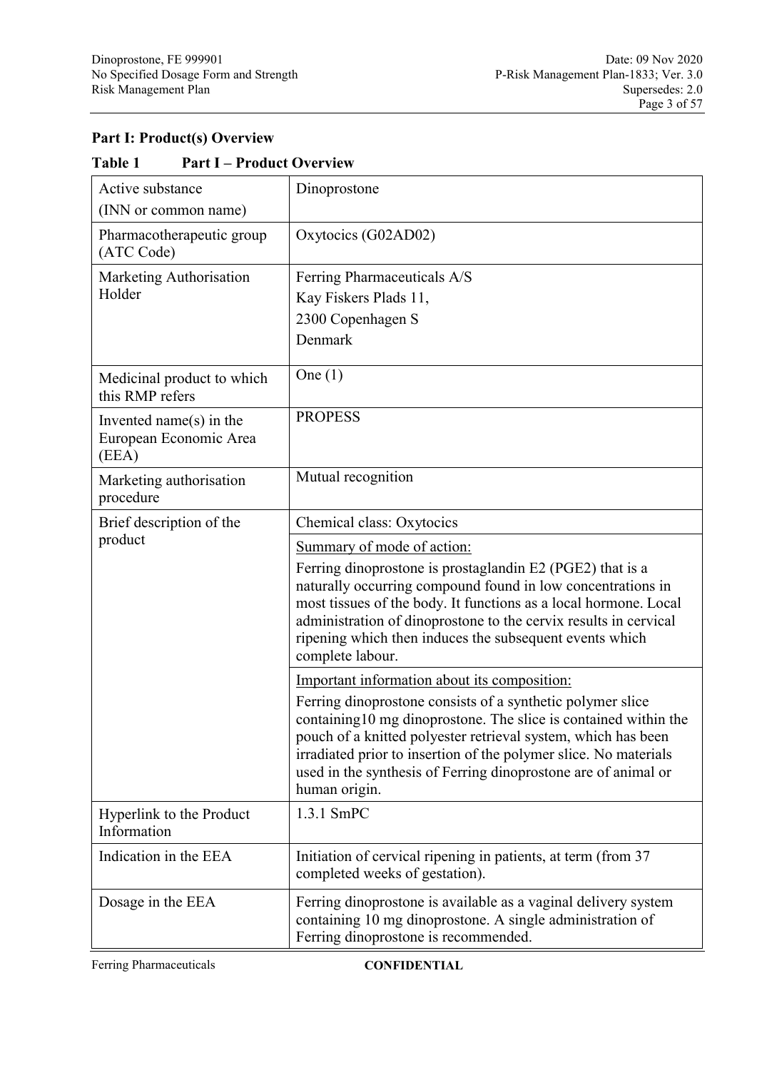## Part I: Product(s) Overview

**Table 1 Part I – Product Overview**

| | |
|---|---|
| Active substance (INN or common name) | Dinoprostone |
| Pharmacotherapeutic group (ATC Code) | Oxytocics (G02AD02) |
| Marketing Authorisation Holder | Ferring Pharmaceuticals A/S<br>Kay Fiskers Plads 11,<br>2300 Copenhagen S<br>Denmark |
| Medicinal product to which this RMP refers | One (1) |
| Invented name(s) in the European Economic Area (EEA) | PROPESS |
| Marketing authorisation procedure | Mutual recognition |
| Brief description of the product | Chemical class: Oxytocics |
| | Summary of mode of action:<br>Ferring dinoprostone is prostaglandin E2 (PGE2) that is a naturally occurring compound found in low concentrations in most tissues of the body. It functions as a local hormone. Local administration of dinoprostone to the cervix results in cervical ripening which then induces the subsequent events which complete labour. |
| | Important information about its composition:<br>Ferring dinoprostone consists of a synthetic polymer slice containing10 mg dinoprostone. The slice is contained within the pouch of a knitted polyester retrieval system, which has been irradiated prior to insertion of the polymer slice. No materials used in the synthesis of Ferring dinoprostone are of animal or human origin. |
| Hyperlink to the Product Information | 1.3.1 SmPC |
| Indication in the EEA | Initiation of cervical ripening in patients, at term (from 37 completed weeks of gestation). |
| Dosage in the EEA | Ferring dinoprostone is available as a vaginal delivery system containing 10 mg dinoprostone. A single administration of Ferring dinoprostone is recommended. |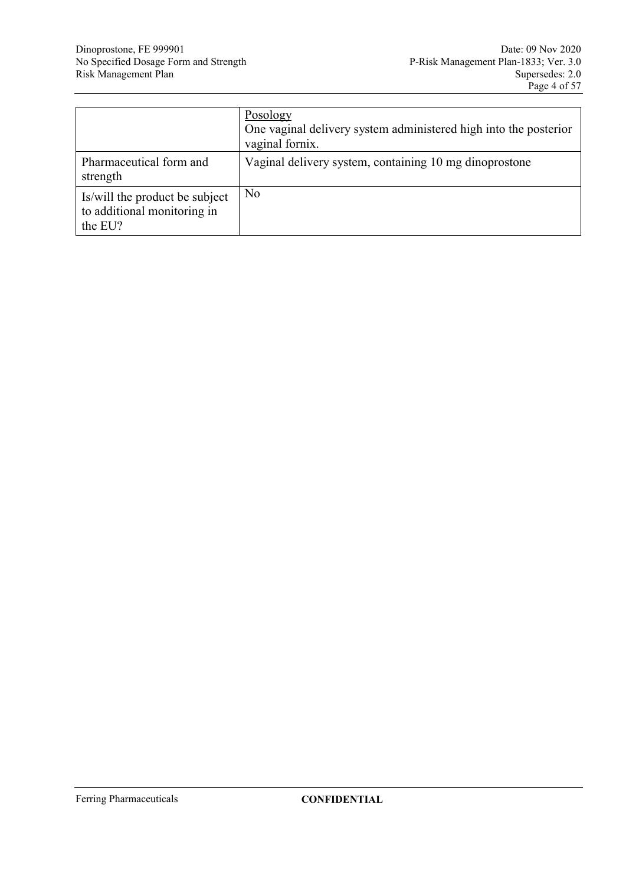|  |  |
| --- | --- |
|  | Posology<br>One vaginal delivery system administered high into the posterior vaginal fornix. |
| Pharmaceutical form and strength | Vaginal delivery system, containing 10 mg dinoprostone |
| Is/will the product be subject to additional monitoring in the EU? | No |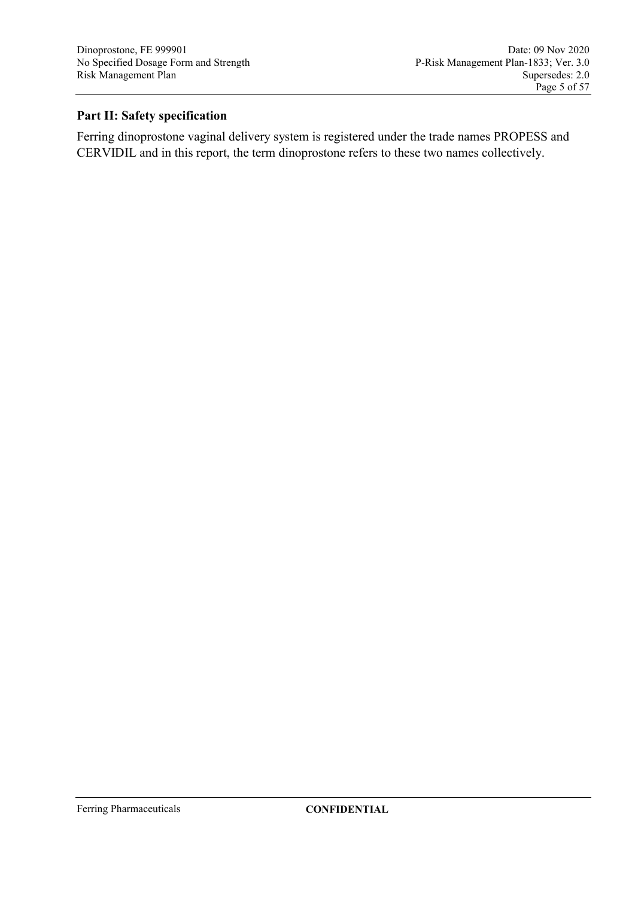## Part II: Safety specification

Ferring dinoprostone vaginal delivery system is registered under the trade names PROPESS and CERVIDIL and in this report, the term dinoprostone refers to these two names collectively.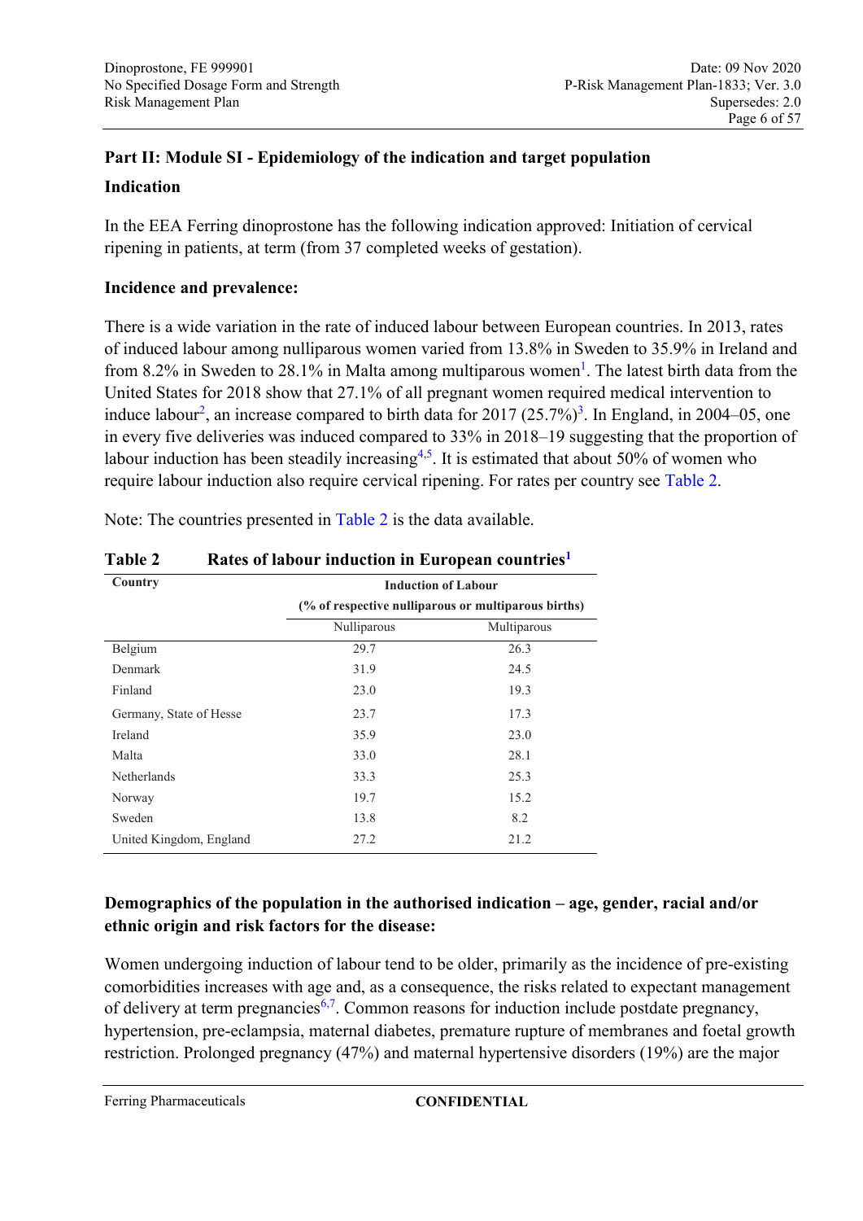## Part II: Module SI - Epidemiology of the indication and target population

### Indication

In the EEA Ferring dinoprostone has the following indication approved: Initiation of cervical ripening in patients, at term (from 37 completed weeks of gestation).

### Incidence and prevalence:

There is a wide variation in the rate of induced labour between European countries. In 2013, rates of induced labour among nulliparous women varied from 13.8% in Sweden to 35.9% in Ireland and from 8.2% in Sweden to 28.1% in Malta among multiparous women[1]. The latest birth data from the United States for 2018 show that 27.1% of all pregnant women required medical intervention to induce labour[2], an increase compared to birth data for 2017 (25.7%)[3]. In England, in 2004–05, one in every five deliveries was induced compared to 33% in 2018–19 suggesting that the proportion of labour induction has been steadily increasing[4,5]. It is estimated that about 50% of women who require labour induction also require cervical ripening. For rates per country see Table 2.

Note: The countries presented in Table 2 is the data available.

**Table 2 Rates of labour induction in European countries[1]**

| Country | Induction of Labour (% of respective nulliparous or multiparous births) | |
|---|---|---|
| | Nulliparous | Multiparous |
| Belgium | 29.7 | 26.3 |
| Denmark | 31.9 | 24.5 |
| Finland | 23.0 | 19.3 |
| Germany, State of Hesse | 23.7 | 17.3 |
| Ireland | 35.9 | 23.0 |
| Malta | 33.0 | 28.1 |
| Netherlands | 33.3 | 25.3 |
| Norway | 19.7 | 15.2 |
| Sweden | 13.8 | 8.2 |
| United Kingdom, England | 27.2 | 21.2 |

### Demographics of the population in the authorised indication – age, gender, racial and/or ethnic origin and risk factors for the disease:

Women undergoing induction of labour tend to be older, primarily as the incidence of pre-existing comorbidities increases with age and, as a consequence, the risks related to expectant management of delivery at term pregnancies[6,7]. Common reasons for induction include postdate pregnancy, hypertension, pre-eclampsia, maternal diabetes, premature rupture of membranes and foetal growth restriction. Prolonged pregnancy (47%) and maternal hypertensive disorders (19%) are the major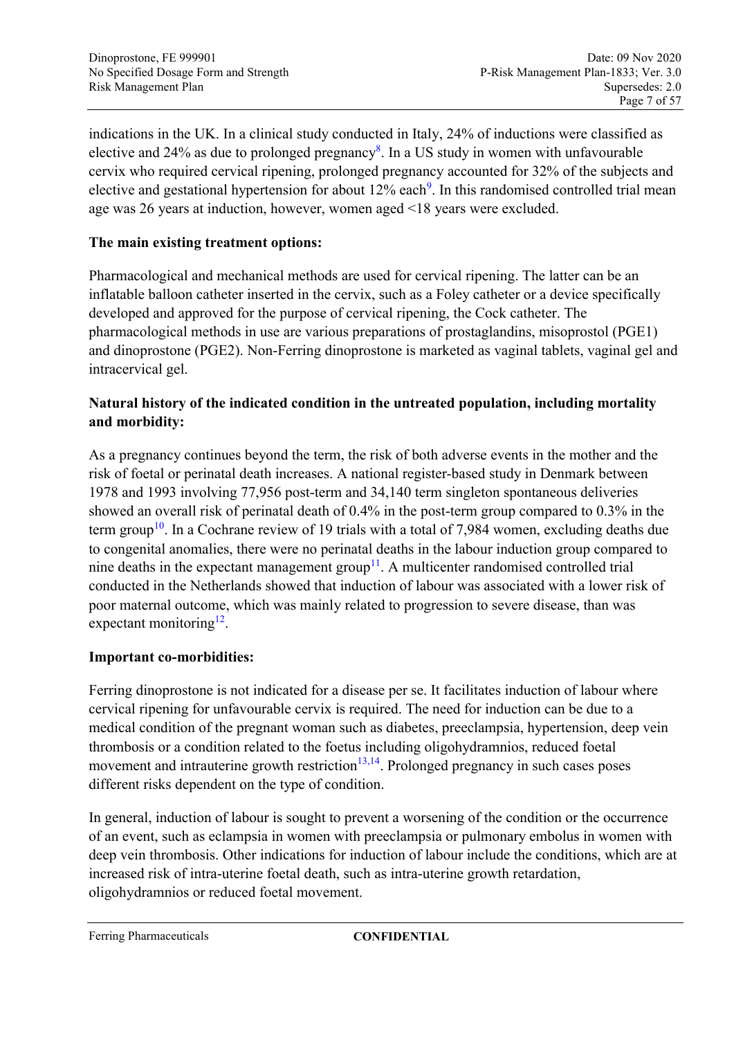indications in the UK. In a clinical study conducted in Italy, 24% of inductions were classified as elective and 24% as due to prolonged pregnancy[8]. In a US study in women with unfavourable cervix who required cervical ripening, prolonged pregnancy accounted for 32% of the subjects and elective and gestational hypertension for about 12% each[9]. In this randomised controlled trial mean age was 26 years at induction, however, women aged <18 years were excluded.

**The main existing treatment options:**

Pharmacological and mechanical methods are used for cervical ripening. The latter can be an inflatable balloon catheter inserted in the cervix, such as a Foley catheter or a device specifically developed and approved for the purpose of cervical ripening, the Cock catheter. The pharmacological methods in use are various preparations of prostaglandins, misoprostol (PGE1) and dinoprostone (PGE2). Non-Ferring dinoprostone is marketed as vaginal tablets, vaginal gel and intracervical gel.

**Natural history of the indicated condition in the untreated population, including mortality and morbidity:**

As a pregnancy continues beyond the term, the risk of both adverse events in the mother and the risk of foetal or perinatal death increases. A national register-based study in Denmark between 1978 and 1993 involving 77,956 post-term and 34,140 term singleton spontaneous deliveries showed an overall risk of perinatal death of 0.4% in the post-term group compared to 0.3% in the term group[10]. In a Cochrane review of 19 trials with a total of 7,984 women, excluding deaths due to congenital anomalies, there were no perinatal deaths in the labour induction group compared to nine deaths in the expectant management group[11]. A multicenter randomised controlled trial conducted in the Netherlands showed that induction of labour was associated with a lower risk of poor maternal outcome, which was mainly related to progression to severe disease, than was expectant monitoring[12].

**Important co-morbidities:**

Ferring dinoprostone is not indicated for a disease per se. It facilitates induction of labour where cervical ripening for unfavourable cervix is required. The need for induction can be due to a medical condition of the pregnant woman such as diabetes, preeclampsia, hypertension, deep vein thrombosis or a condition related to the foetus including oligohydramnios, reduced foetal movement and intrauterine growth restriction[13,14]. Prolonged pregnancy in such cases poses different risks dependent on the type of condition.

In general, induction of labour is sought to prevent a worsening of the condition or the occurrence of an event, such as eclampsia in women with preeclampsia or pulmonary embolus in women with deep vein thrombosis. Other indications for induction of labour include the conditions, which are at increased risk of intra-uterine foetal death, such as intra-uterine growth retardation, oligohydramnios or reduced foetal movement.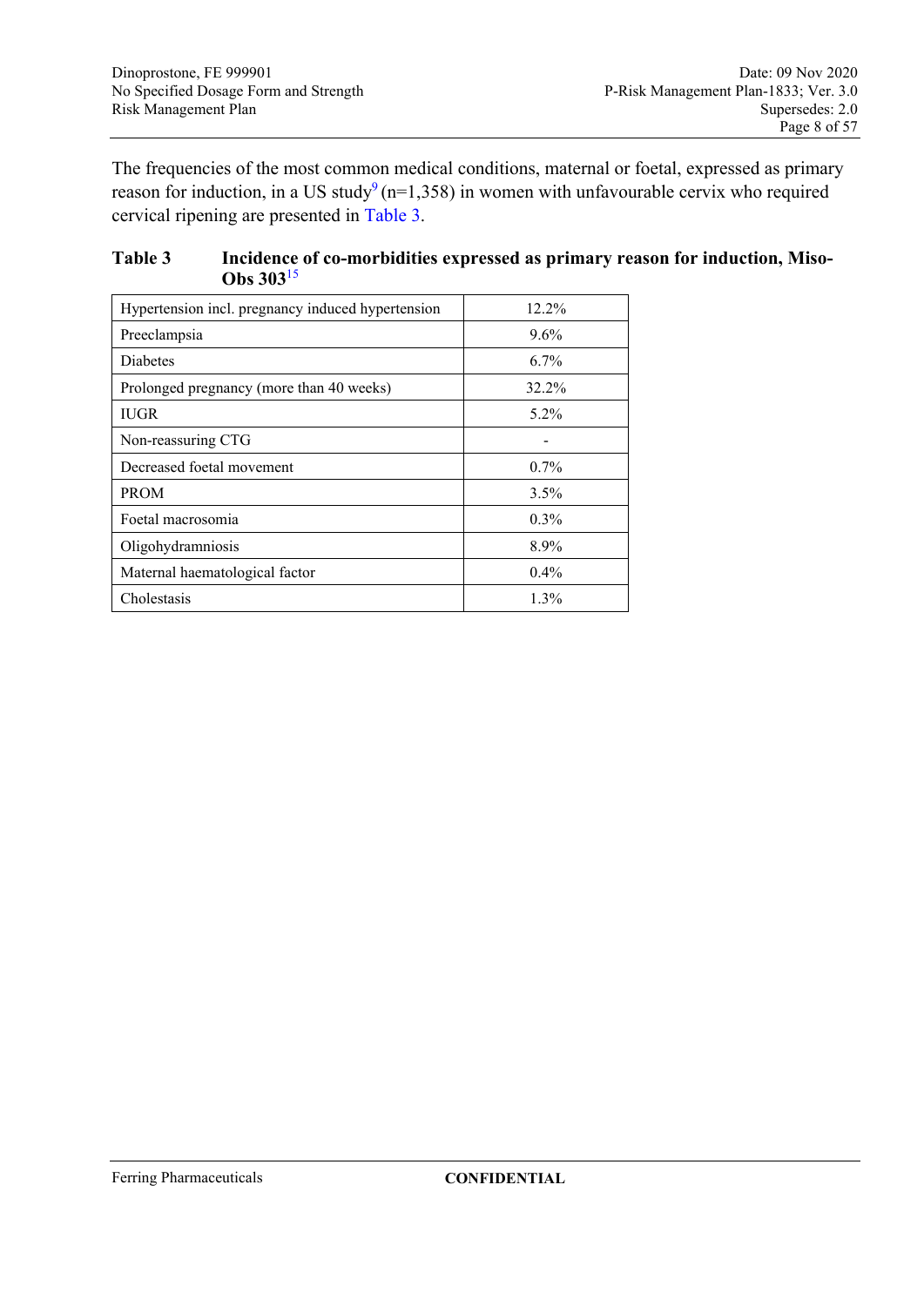The frequencies of the most common medical conditions, maternal or foetal, expressed as primary reason for induction, in a US study[9] (n=1,358) in women with unfavourable cervix who required cervical ripening are presented in Table 3.

**Table 3 Incidence of co-morbidities expressed as primary reason for induction, Miso-Obs 303[15]**

| | |
|---|---|
| Hypertension incl. pregnancy induced hypertension | 12.2% |
| Preeclampsia | 9.6% |
| Diabetes | 6.7% |
| Prolonged pregnancy (more than 40 weeks) | 32.2% |
| IUGR | 5.2% |
| Non-reassuring CTG | - |
| Decreased foetal movement | 0.7% |
| PROM | 3.5% |
| Foetal macrosomia | 0.3% |
| Oligohydramniosis | 8.9% |
| Maternal haematological factor | 0.4% |
| Cholestasis | 1.3% |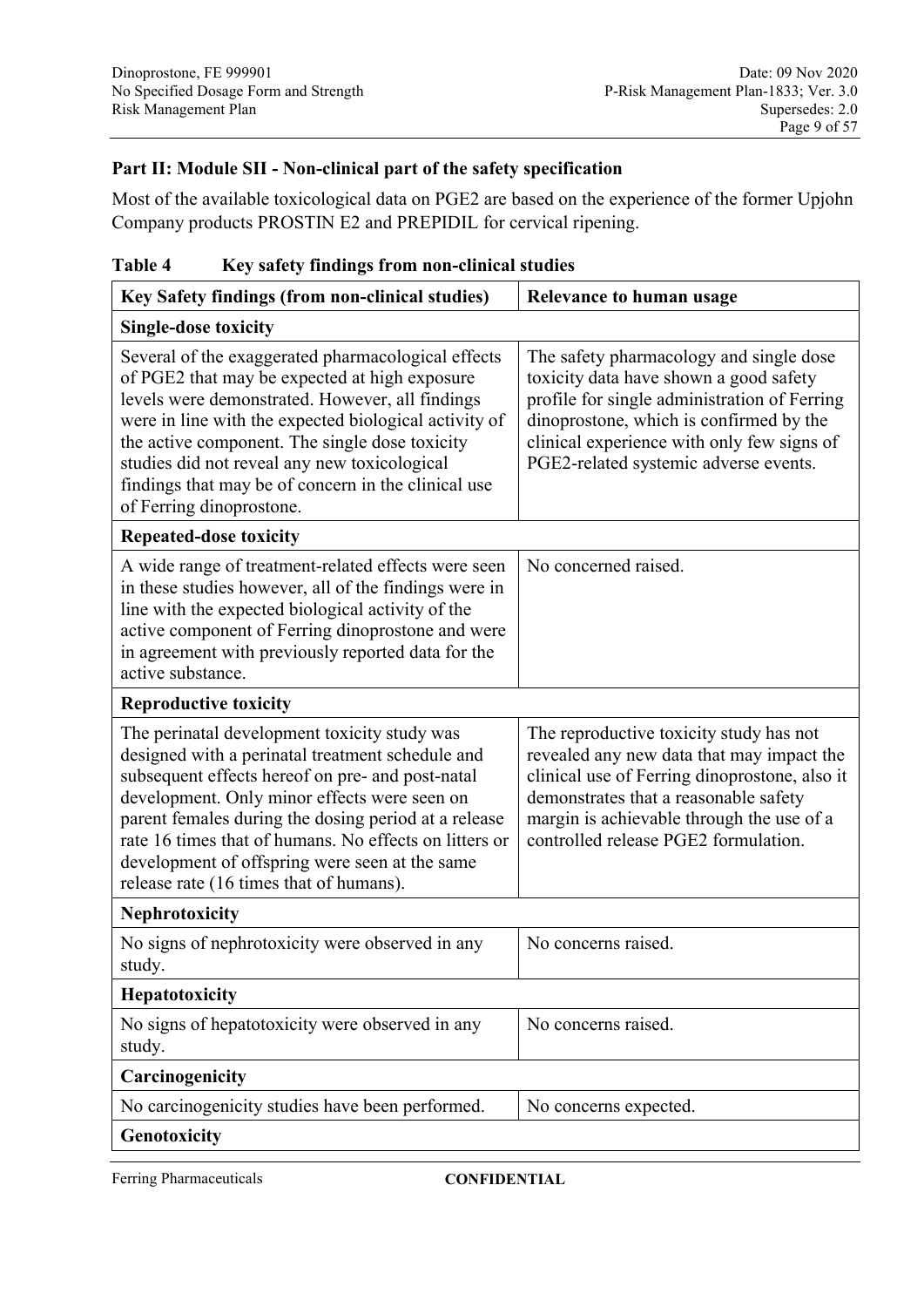## Part II: Module SII - Non-clinical part of the safety specification

Most of the available toxicological data on PGE2 are based on the experience of the former Upjohn Company products PROSTIN E2 and PREPIDIL for cervical ripening.

**Table 4 Key safety findings from non-clinical studies**

| Key Safety findings (from non-clinical studies) | Relevance to human usage |
|---|---|
| **Single-dose toxicity** | |
| Several of the exaggerated pharmacological effects of PGE2 that may be expected at high exposure levels were demonstrated. However, all findings were in line with the expected biological activity of the active component. The single dose toxicity studies did not reveal any new toxicological findings that may be of concern in the clinical use of Ferring dinoprostone. | The safety pharmacology and single dose toxicity data have shown a good safety profile for single administration of Ferring dinoprostone, which is confirmed by the clinical experience with only few signs of PGE2-related systemic adverse events. |
| **Repeated-dose toxicity** | |
| A wide range of treatment-related effects were seen in these studies however, all of the findings were in line with the expected biological activity of the active component of Ferring dinoprostone and were in agreement with previously reported data for the active substance. | No concerned raised. |
| **Reproductive toxicity** | |
| The perinatal development toxicity study was designed with a perinatal treatment schedule and subsequent effects hereof on pre- and post-natal development. Only minor effects were seen on parent females during the dosing period at a release rate 16 times that of humans. No effects on litters or development of offspring were seen at the same release rate (16 times that of humans). | The reproductive toxicity study has not revealed any new data that may impact the clinical use of Ferring dinoprostone, also it demonstrates that a reasonable safety margin is achievable through the use of a controlled release PGE2 formulation. |
| **Nephrotoxicity** | |
| No signs of nephrotoxicity were observed in any study. | No concerns raised. |
| **Hepatotoxicity** | |
| No signs of hepatotoxicity were observed in any study. | No concerns raised. |
| **Carcinogenicity** | |
| No carcinogenicity studies have been performed. | No concerns expected. |
| **Genotoxicity** | |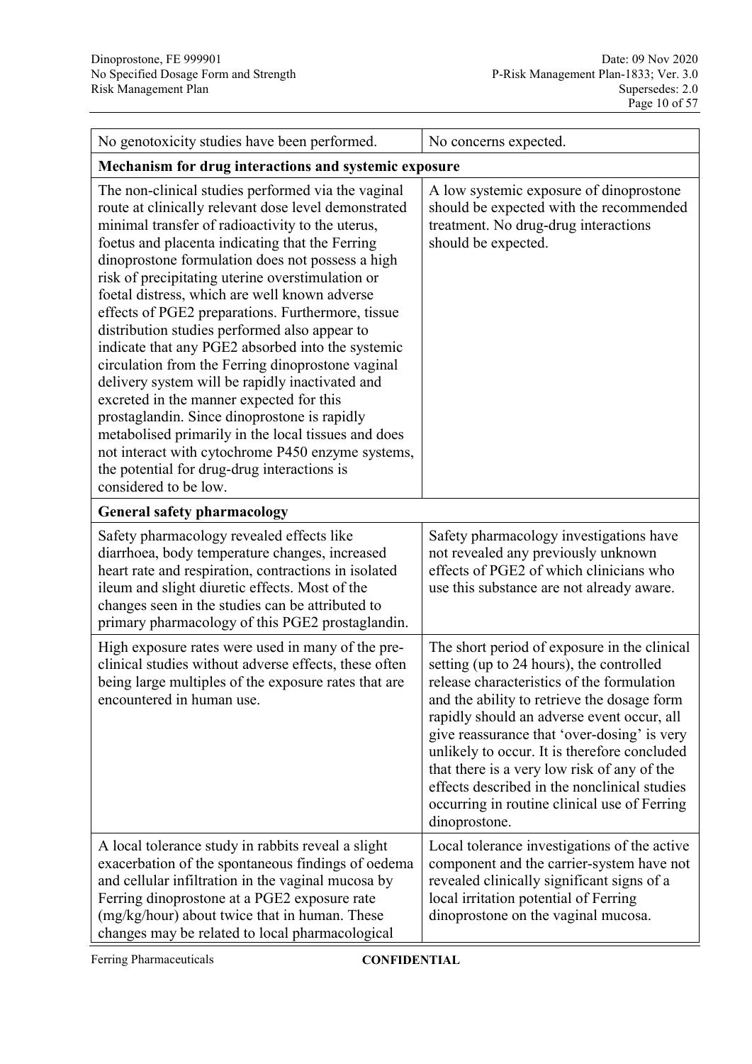| | |
|---|---|
| No genotoxicity studies have been performed. | No concerns expected. |
| **Mechanism for drug interactions and systemic exposure** | |
| The non-clinical studies performed via the vaginal route at clinically relevant dose level demonstrated minimal transfer of radioactivity to the uterus, foetus and placenta indicating that the Ferring dinoprostone formulation does not possess a high risk of precipitating uterine overstimulation or foetal distress, which are well known adverse effects of PGE2 preparations. Furthermore, tissue distribution studies performed also appear to indicate that any PGE2 absorbed into the systemic circulation from the Ferring dinoprostone vaginal delivery system will be rapidly inactivated and excreted in the manner expected for this prostaglandin. Since dinoprostone is rapidly metabolised primarily in the local tissues and does not interact with cytochrome P450 enzyme systems, the potential for drug-drug interactions is considered to be low. | A low systemic exposure of dinoprostone should be expected with the recommended treatment. No drug-drug interactions should be expected. |
| **General safety pharmacology** | |
| Safety pharmacology revealed effects like diarrhoea, body temperature changes, increased heart rate and respiration, contractions in isolated ileum and slight diuretic effects. Most of the changes seen in the studies can be attributed to primary pharmacology of this PGE2 prostaglandin. | Safety pharmacology investigations have not revealed any previously unknown effects of PGE2 of which clinicians who use this substance are not already aware. |
| High exposure rates were used in many of the pre-clinical studies without adverse effects, these often being large multiples of the exposure rates that are encountered in human use. | The short period of exposure in the clinical setting (up to 24 hours), the controlled release characteristics of the formulation and the ability to retrieve the dosage form rapidly should an adverse event occur, all give reassurance that 'over-dosing' is very unlikely to occur. It is therefore concluded that there is a very low risk of any of the effects described in the nonclinical studies occurring in routine clinical use of Ferring dinoprostone. |
| A local tolerance study in rabbits reveal a slight exacerbation of the spontaneous findings of oedema and cellular infiltration in the vaginal mucosa by Ferring dinoprostone at a PGE2 exposure rate (mg/kg/hour) about twice that in human. These changes may be related to local pharmacological | Local tolerance investigations of the active component and the carrier-system have not revealed clinically significant signs of a local irritation potential of Ferring dinoprostone on the vaginal mucosa. |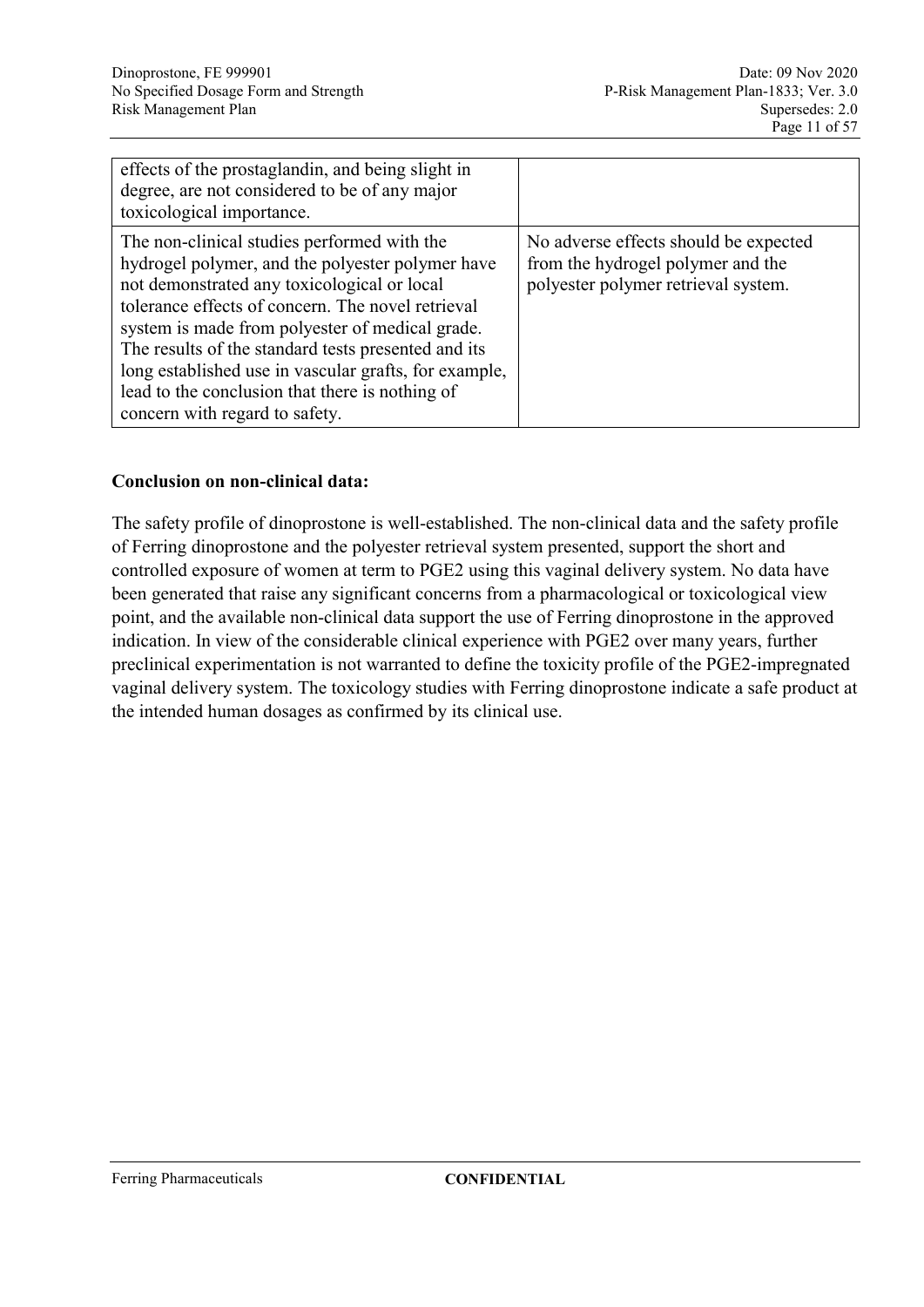| | |
|---|---|
| effects of the prostaglandin, and being slight in degree, are not considered to be of any major toxicological importance. | |
| The non-clinical studies performed with the hydrogel polymer, and the polyester polymer have not demonstrated any toxicological or local tolerance effects of concern. The novel retrieval system is made from polyester of medical grade. The results of the standard tests presented and its long established use in vascular grafts, for example, lead to the conclusion that there is nothing of concern with regard to safety. | No adverse effects should be expected from the hydrogel polymer and the polyester polymer retrieval system. |

**Conclusion on non-clinical data:**

The safety profile of dinoprostone is well-established. The non-clinical data and the safety profile of Ferring dinoprostone and the polyester retrieval system presented, support the short and controlled exposure of women at term to PGE2 using this vaginal delivery system. No data have been generated that raise any significant concerns from a pharmacological or toxicological view point, and the available non-clinical data support the use of Ferring dinoprostone in the approved indication. In view of the considerable clinical experience with PGE2 over many years, further preclinical experimentation is not warranted to define the toxicity profile of the PGE2-impregnated vaginal delivery system. The toxicology studies with Ferring dinoprostone indicate a safe product at the intended human dosages as confirmed by its clinical use.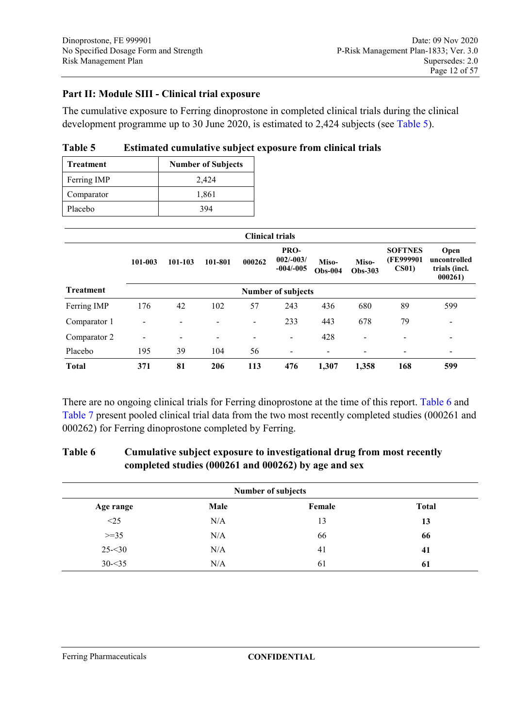## Part II: Module SIII - Clinical trial exposure

The cumulative exposure to Ferring dinoprostone in completed clinical trials during the clinical development programme up to 30 June 2020, is estimated to 2,424 subjects (see Table 5).

**Table 5 Estimated cumulative subject exposure from clinical trials**

| Treatment | Number of Subjects |
|---|---|
| Ferring IMP | 2,424 |
| Comparator | 1,861 |
| Placebo | 394 |

| | Clinical trials | | | | | | | | |
|---|---|---|---|---|---|---|---|---|---|
| | 101-003 | 101-103 | 101-801 | 000262 | PRO-002/-003/-004/-005 | Miso-Obs-004 | Miso-Obs-303 | SOFTNES (FE999901 CS01) | Open uncontrolled trials (incl. 000261) |
| **Treatment** | Number of subjects | | | | | | | | |
| Ferring IMP | 176 | 42 | 102 | 57 | 243 | 436 | 680 | 89 | 599 |
| Comparator 1 | - | - | - | - | 233 | 443 | 678 | 79 | - |
| Comparator 2 | - | - | - | - | - | 428 | - | - | - |
| Placebo | 195 | 39 | 104 | 56 | - | - | - | - | - |
| **Total** | **371** | **81** | **206** | **113** | **476** | **1,307** | **1,358** | **168** | **599** |

There are no ongoing clinical trials for Ferring dinoprostone at the time of this report. Table 6 and Table 7 present pooled clinical trial data from the two most recently completed studies (000261 and 000262) for Ferring dinoprostone completed by Ferring.

**Table 6 Cumulative subject exposure to investigational drug from most recently completed studies (000261 and 000262) by age and sex**

| | Number of subjects | | |
|---|---|---|---|
| Age range | Male | Female | Total |
| <25 | N/A | 13 | **13** |
| >=35 | N/A | 66 | **66** |
| 25-<30 | N/A | 41 | **41** |
| 30-<35 | N/A | 61 | **61** |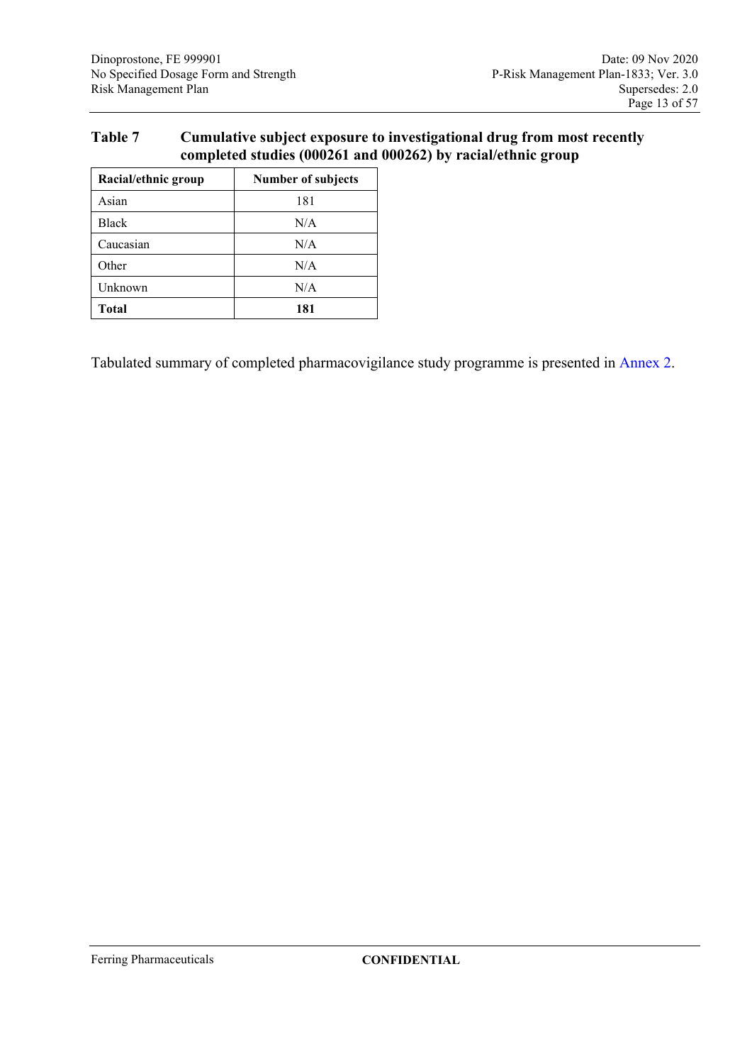**Table 7 Cumulative subject exposure to investigational drug from most recently completed studies (000261 and 000262) by racial/ethnic group**

| Racial/ethnic group | Number of subjects |
|---|---|
| Asian | 181 |
| Black | N/A |
| Caucasian | N/A |
| Other | N/A |
| Unknown | N/A |
| **Total** | **181** |

Tabulated summary of completed pharmacovigilance study programme is presented in Annex 2.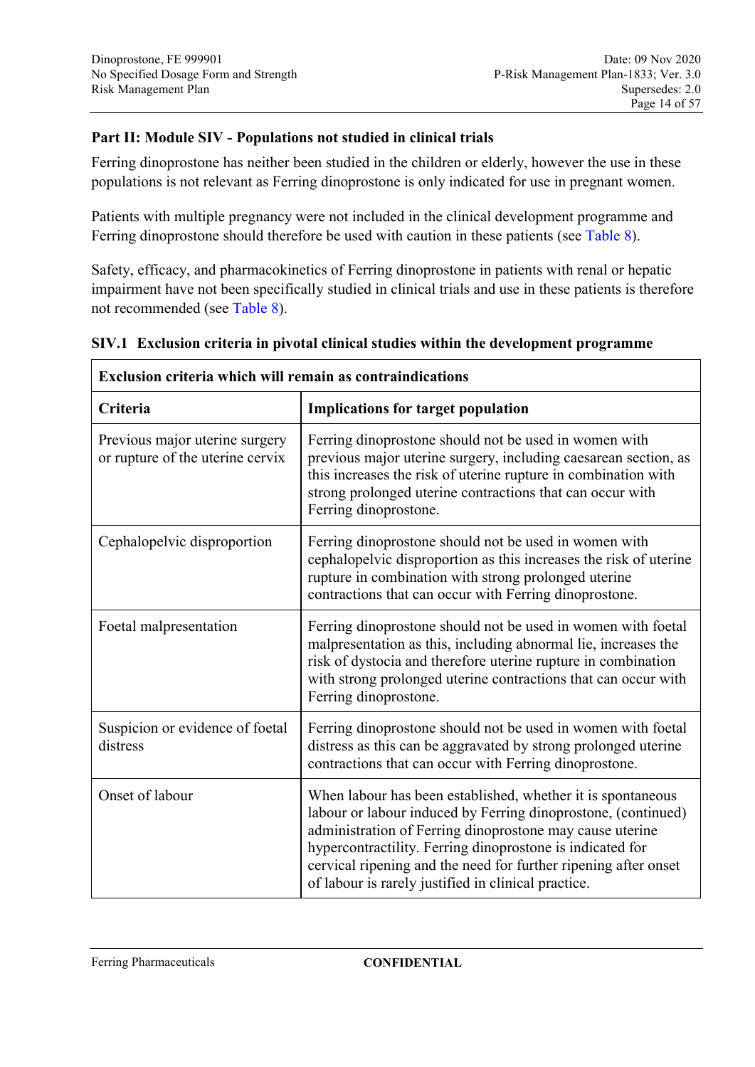## Part II: Module SIV - Populations not studied in clinical trials

Ferring dinoprostone has neither been studied in the children or elderly, however the use in these populations is not relevant as Ferring dinoprostone is only indicated for use in pregnant women.

Patients with multiple pregnancy were not included in the clinical development programme and Ferring dinoprostone should therefore be used with caution in these patients (see Table 8).

Safety, efficacy, and pharmacokinetics of Ferring dinoprostone in patients with renal or hepatic impairment have not been specifically studied in clinical trials and use in these patients is therefore not recommended (see Table 8).

### SIV.1 Exclusion criteria in pivotal clinical studies within the development programme

| **Exclusion criteria which will remain as contraindications** | |
|---|---|
| **Criteria** | **Implications for target population** |
| Previous major uterine surgery or rupture of the uterine cervix | Ferring dinoprostone should not be used in women with previous major uterine surgery, including caesarean section, as this increases the risk of uterine rupture in combination with strong prolonged uterine contractions that can occur with Ferring dinoprostone. |
| Cephalopelvic disproportion | Ferring dinoprostone should not be used in women with cephalopelvic disproportion as this increases the risk of uterine rupture in combination with strong prolonged uterine contractions that can occur with Ferring dinoprostone. |
| Foetal malpresentation | Ferring dinoprostone should not be used in women with foetal malpresentation as this, including abnormal lie, increases the risk of dystocia and therefore uterine rupture in combination with strong prolonged uterine contractions that can occur with Ferring dinoprostone. |
| Suspicion or evidence of foetal distress | Ferring dinoprostone should not be used in women with foetal distress as this can be aggravated by strong prolonged uterine contractions that can occur with Ferring dinoprostone. |
| Onset of labour | When labour has been established, whether it is spontaneous labour or labour induced by Ferring dinoprostone, (continued) administration of Ferring dinoprostone may cause uterine hypercontractility. Ferring dinoprostone is indicated for cervical ripening and the need for further ripening after onset of labour is rarely justified in clinical practice. |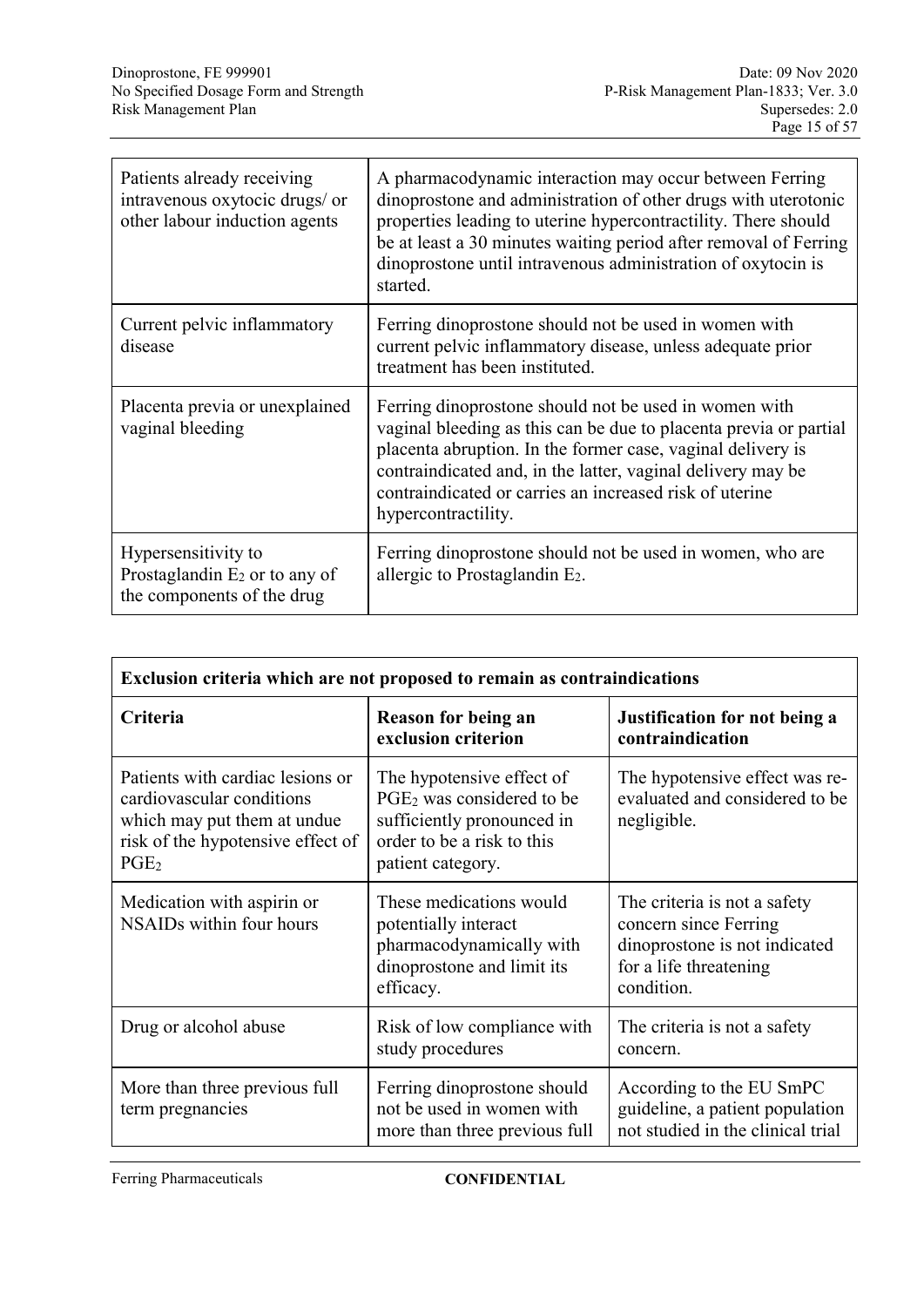| | |
|---|---|
| Patients already receiving intravenous oxytocic drugs/ or other labour induction agents | A pharmacodynamic interaction may occur between Ferring dinoprostone and administration of other drugs with uterotonic properties leading to uterine hypercontractility. There should be at least a 30 minutes waiting period after removal of Ferring dinoprostone until intravenous administration of oxytocin is started. |
| Current pelvic inflammatory disease | Ferring dinoprostone should not be used in women with current pelvic inflammatory disease, unless adequate prior treatment has been instituted. |
| Placenta previa or unexplained vaginal bleeding | Ferring dinoprostone should not be used in women with vaginal bleeding as this can be due to placenta previa or partial placenta abruption. In the former case, vaginal delivery is contraindicated and, in the latter, vaginal delivery may be contraindicated or carries an increased risk of uterine hypercontractility. |
| Hypersensitivity to Prostaglandin $E_2$ or to any of the components of the drug | Ferring dinoprostone should not be used in women, who are allergic to Prostaglandin $E_2$. |

| **Exclusion criteria which are not proposed to remain as contraindications** | | |
|---|---|---|
| **Criteria** | **Reason for being an exclusion criterion** | **Justification for not being a contraindication** |
| Patients with cardiac lesions or cardiovascular conditions which may put them at undue risk of the hypotensive effect of $PGE_2$ | The hypotensive effect of $PGE_2$ was considered to be sufficiently pronounced in order to be a risk to this patient category. | The hypotensive effect was re-evaluated and considered to be negligible. |
| Medication with aspirin or NSAIDs within four hours | These medications would potentially interact pharmacodynamically with dinoprostone and limit its efficacy. | The criteria is not a safety concern since Ferring dinoprostone is not indicated for a life threatening condition. |
| Drug or alcohol abuse | Risk of low compliance with study procedures | The criteria is not a safety concern. |
| More than three previous full term pregnancies | Ferring dinoprostone should not be used in women with more than three previous full | According to the EU SmPC guideline, a patient population not studied in the clinical trial |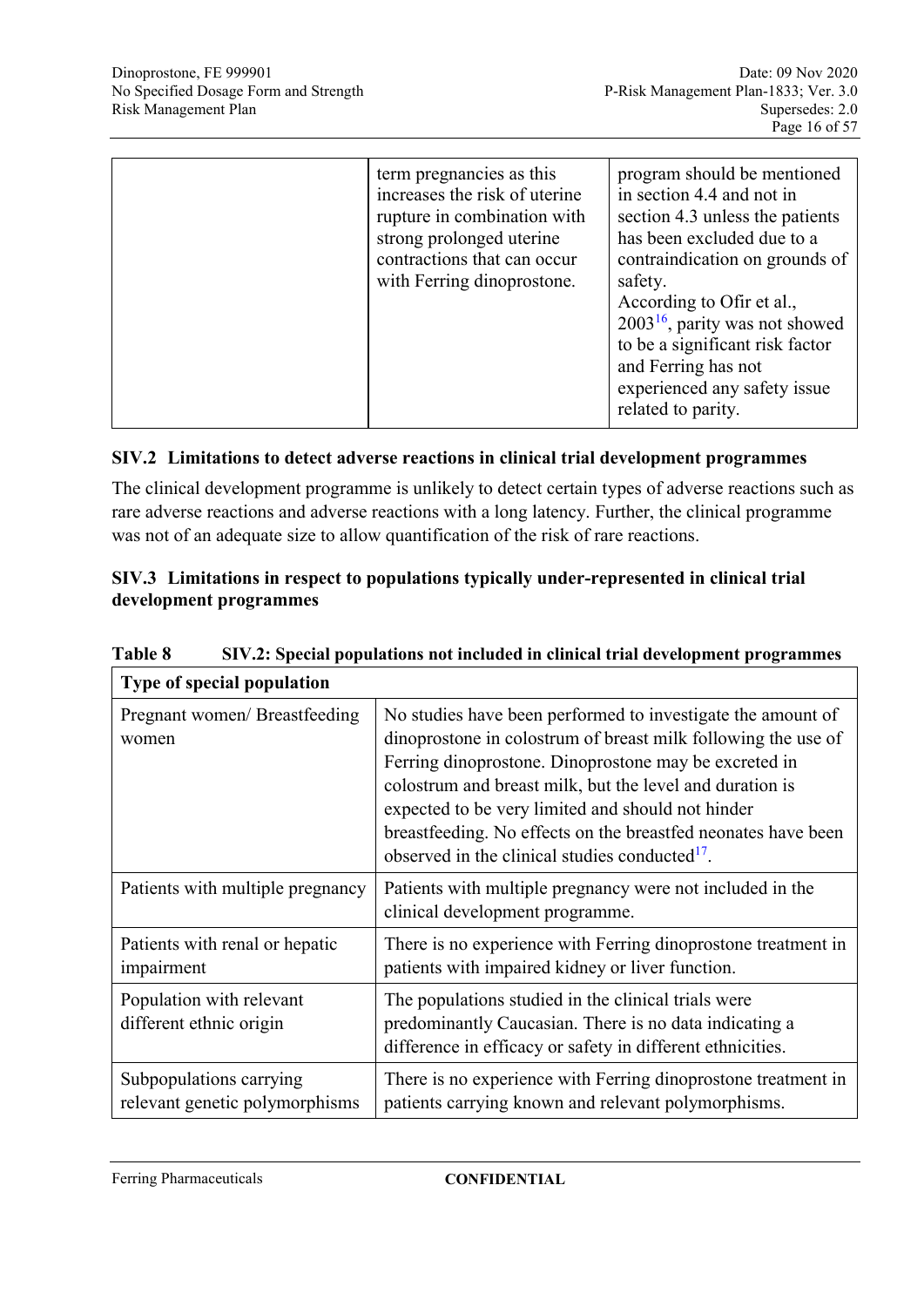| | | |
|---|---|---|
| | term pregnancies as this increases the risk of uterine rupture in combination with strong prolonged uterine contractions that can occur with Ferring dinoprostone. | program should be mentioned in section 4.4 and not in section 4.3 unless the patients has been excluded due to a contraindication on grounds of safety.<br>According to Ofir et al., 2003[16], parity was not showed to be a significant risk factor and Ferring has not experienced any safety issue related to parity. |

## SIV.2 Limitations to detect adverse reactions in clinical trial development programmes

The clinical development programme is unlikely to detect certain types of adverse reactions such as rare adverse reactions and adverse reactions with a long latency. Further, the clinical programme was not of an adequate size to allow quantification of the risk of rare reactions.

## SIV.3 Limitations in respect to populations typically under-represented in clinical trial development programmes

**Table 8 SIV.2: Special populations not included in clinical trial development programmes**

| Type of special population | |
|---|---|
| Pregnant women/ Breastfeeding women | No studies have been performed to investigate the amount of dinoprostone in colostrum of breast milk following the use of Ferring dinoprostone. Dinoprostone may be excreted in colostrum and breast milk, but the level and duration is expected to be very limited and should not hinder breastfeeding. No effects on the breastfed neonates have been observed in the clinical studies conducted[17]. |
| Patients with multiple pregnancy | Patients with multiple pregnancy were not included in the clinical development programme. |
| Patients with renal or hepatic impairment | There is no experience with Ferring dinoprostone treatment in patients with impaired kidney or liver function. |
| Population with relevant different ethnic origin | The populations studied in the clinical trials were predominantly Caucasian. There is no data indicating a difference in efficacy or safety in different ethnicities. |
| Subpopulations carrying relevant genetic polymorphisms | There is no experience with Ferring dinoprostone treatment in patients carrying known and relevant polymorphisms. |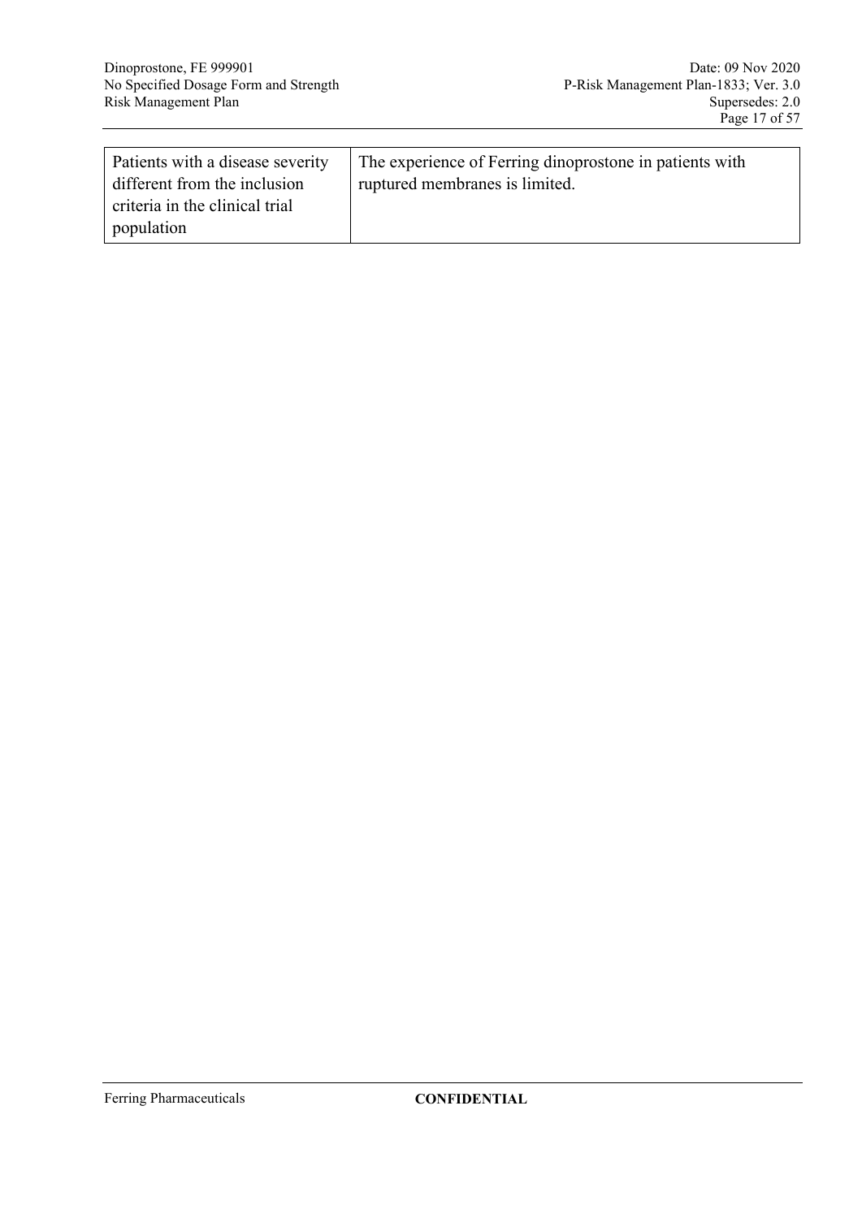| | |
|---|---|
| Patients with a disease severity different from the inclusion criteria in the clinical trial population | The experience of Ferring dinoprostone in patients with ruptured membranes is limited. |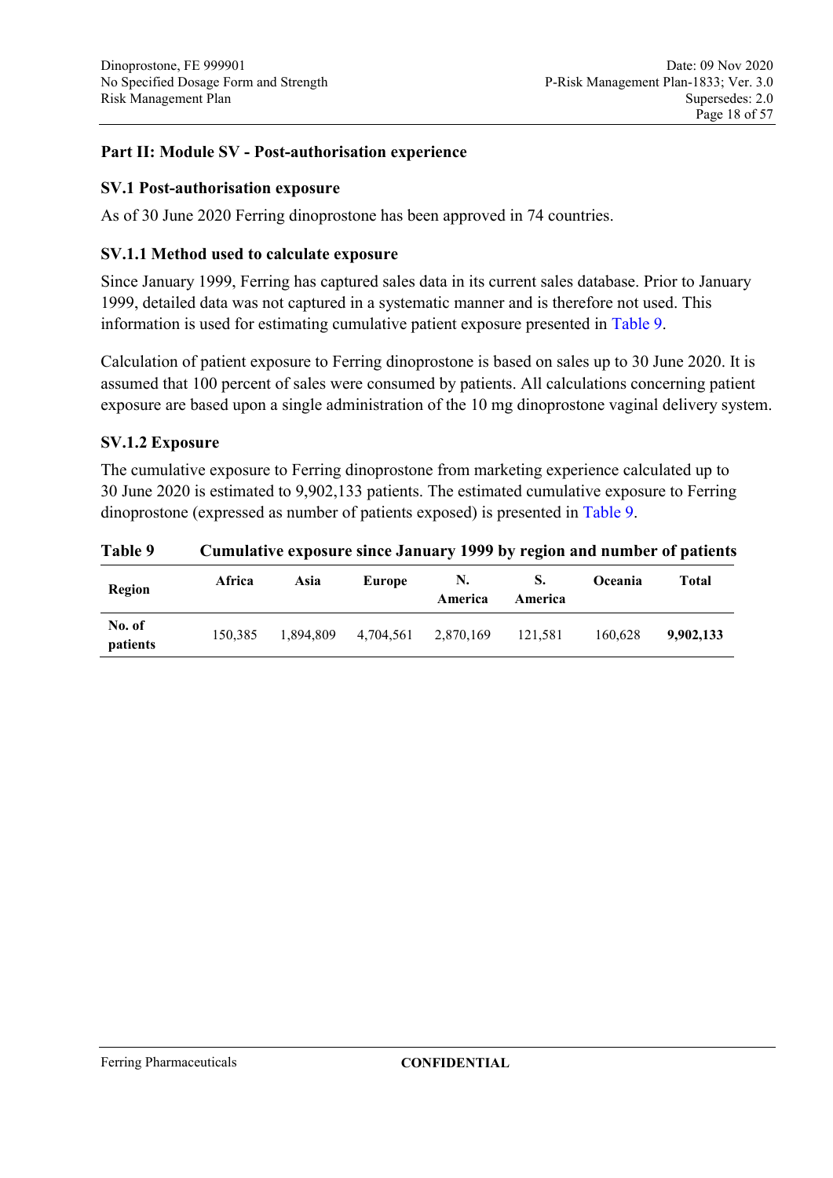## Part II: Module SV - Post-authorisation experience

### SV.1 Post-authorisation exposure

As of 30 June 2020 Ferring dinoprostone has been approved in 74 countries.

### SV.1.1 Method used to calculate exposure

Since January 1999, Ferring has captured sales data in its current sales database. Prior to January 1999, detailed data was not captured in a systematic manner and is therefore not used. This information is used for estimating cumulative patient exposure presented in Table 9.

Calculation of patient exposure to Ferring dinoprostone is based on sales up to 30 June 2020. It is assumed that 100 percent of sales were consumed by patients. All calculations concerning patient exposure are based upon a single administration of the 10 mg dinoprostone vaginal delivery system.

### SV.1.2 Exposure

The cumulative exposure to Ferring dinoprostone from marketing experience calculated up to 30 June 2020 is estimated to 9,902,133 patients. The estimated cumulative exposure to Ferring dinoprostone (expressed as number of patients exposed) is presented in Table 9.

**Table 9 Cumulative exposure since January 1999 by region and number of patients**

| Region | Africa | Asia | Europe | N. America | S. America | Oceania | Total |
|---|---|---|---|---|---|---|---|
| No. of patients | 150,385 | 1,894,809 | 4,704,561 | 2,870,169 | 121,581 | 160,628 | **9,902,133** |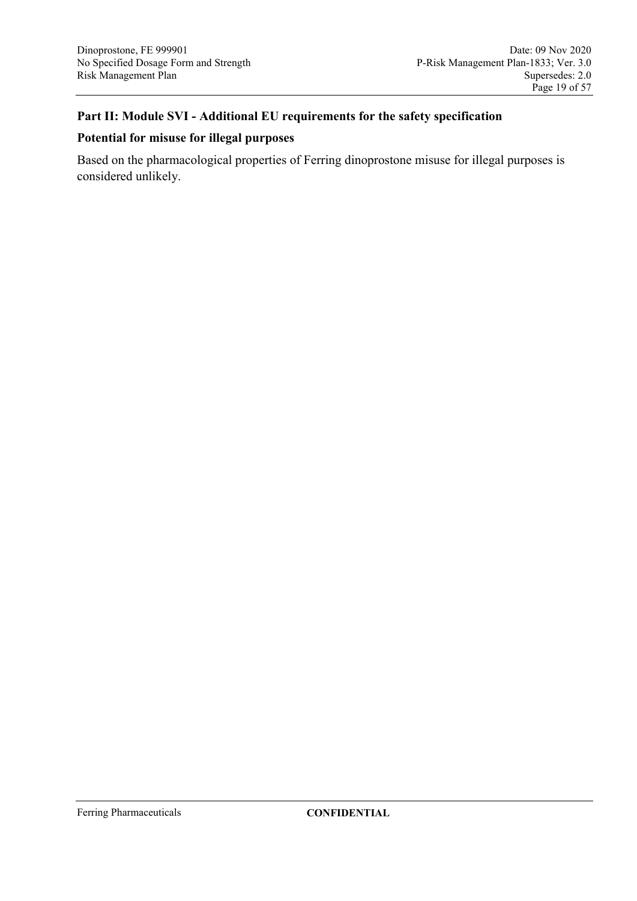## Part II: Module SVI - Additional EU requirements for the safety specification

### Potential for misuse for illegal purposes

Based on the pharmacological properties of Ferring dinoprostone misuse for illegal purposes is considered unlikely.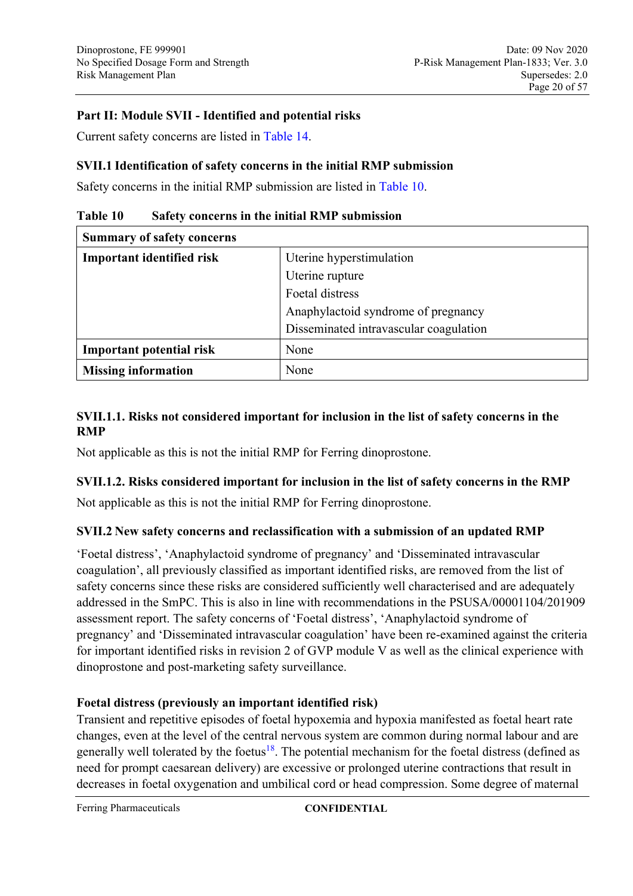## Part II: Module SVII - Identified and potential risks

Current safety concerns are listed in Table 14.

### SVII.1 Identification of safety concerns in the initial RMP submission

Safety concerns in the initial RMP submission are listed in Table 10.

**Table 10 Safety concerns in the initial RMP submission**

| Summary of safety concerns | |
|---|---|
| **Important identified risk** | Uterine hyperstimulation<br>Uterine rupture<br>Foetal distress<br>Anaphylactoid syndrome of pregnancy<br>Disseminated intravascular coagulation |
| **Important potential risk** | None |
| **Missing information** | None |

### SVII.1.1. Risks not considered important for inclusion in the list of safety concerns in the RMP

Not applicable as this is not the initial RMP for Ferring dinoprostone.

### SVII.1.2. Risks considered important for inclusion in the list of safety concerns in the RMP

Not applicable as this is not the initial RMP for Ferring dinoprostone.

### SVII.2 New safety concerns and reclassification with a submission of an updated RMP

'Foetal distress', 'Anaphylactoid syndrome of pregnancy' and 'Disseminated intravascular coagulation', all previously classified as important identified risks, are removed from the list of safety concerns since these risks are considered sufficiently well characterised and are adequately addressed in the SmPC. This is also in line with recommendations in the PSUSA/00001104/201909 assessment report. The safety concerns of 'Foetal distress', 'Anaphylactoid syndrome of pregnancy' and 'Disseminated intravascular coagulation' have been re-examined against the criteria for important identified risks in revision 2 of GVP module V as well as the clinical experience with dinoprostone and post-marketing safety surveillance.

**Foetal distress (previously an important identified risk)**

Transient and repetitive episodes of foetal hypoxemia and hypoxia manifested as foetal heart rate changes, even at the level of the central nervous system are common during normal labour and are generally well tolerated by the foetus[18]. The potential mechanism for the foetal distress (defined as need for prompt caesarean delivery) are excessive or prolonged uterine contractions that result in decreases in foetal oxygenation and umbilical cord or head compression. Some degree of maternal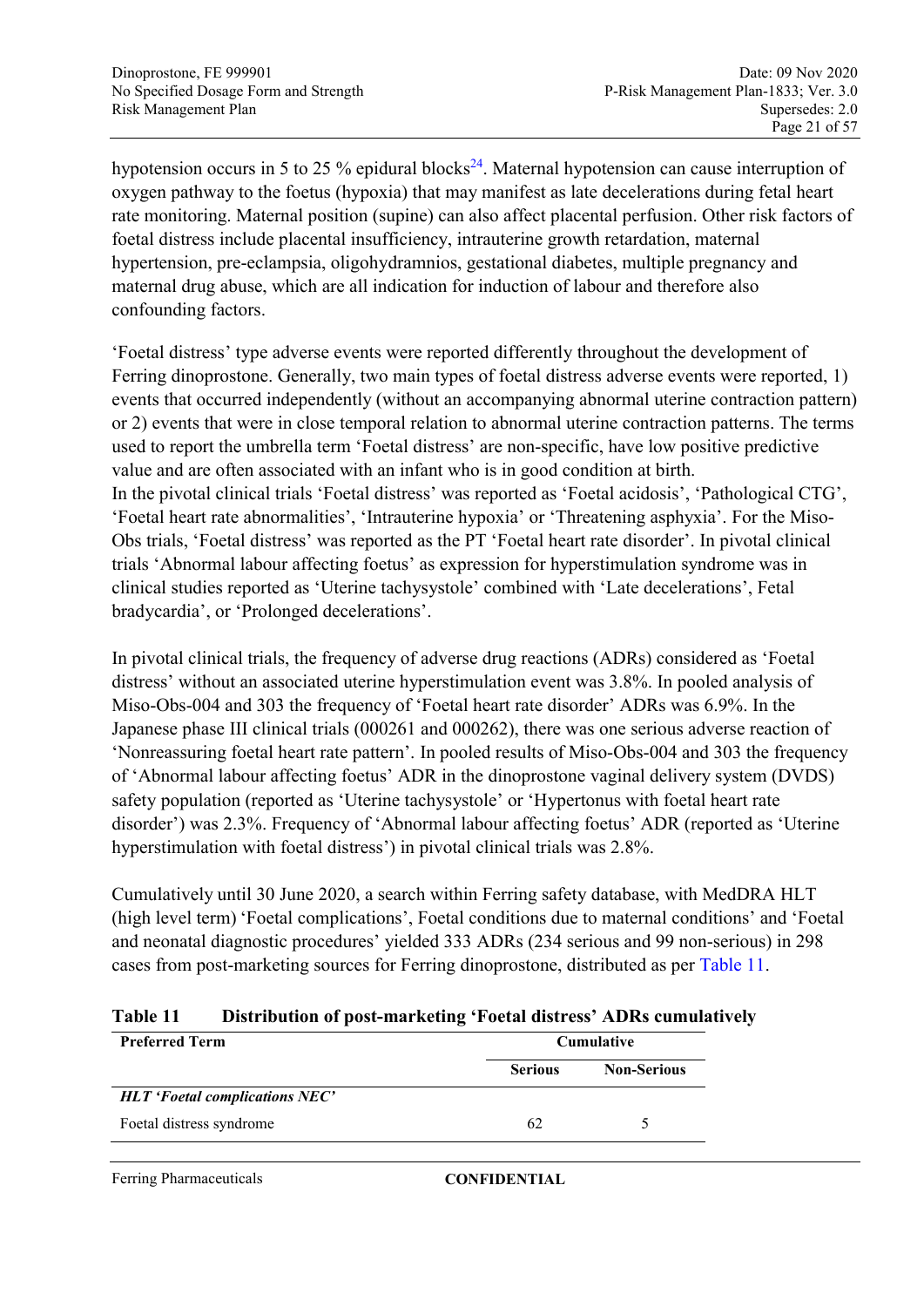hypotension occurs in 5 to 25 % epidural blocks[24]. Maternal hypotension can cause interruption of oxygen pathway to the foetus (hypoxia) that may manifest as late decelerations during fetal heart rate monitoring. Maternal position (supine) can also affect placental perfusion. Other risk factors of foetal distress include placental insufficiency, intrauterine growth retardation, maternal hypertension, pre-eclampsia, oligohydramnios, gestational diabetes, multiple pregnancy and maternal drug abuse, which are all indication for induction of labour and therefore also confounding factors.

'Foetal distress' type adverse events were reported differently throughout the development of Ferring dinoprostone. Generally, two main types of foetal distress adverse events were reported, 1) events that occurred independently (without an accompanying abnormal uterine contraction pattern) or 2) events that were in close temporal relation to abnormal uterine contraction patterns. The terms used to report the umbrella term 'Foetal distress' are non-specific, have low positive predictive value and are often associated with an infant who is in good condition at birth.
In the pivotal clinical trials 'Foetal distress' was reported as 'Foetal acidosis', 'Pathological CTG', 'Foetal heart rate abnormalities', 'Intrauterine hypoxia' or 'Threatening asphyxia'. For the Miso-Obs trials, 'Foetal distress' was reported as the PT 'Foetal heart rate disorder'. In pivotal clinical trials 'Abnormal labour affecting foetus' as expression for hyperstimulation syndrome was in clinical studies reported as 'Uterine tachysystole' combined with 'Late decelerations', Fetal bradycardia', or 'Prolonged decelerations'.

In pivotal clinical trials, the frequency of adverse drug reactions (ADRs) considered as 'Foetal distress' without an associated uterine hyperstimulation event was 3.8%. In pooled analysis of Miso-Obs-004 and 303 the frequency of 'Foetal heart rate disorder' ADRs was 6.9%. In the Japanese phase III clinical trials (000261 and 000262), there was one serious adverse reaction of 'Nonreassuring foetal heart rate pattern'. In pooled results of Miso-Obs-004 and 303 the frequency of 'Abnormal labour affecting foetus' ADR in the dinoprostone vaginal delivery system (DVDS) safety population (reported as 'Uterine tachysystole' or 'Hypertonus with foetal heart rate disorder') was 2.3%. Frequency of 'Abnormal labour affecting foetus' ADR (reported as 'Uterine hyperstimulation with foetal distress') in pivotal clinical trials was 2.8%.

Cumulatively until 30 June 2020, a search within Ferring safety database, with MedDRA HLT (high level term) 'Foetal complications', Foetal conditions due to maternal conditions' and 'Foetal and neonatal diagnostic procedures' yielded 333 ADRs (234 serious and 99 non-serious) in 298 cases from post-marketing sources for Ferring dinoprostone, distributed as per Table 11.

**Table 11 Distribution of post-marketing 'Foetal distress' ADRs cumulatively**

| Preferred Term | Cumulative | |
|---|---|---|
| | **Serious** | **Non-Serious** |
| ***HLT 'Foetal complications NEC'*** | | |
| Foetal distress syndrome | 62 | 5 |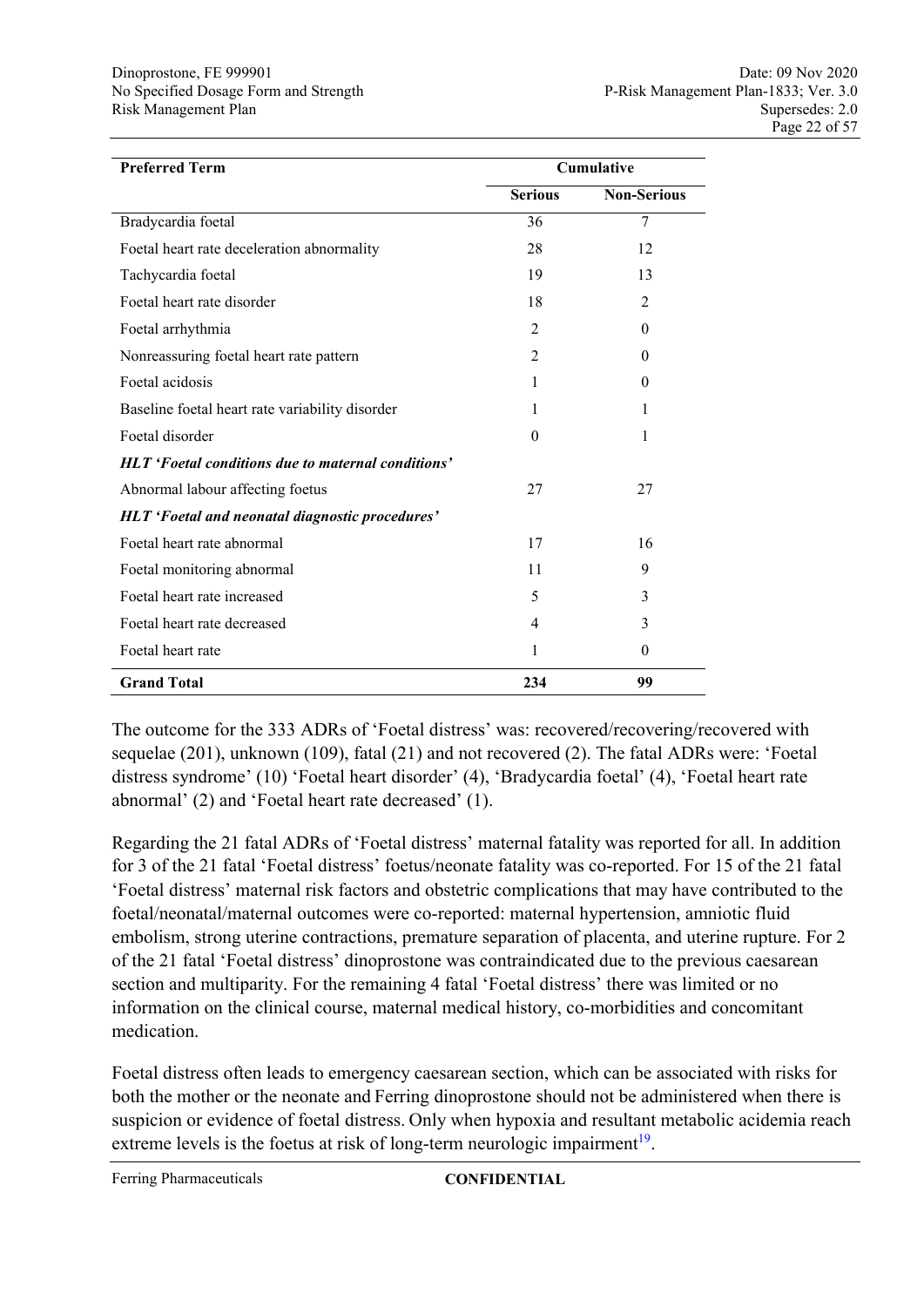| Preferred Term | Cumulative | |
|---|---|---|
| | **Serious** | **Non-Serious** |
| Bradycardia foetal | 36 | 7 |
| Foetal heart rate deceleration abnormality | 28 | 12 |
| Tachycardia foetal | 19 | 13 |
| Foetal heart rate disorder | 18 | 2 |
| Foetal arrhythmia | 2 | 0 |
| Nonreassuring foetal heart rate pattern | 2 | 0 |
| Foetal acidosis | 1 | 0 |
| Baseline foetal heart rate variability disorder | 1 | 1 |
| Foetal disorder | 0 | 1 |
| ***HLT 'Foetal conditions due to maternal conditions'*** | | |
| Abnormal labour affecting foetus | 27 | 27 |
| ***HLT 'Foetal and neonatal diagnostic procedures'*** | | |
| Foetal heart rate abnormal | 17 | 16 |
| Foetal monitoring abnormal | 11 | 9 |
| Foetal heart rate increased | 5 | 3 |
| Foetal heart rate decreased | 4 | 3 |
| Foetal heart rate | 1 | 0 |
| **Grand Total** | **234** | **99** |

The outcome for the 333 ADRs of 'Foetal distress' was: recovered/recovering/recovered with sequelae (201), unknown (109), fatal (21) and not recovered (2). The fatal ADRs were: 'Foetal distress syndrome' (10) 'Foetal heart disorder' (4), 'Bradycardia foetal' (4), 'Foetal heart rate abnormal' (2) and 'Foetal heart rate decreased' (1).

Regarding the 21 fatal ADRs of 'Foetal distress' maternal fatality was reported for all. In addition for 3 of the 21 fatal 'Foetal distress' foetus/neonate fatality was co-reported. For 15 of the 21 fatal 'Foetal distress' maternal risk factors and obstetric complications that may have contributed to the foetal/neonatal/maternal outcomes were co-reported: maternal hypertension, amniotic fluid embolism, strong uterine contractions, premature separation of placenta, and uterine rupture. For 2 of the 21 fatal 'Foetal distress' dinoprostone was contraindicated due to the previous caesarean section and multiparity. For the remaining 4 fatal 'Foetal distress' there was limited or no information on the clinical course, maternal medical history, co-morbidities and concomitant medication.

Foetal distress often leads to emergency caesarean section, which can be associated with risks for both the mother or the neonate and Ferring dinoprostone should not be administered when there is suspicion or evidence of foetal distress. Only when hypoxia and resultant metabolic acidemia reach extreme levels is the foetus at risk of long-term neurologic impairment[19].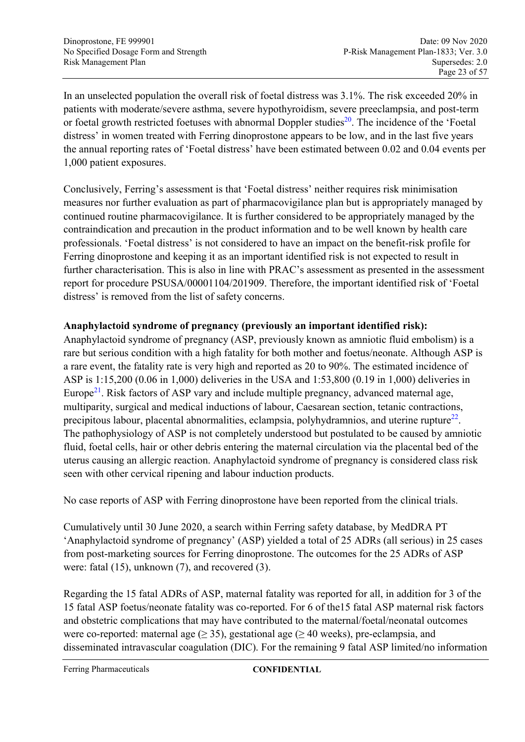In an unselected population the overall risk of foetal distress was 3.1%. The risk exceeded 20% in patients with moderate/severe asthma, severe hypothyroidism, severe preeclampsia, and post-term or foetal growth restricted foetuses with abnormal Doppler studies[20]. The incidence of the 'Foetal distress' in women treated with Ferring dinoprostone appears to be low, and in the last five years the annual reporting rates of 'Foetal distress' have been estimated between 0.02 and 0.04 events per 1,000 patient exposures.

Conclusively, Ferring's assessment is that 'Foetal distress' neither requires risk minimisation measures nor further evaluation as part of pharmacovigilance plan but is appropriately managed by continued routine pharmacovigilance. It is further considered to be appropriately managed by the contraindication and precaution in the product information and to be well known by health care professionals. 'Foetal distress' is not considered to have an impact on the benefit-risk profile for Ferring dinoprostone and keeping it as an important identified risk is not expected to result in further characterisation. This is also in line with PRAC's assessment as presented in the assessment report for procedure PSUSA/00001104/201909. Therefore, the important identified risk of 'Foetal distress' is removed from the list of safety concerns.

**Anaphylactoid syndrome of pregnancy (previously an important identified risk):**

Anaphylactoid syndrome of pregnancy (ASP, previously known as amniotic fluid embolism) is a rare but serious condition with a high fatality for both mother and foetus/neonate. Although ASP is a rare event, the fatality rate is very high and reported as 20 to 90%. The estimated incidence of ASP is 1:15,200 (0.06 in 1,000) deliveries in the USA and 1:53,800 (0.19 in 1,000) deliveries in Europe[21]. Risk factors of ASP vary and include multiple pregnancy, advanced maternal age, multiparity, surgical and medical inductions of labour, Caesarean section, tetanic contractions, precipitous labour, placental abnormalities, eclampsia, polyhydramnios, and uterine rupture[22]. The pathophysiology of ASP is not completely understood but postulated to be caused by amniotic fluid, foetal cells, hair or other debris entering the maternal circulation via the placental bed of the uterus causing an allergic reaction. Anaphylactoid syndrome of pregnancy is considered class risk seen with other cervical ripening and labour induction products.

No case reports of ASP with Ferring dinoprostone have been reported from the clinical trials.

Cumulatively until 30 June 2020, a search within Ferring safety database, by MedDRA PT 'Anaphylactoid syndrome of pregnancy' (ASP) yielded a total of 25 ADRs (all serious) in 25 cases from post-marketing sources for Ferring dinoprostone. The outcomes for the 25 ADRs of ASP were: fatal (15), unknown (7), and recovered (3).

Regarding the 15 fatal ADRs of ASP, maternal fatality was reported for all, in addition for 3 of the 15 fatal ASP foetus/neonate fatality was co-reported. For 6 of the15 fatal ASP maternal risk factors and obstetric complications that may have contributed to the maternal/foetal/neonatal outcomes were co-reported: maternal age ($\geq 35$), gestational age ($\geq 40$ weeks), pre-eclampsia, and disseminated intravascular coagulation (DIC). For the remaining 9 fatal ASP limited/no information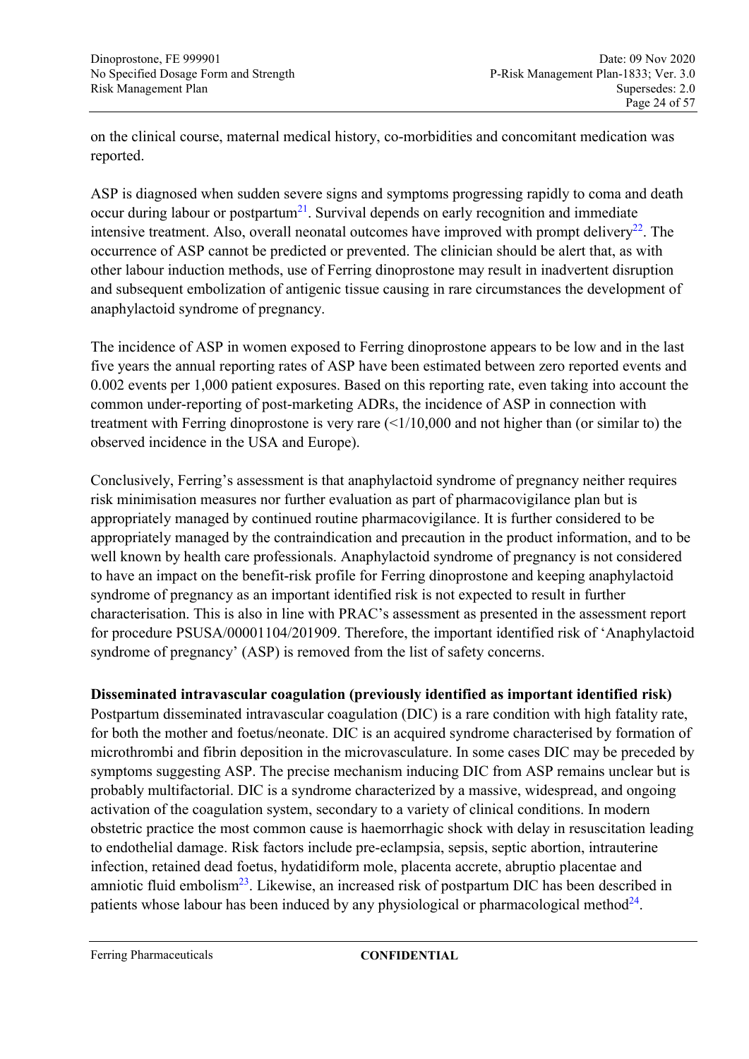on the clinical course, maternal medical history, co-morbidities and concomitant medication was reported.

ASP is diagnosed when sudden severe signs and symptoms progressing rapidly to coma and death occur during labour or postpartum[21]. Survival depends on early recognition and immediate intensive treatment. Also, overall neonatal outcomes have improved with prompt delivery[22]. The occurrence of ASP cannot be predicted or prevented. The clinician should be alert that, as with other labour induction methods, use of Ferring dinoprostone may result in inadvertent disruption and subsequent embolization of antigenic tissue causing in rare circumstances the development of anaphylactoid syndrome of pregnancy.

The incidence of ASP in women exposed to Ferring dinoprostone appears to be low and in the last five years the annual reporting rates of ASP have been estimated between zero reported events and 0.002 events per 1,000 patient exposures. Based on this reporting rate, even taking into account the common under-reporting of post-marketing ADRs, the incidence of ASP in connection with treatment with Ferring dinoprostone is very rare (<1/10,000 and not higher than (or similar to) the observed incidence in the USA and Europe).

Conclusively, Ferring's assessment is that anaphylactoid syndrome of pregnancy neither requires risk minimisation measures nor further evaluation as part of pharmacovigilance plan but is appropriately managed by continued routine pharmacovigilance. It is further considered to be appropriately managed by the contraindication and precaution in the product information, and to be well known by health care professionals. Anaphylactoid syndrome of pregnancy is not considered to have an impact on the benefit-risk profile for Ferring dinoprostone and keeping anaphylactoid syndrome of pregnancy as an important identified risk is not expected to result in further characterisation. This is also in line with PRAC's assessment as presented in the assessment report for procedure PSUSA/00001104/201909. Therefore, the important identified risk of 'Anaphylactoid syndrome of pregnancy' (ASP) is removed from the list of safety concerns.

**Disseminated intravascular coagulation (previously identified as important identified risk)**

Postpartum disseminated intravascular coagulation (DIC) is a rare condition with high fatality rate, for both the mother and foetus/neonate. DIC is an acquired syndrome characterised by formation of microthrombi and fibrin deposition in the microvasculature. In some cases DIC may be preceded by symptoms suggesting ASP. The precise mechanism inducing DIC from ASP remains unclear but is probably multifactorial. DIC is a syndrome characterized by a massive, widespread, and ongoing activation of the coagulation system, secondary to a variety of clinical conditions. In modern obstetric practice the most common cause is haemorrhagic shock with delay in resuscitation leading to endothelial damage. Risk factors include pre-eclampsia, sepsis, septic abortion, intrauterine infection, retained dead foetus, hydatidiform mole, placenta accrete, abruptio placentae and amniotic fluid embolism[23]. Likewise, an increased risk of postpartum DIC has been described in patients whose labour has been induced by any physiological or pharmacological method[24].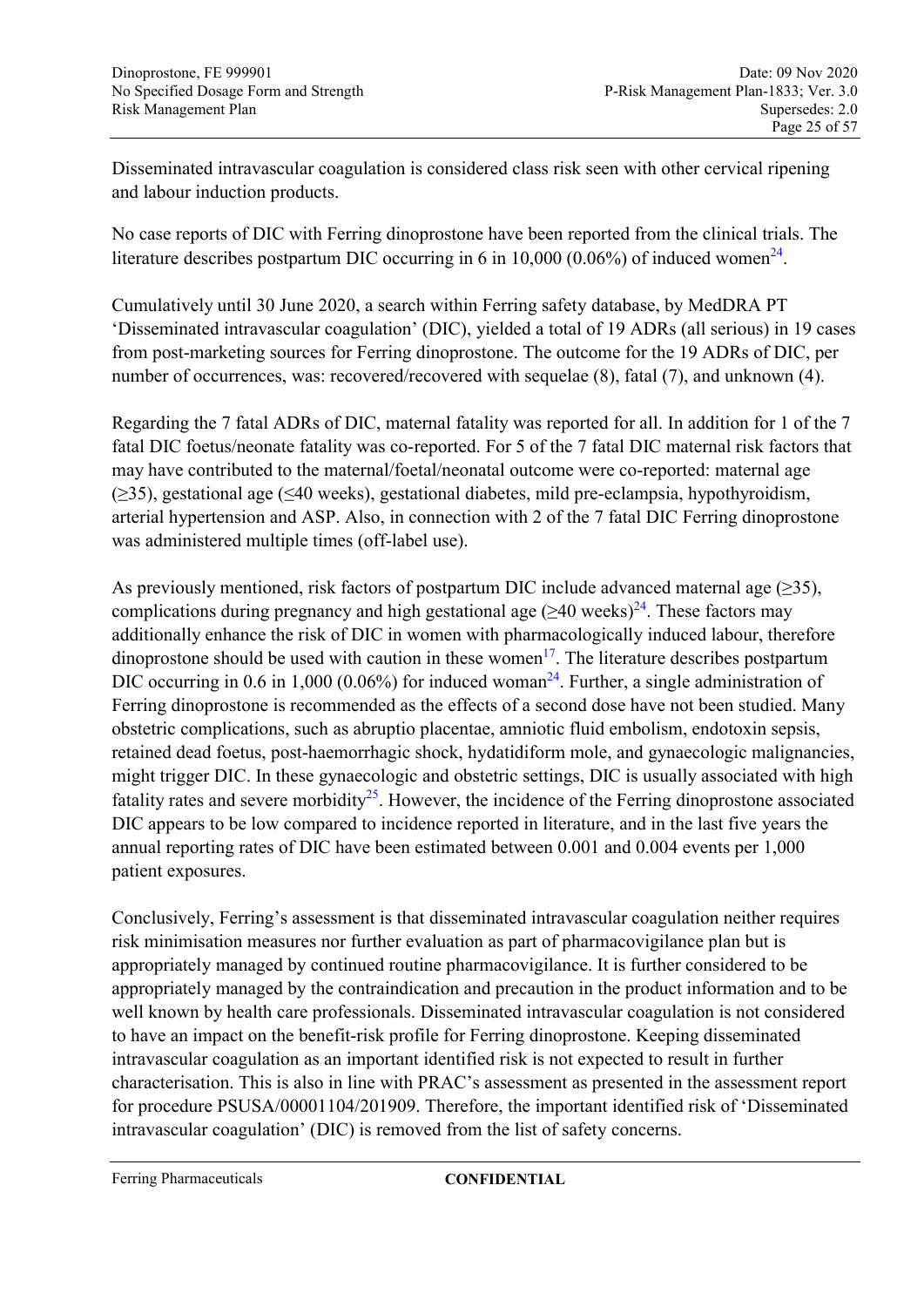Disseminated intravascular coagulation is considered class risk seen with other cervical ripening and labour induction products.

No case reports of DIC with Ferring dinoprostone have been reported from the clinical trials. The literature describes postpartum DIC occurring in 6 in 10,000 (0.06%) of induced women[24].

Cumulatively until 30 June 2020, a search within Ferring safety database, by MedDRA PT 'Disseminated intravascular coagulation' (DIC), yielded a total of 19 ADRs (all serious) in 19 cases from post-marketing sources for Ferring dinoprostone. The outcome for the 19 ADRs of DIC, per number of occurrences, was: recovered/recovered with sequelae (8), fatal (7), and unknown (4).

Regarding the 7 fatal ADRs of DIC, maternal fatality was reported for all. In addition for 1 of the 7 fatal DIC foetus/neonate fatality was co-reported. For 5 of the 7 fatal DIC maternal risk factors that may have contributed to the maternal/foetal/neonatal outcome were co-reported: maternal age (≥35), gestational age (≤40 weeks), gestational diabetes, mild pre-eclampsia, hypothyroidism, arterial hypertension and ASP. Also, in connection with 2 of the 7 fatal DIC Ferring dinoprostone was administered multiple times (off-label use).

As previously mentioned, risk factors of postpartum DIC include advanced maternal age (≥35), complications during pregnancy and high gestational age (≥40 weeks)[24]. These factors may additionally enhance the risk of DIC in women with pharmacologically induced labour, therefore dinoprostone should be used with caution in these women[17]. The literature describes postpartum DIC occurring in 0.6 in 1,000 (0.06%) for induced woman[24]. Further, a single administration of Ferring dinoprostone is recommended as the effects of a second dose have not been studied. Many obstetric complications, such as abruptio placentae, amniotic fluid embolism, endotoxin sepsis, retained dead foetus, post-haemorrhagic shock, hydatidiform mole, and gynaecologic malignancies, might trigger DIC. In these gynaecologic and obstetric settings, DIC is usually associated with high fatality rates and severe morbidity[25]. However, the incidence of the Ferring dinoprostone associated DIC appears to be low compared to incidence reported in literature, and in the last five years the annual reporting rates of DIC have been estimated between 0.001 and 0.004 events per 1,000 patient exposures.

Conclusively, Ferring's assessment is that disseminated intravascular coagulation neither requires risk minimisation measures nor further evaluation as part of pharmacovigilance plan but is appropriately managed by continued routine pharmacovigilance. It is further considered to be appropriately managed by the contraindication and precaution in the product information and to be well known by health care professionals. Disseminated intravascular coagulation is not considered to have an impact on the benefit-risk profile for Ferring dinoprostone. Keeping disseminated intravascular coagulation as an important identified risk is not expected to result in further characterisation. This is also in line with PRAC's assessment as presented in the assessment report for procedure PSUSA/00001104/201909. Therefore, the important identified risk of 'Disseminated intravascular coagulation' (DIC) is removed from the list of safety concerns.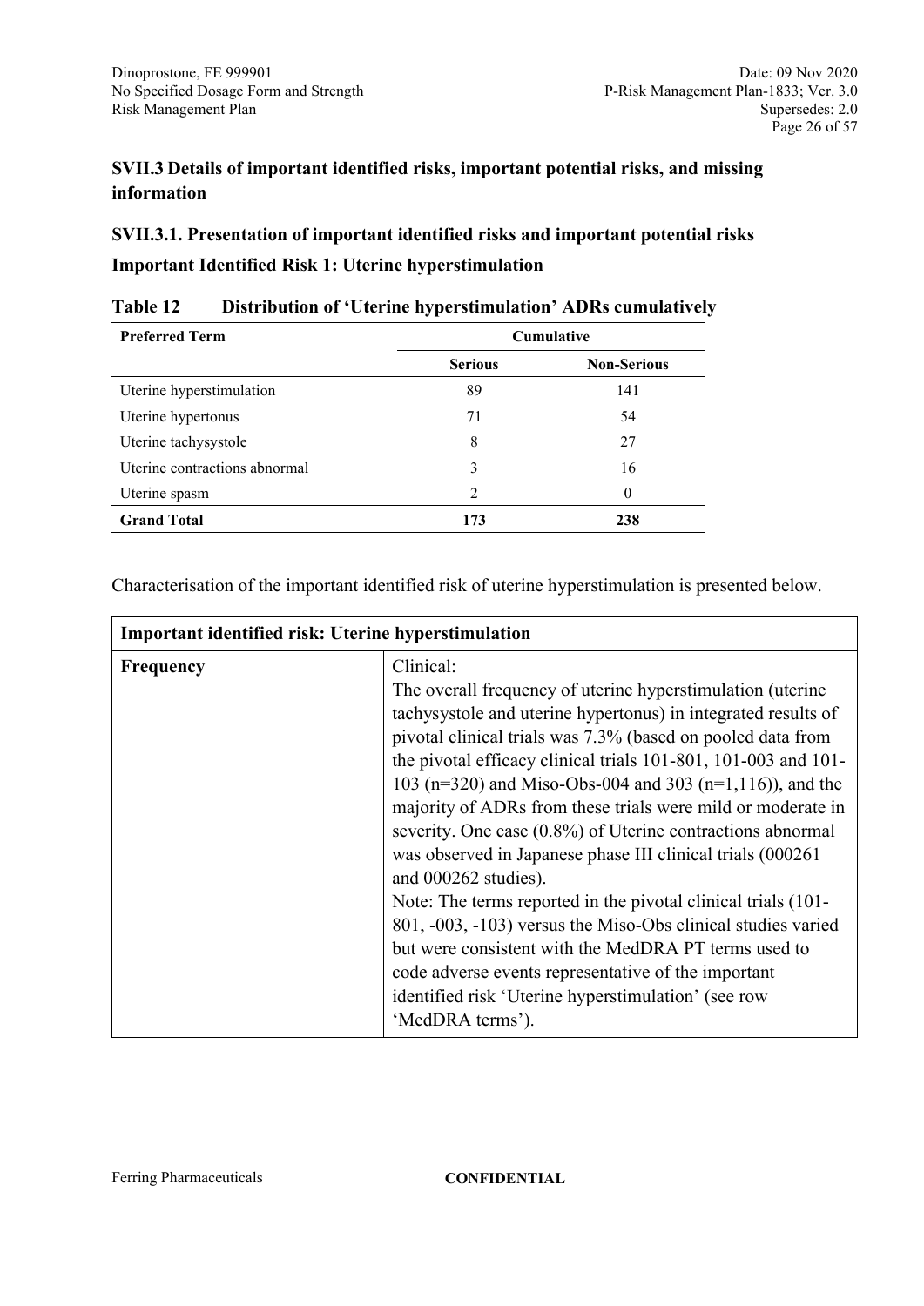## SVII.3 Details of important identified risks, important potential risks, and missing information

### SVII.3.1. Presentation of important identified risks and important potential risks

**Important Identified Risk 1: Uterine hyperstimulation**

**Table 12 Distribution of 'Uterine hyperstimulation' ADRs cumulatively**

| Preferred Term | Cumulative | |
|---|---|---|
| | Serious | Non-Serious |
| Uterine hyperstimulation | 89 | 141 |
| Uterine hypertonus | 71 | 54 |
| Uterine tachysystole | 8 | 27 |
| Uterine contractions abnormal | 3 | 16 |
| Uterine spasm | 2 | 0 |
| **Grand Total** | **173** | **238** |

Characterisation of the important identified risk of uterine hyperstimulation is presented below.

| Important identified risk: Uterine hyperstimulation | |
|---|---|
| **Frequency** | Clinical:<br>The overall frequency of uterine hyperstimulation (uterine tachysystole and uterine hypertonus) in integrated results of pivotal clinical trials was 7.3% (based on pooled data from the pivotal efficacy clinical trials 101-801, 101-003 and 101-103 (n=320) and Miso-Obs-004 and 303 (n=1,116)), and the majority of ADRs from these trials were mild or moderate in severity. One case (0.8%) of Uterine contractions abnormal was observed in Japanese phase III clinical trials (000261 and 000262 studies).<br>Note: The terms reported in the pivotal clinical trials (101-801, -003, -103) versus the Miso-Obs clinical studies varied but were consistent with the MedDRA PT terms used to code adverse events representative of the important identified risk 'Uterine hyperstimulation' (see row 'MedDRA terms'). |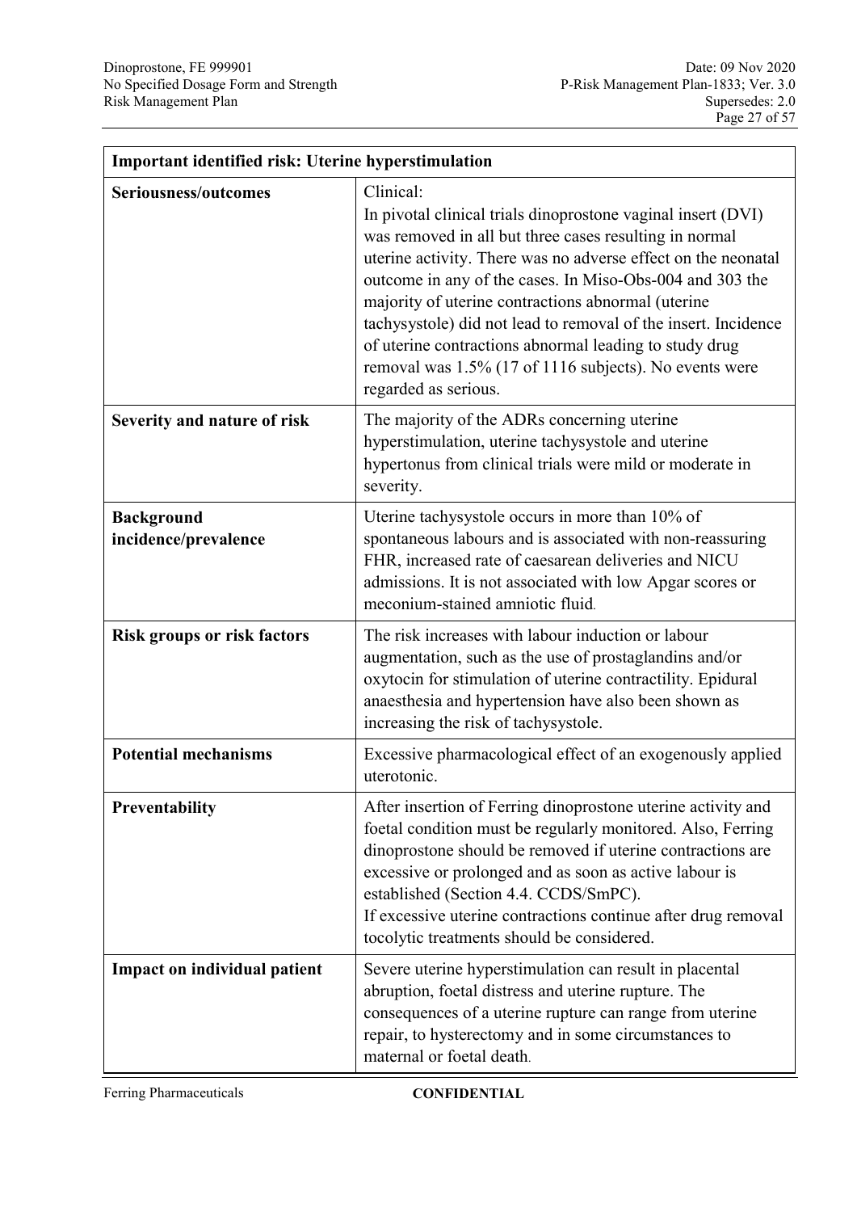| Important identified risk: Uterine hyperstimulation | |
|---|---|
| **Seriousness/outcomes** | Clinical:<br>In pivotal clinical trials dinoprostone vaginal insert (DVI) was removed in all but three cases resulting in normal uterine activity. There was no adverse effect on the neonatal outcome in any of the cases. In Miso-Obs-004 and 303 the majority of uterine contractions abnormal (uterine tachysystole) did not lead to removal of the insert. Incidence of uterine contractions abnormal leading to study drug removal was 1.5% (17 of 1116 subjects). No events were regarded as serious. |
| **Severity and nature of risk** | The majority of the ADRs concerning uterine hyperstimulation, uterine tachysystole and uterine hypertonus from clinical trials were mild or moderate in severity. |
| **Background incidence/prevalence** | Uterine tachysystole occurs in more than 10% of spontaneous labours and is associated with non-reassuring FHR, increased rate of caesarean deliveries and NICU admissions. It is not associated with low Apgar scores or meconium-stained amniotic fluid. |
| **Risk groups or risk factors** | The risk increases with labour induction or labour augmentation, such as the use of prostaglandins and/or oxytocin for stimulation of uterine contractility. Epidural anaesthesia and hypertension have also been shown as increasing the risk of tachysystole. |
| **Potential mechanisms** | Excessive pharmacological effect of an exogenously applied uterotonic. |
| **Preventability** | After insertion of Ferring dinoprostone uterine activity and foetal condition must be regularly monitored. Also, Ferring dinoprostone should be removed if uterine contractions are excessive or prolonged and as soon as active labour is established (Section 4.4. CCDS/SmPC).<br>If excessive uterine contractions continue after drug removal tocolytic treatments should be considered. |
| **Impact on individual patient** | Severe uterine hyperstimulation can result in placental abruption, foetal distress and uterine rupture. The consequences of a uterine rupture can range from uterine repair, to hysterectomy and in some circumstances to maternal or foetal death. |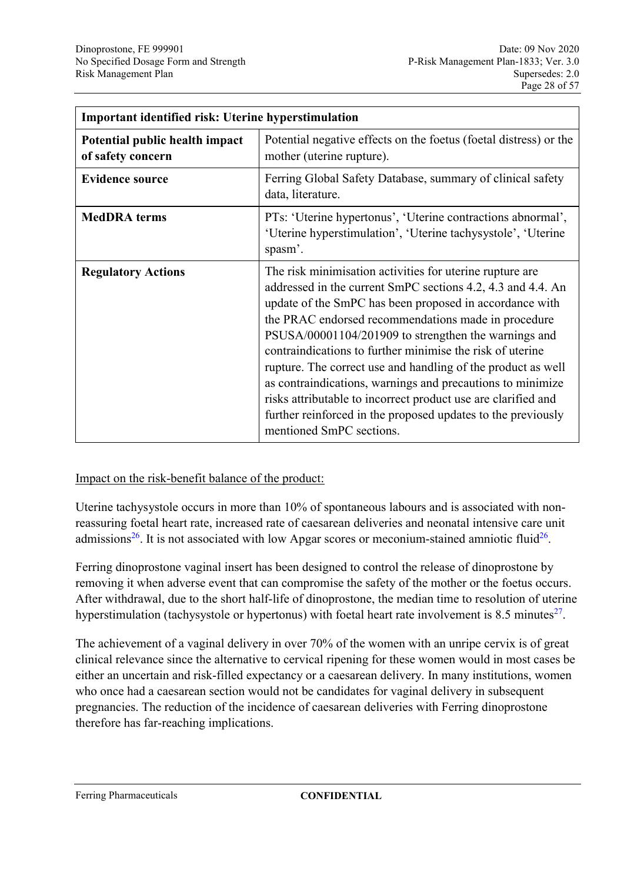| Important identified risk: Uterine hyperstimulation | |
|---|---|
| **Potential public health impact of safety concern** | Potential negative effects on the foetus (foetal distress) or the mother (uterine rupture). |
| **Evidence source** | Ferring Global Safety Database, summary of clinical safety data, literature. |
| **MedDRA terms** | PTs: 'Uterine hypertonus', 'Uterine contractions abnormal', 'Uterine hyperstimulation', 'Uterine tachysystole', 'Uterine spasm'. |
| **Regulatory Actions** | The risk minimisation activities for uterine rupture are addressed in the current SmPC sections 4.2, 4.3 and 4.4. An update of the SmPC has been proposed in accordance with the PRAC endorsed recommendations made in procedure PSUSA/00001104/201909 to strengthen the warnings and contraindications to further minimise the risk of uterine rupture. The correct use and handling of the product as well as contraindications, warnings and precautions to minimize risks attributable to incorrect product use are clarified and further reinforced in the proposed updates to the previously mentioned SmPC sections. |

<u>Impact on the risk-benefit balance of the product:</u>

Uterine tachysystole occurs in more than 10% of spontaneous labours and is associated with non-reassuring foetal heart rate, increased rate of caesarean deliveries and neonatal intensive care unit admissions[26]. It is not associated with low Apgar scores or meconium-stained amniotic fluid[26].

Ferring dinoprostone vaginal insert has been designed to control the release of dinoprostone by removing it when adverse event that can compromise the safety of the mother or the foetus occurs. After withdrawal, due to the short half-life of dinoprostone, the median time to resolution of uterine hyperstimulation (tachysystole or hypertonus) with foetal heart rate involvement is 8.5 minutes[27].

The achievement of a vaginal delivery in over 70% of the women with an unripe cervix is of great clinical relevance since the alternative to cervical ripening for these women would in most cases be either an uncertain and risk-filled expectancy or a caesarean delivery. In many institutions, women who once had a caesarean section would not be candidates for vaginal delivery in subsequent pregnancies. The reduction of the incidence of caesarean deliveries with Ferring dinoprostone therefore has far-reaching implications.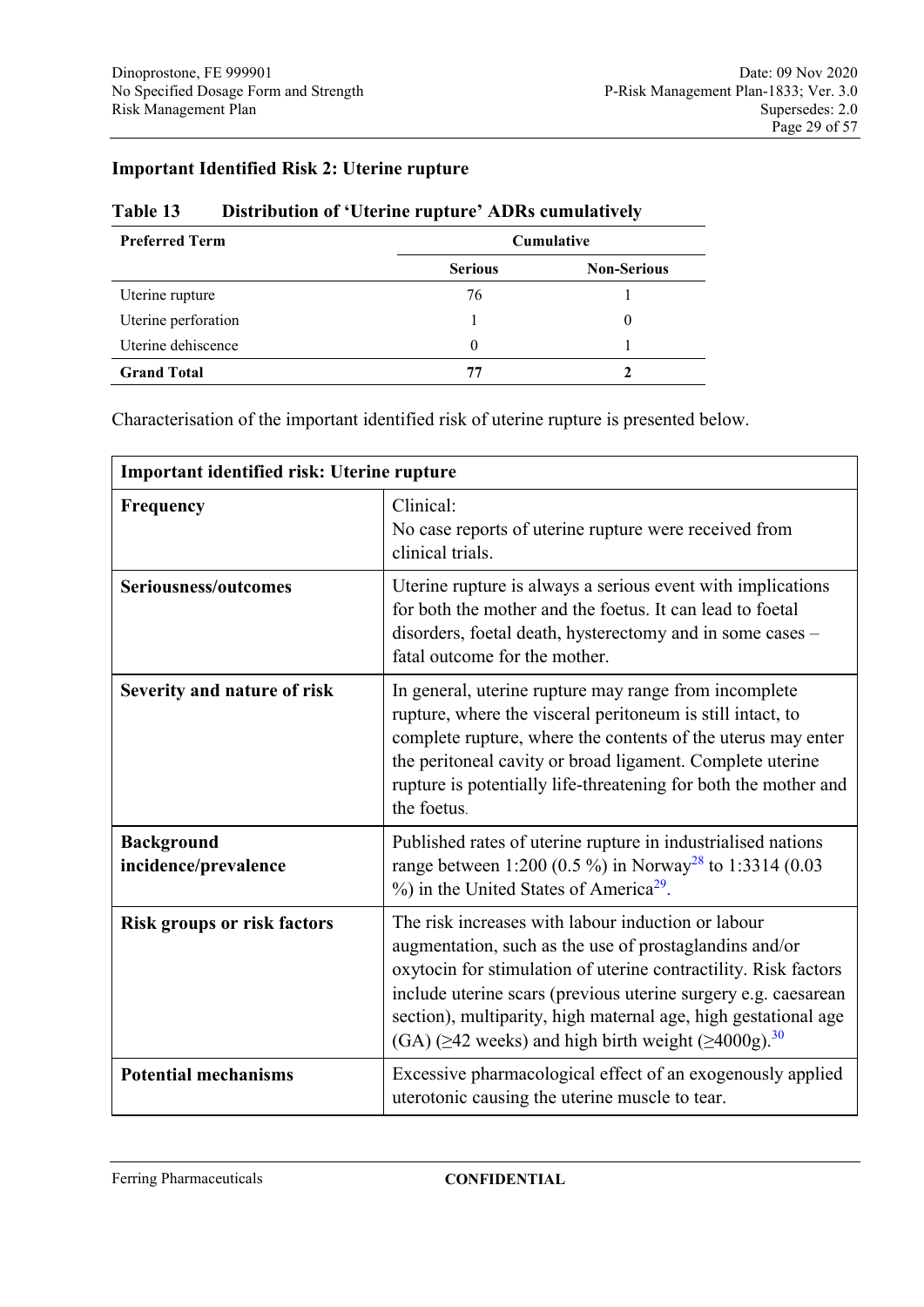**Important Identified Risk 2: Uterine rupture**

**Table 13 Distribution of 'Uterine rupture' ADRs cumulatively**

| Preferred Term | Cumulative | |
|---|---|---|
| | Serious | Non-Serious |
| Uterine rupture | 76 | 1 |
| Uterine perforation | 1 | 0 |
| Uterine dehiscence | 0 | 1 |
| **Grand Total** | **77** | **2** |

Characterisation of the important identified risk of uterine rupture is presented below.

| Important identified risk: Uterine rupture | |
|---|---|
| **Frequency** | Clinical:<br>No case reports of uterine rupture were received from clinical trials. |
| **Seriousness/outcomes** | Uterine rupture is always a serious event with implications for both the mother and the foetus. It can lead to foetal disorders, foetal death, hysterectomy and in some cases – fatal outcome for the mother. |
| **Severity and nature of risk** | In general, uterine rupture may range from incomplete rupture, where the visceral peritoneum is still intact, to complete rupture, where the contents of the uterus may enter the peritoneal cavity or broad ligament. Complete uterine rupture is potentially life-threatening for both the mother and the foetus. |
| **Background incidence/prevalence** | Published rates of uterine rupture in industrialised nations range between 1:200 (0.5 %) in Norway[28] to 1:3314 (0.03 %) in the United States of America[29]. |
| **Risk groups or risk factors** | The risk increases with labour induction or labour augmentation, such as the use of prostaglandins and/or oxytocin for stimulation of uterine contractility. Risk factors include uterine scars (previous uterine surgery e.g. caesarean section), multiparity, high maternal age, high gestational age (GA) (≥42 weeks) and high birth weight (≥4000g).[30] |
| **Potential mechanisms** | Excessive pharmacological effect of an exogenously applied uterotonic causing the uterine muscle to tear. |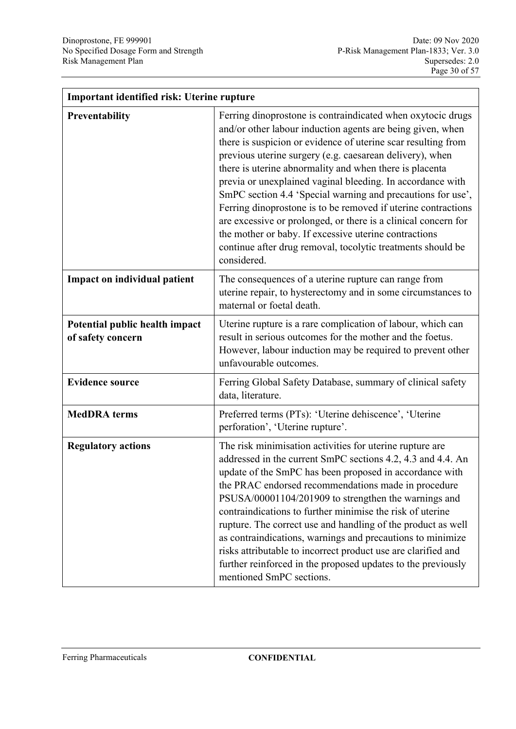| Important identified risk: Uterine rupture | |
|---|---|
| **Preventability** | Ferring dinoprostone is contraindicated when oxytocic drugs and/or other labour induction agents are being given, when there is suspicion or evidence of uterine scar resulting from previous uterine surgery (e.g. caesarean delivery), when there is uterine abnormality and when there is placenta previa or unexplained vaginal bleeding. In accordance with SmPC section 4.4 'Special warning and precautions for use', Ferring dinoprostone is to be removed if uterine contractions are excessive or prolonged, or there is a clinical concern for the mother or baby. If excessive uterine contractions continue after drug removal, tocolytic treatments should be considered. |
| **Impact on individual patient** | The consequences of a uterine rupture can range from uterine repair, to hysterectomy and in some circumstances to maternal or foetal death. |
| **Potential public health impact of safety concern** | Uterine rupture is a rare complication of labour, which can result in serious outcomes for the mother and the foetus. However, labour induction may be required to prevent other unfavourable outcomes. |
| **Evidence source** | Ferring Global Safety Database, summary of clinical safety data, literature. |
| **MedDRA terms** | Preferred terms (PTs): 'Uterine dehiscence', 'Uterine perforation', 'Uterine rupture'. |
| **Regulatory actions** | The risk minimisation activities for uterine rupture are addressed in the current SmPC sections 4.2, 4.3 and 4.4. An update of the SmPC has been proposed in accordance with the PRAC endorsed recommendations made in procedure PSUSA/00001104/201909 to strengthen the warnings and contraindications to further minimise the risk of uterine rupture. The correct use and handling of the product as well as contraindications, warnings and precautions to minimize risks attributable to incorrect product use are clarified and further reinforced in the proposed updates to the previously mentioned SmPC sections. |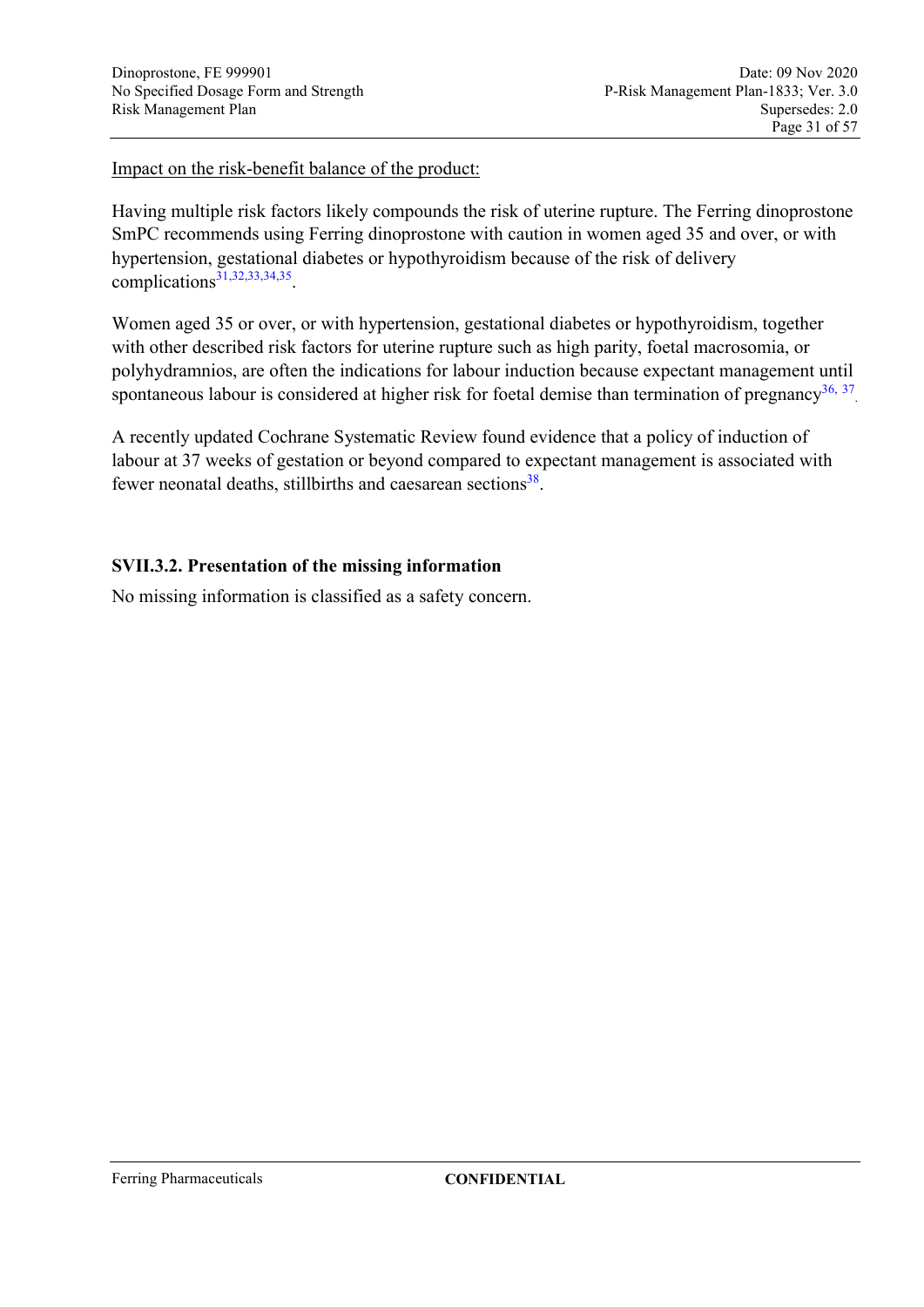Impact on the risk-benefit balance of the product:

Having multiple risk factors likely compounds the risk of uterine rupture. The Ferring dinoprostone SmPC recommends using Ferring dinoprostone with caution in women aged 35 and over, or with hypertension, gestational diabetes or hypothyroidism because of the risk of delivery complications[31,32,33,34,35].

Women aged 35 or over, or with hypertension, gestational diabetes or hypothyroidism, together with other described risk factors for uterine rupture such as high parity, foetal macrosomia, or polyhydramnios, are often the indications for labour induction because expectant management until spontaneous labour is considered at higher risk for foetal demise than termination of pregnancy[36, 37].

A recently updated Cochrane Systematic Review found evidence that a policy of induction of labour at 37 weeks of gestation or beyond compared to expectant management is associated with fewer neonatal deaths, stillbirths and caesarean sections[38].

## SVII.3.2. Presentation of the missing information

No missing information is classified as a safety concern.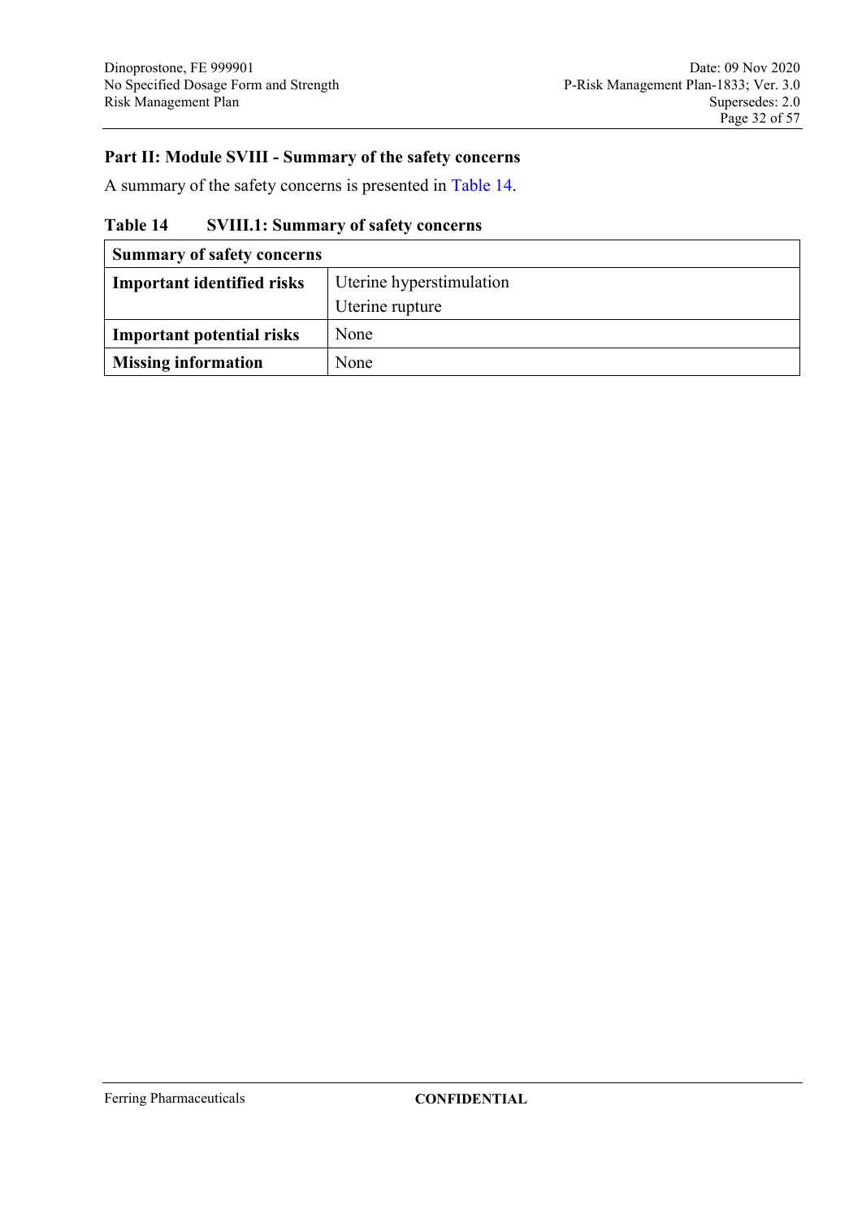## Part II: Module SVIII - Summary of the safety concerns

A summary of the safety concerns is presented in Table 14.

**Table 14 SVIII.1: Summary of safety concerns**

| **Summary of safety concerns** | |
|---|---|
| **Important identified risks** | Uterine hyperstimulation<br>Uterine rupture |
| **Important potential risks** | None |
| **Missing information** | None |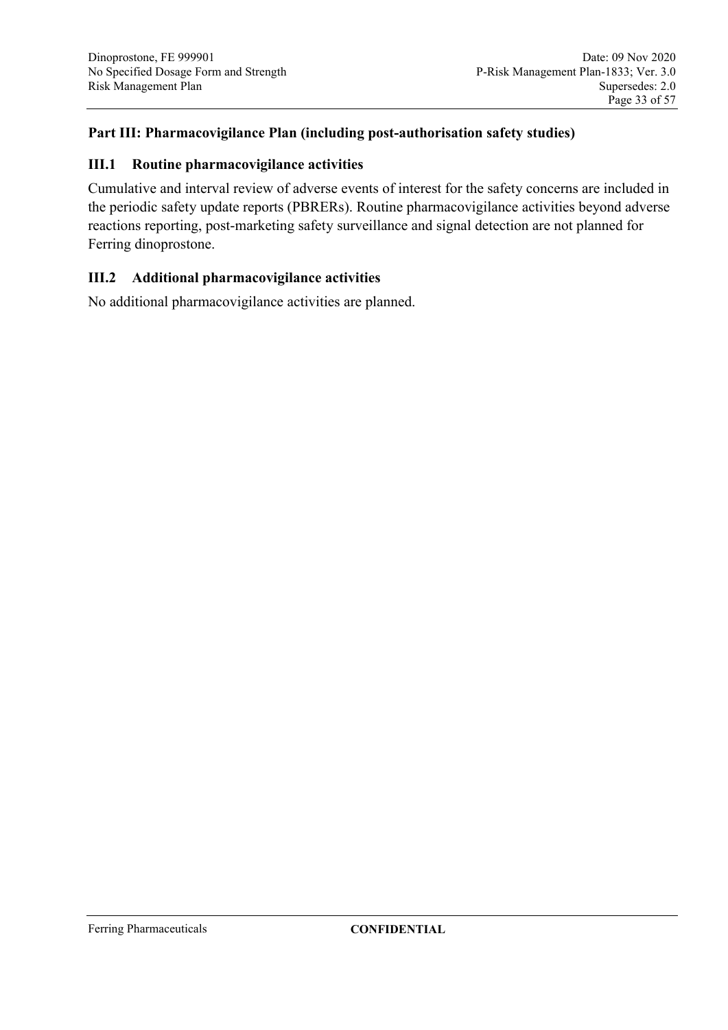# Part III: Pharmacovigilance Plan (including post-authorisation safety studies)

## III.1 Routine pharmacovigilance activities

Cumulative and interval review of adverse events of interest for the safety concerns are included in the periodic safety update reports (PBRERs). Routine pharmacovigilance activities beyond adverse reactions reporting, post-marketing safety surveillance and signal detection are not planned for Ferring dinoprostone.

## III.2 Additional pharmacovigilance activities

No additional pharmacovigilance activities are planned.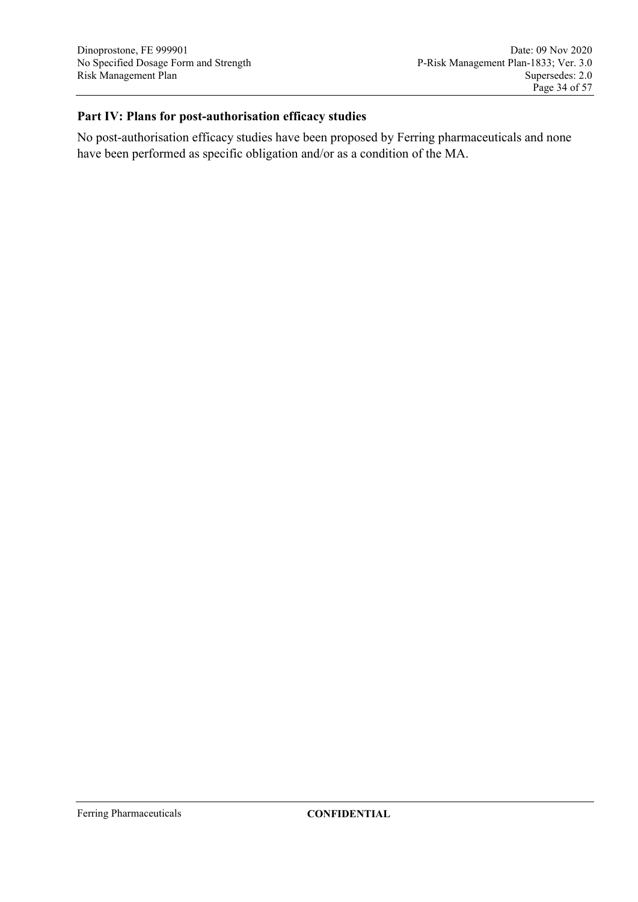## Part IV: Plans for post-authorisation efficacy studies

No post-authorisation efficacy studies have been proposed by Ferring pharmaceuticals and none have been performed as specific obligation and/or as a condition of the MA.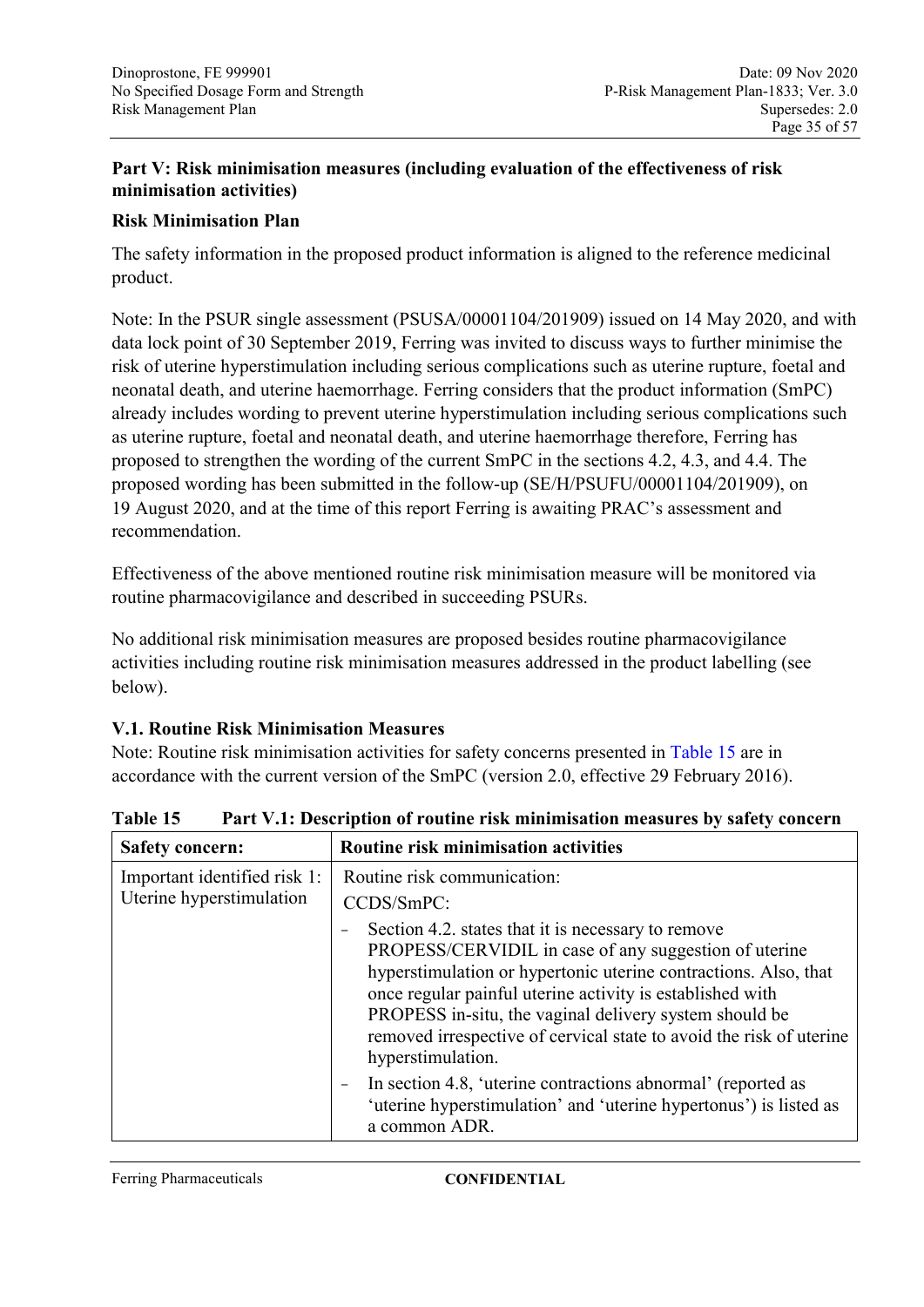## Part V: Risk minimisation measures (including evaluation of the effectiveness of risk minimisation activities)

### Risk Minimisation Plan

The safety information in the proposed product information is aligned to the reference medicinal product.

Note: In the PSUR single assessment (PSUSA/00001104/201909) issued on 14 May 2020, and with data lock point of 30 September 2019, Ferring was invited to discuss ways to further minimise the risk of uterine hyperstimulation including serious complications such as uterine rupture, foetal and neonatal death, and uterine haemorrhage. Ferring considers that the product information (SmPC) already includes wording to prevent uterine hyperstimulation including serious complications such as uterine rupture, foetal and neonatal death, and uterine haemorrhage therefore, Ferring has proposed to strengthen the wording of the current SmPC in the sections 4.2, 4.3, and 4.4. The proposed wording has been submitted in the follow-up (SE/H/PSUFU/00001104/201909), on 19 August 2020, and at the time of this report Ferring is awaiting PRAC's assessment and recommendation.

Effectiveness of the above mentioned routine risk minimisation measure will be monitored via routine pharmacovigilance and described in succeeding PSURs.

No additional risk minimisation measures are proposed besides routine pharmacovigilance activities including routine risk minimisation measures addressed in the product labelling (see below).

### V.1. Routine Risk Minimisation Measures

Note: Routine risk minimisation activities for safety concerns presented in Table 15 are in accordance with the current version of the SmPC (version 2.0, effective 29 February 2016).

**Table 15 Part V.1: Description of routine risk minimisation measures by safety concern**

| Safety concern: | Routine risk minimisation activities |
|---|---|
| Important identified risk 1: Uterine hyperstimulation | Routine risk communication:<br>CCDS/SmPC:<br>- Section 4.2. states that it is necessary to remove PROPESS/CERVIDIL in case of any suggestion of uterine hyperstimulation or hypertonic uterine contractions. Also, that once regular painful uterine activity is established with PROPESS in-situ, the vaginal delivery system should be removed irrespective of cervical state to avoid the risk of uterine hyperstimulation.<br>- In section 4.8, 'uterine contractions abnormal' (reported as 'uterine hyperstimulation' and 'uterine hypertonus') is listed as a common ADR. |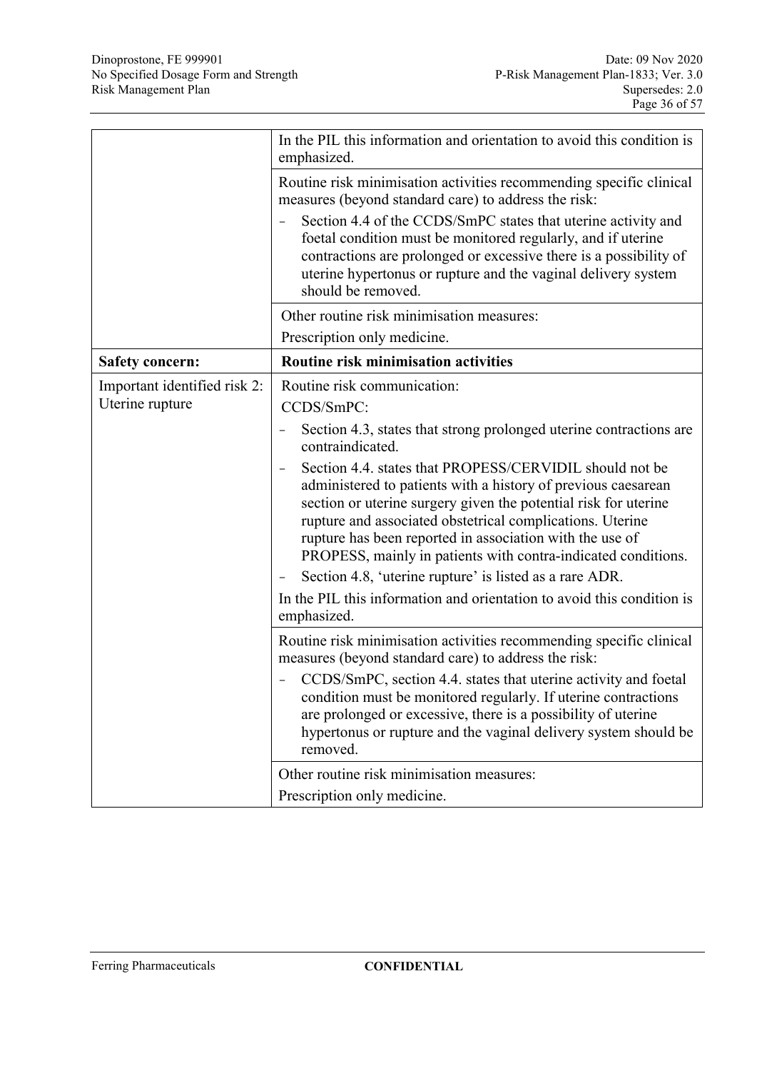| | |
|---|---|
| | In the PIL this information and orientation to avoid this condition is emphasized. |
| | Routine risk minimisation activities recommending specific clinical measures (beyond standard care) to address the risk:<br>- Section 4.4 of the CCDS/SmPC states that uterine activity and foetal condition must be monitored regularly, and if uterine contractions are prolonged or excessive there is a possibility of uterine hypertonus or rupture and the vaginal delivery system should be removed. |
| | Other routine risk minimisation measures:<br>Prescription only medicine. |
| **Safety concern:** | **Routine risk minimisation activities** |
| Important identified risk 2: Uterine rupture | Routine risk communication:<br>CCDS/SmPC:<br>- Section 4.3, states that strong prolonged uterine contractions are contraindicated.<br>- Section 4.4. states that PROPESS/CERVIDIL should not be administered to patients with a history of previous caesarean section or uterine surgery given the potential risk for uterine rupture and associated obstetrical complications. Uterine rupture has been reported in association with the use of PROPESS, mainly in patients with contra-indicated conditions.<br>- Section 4.8, 'uterine rupture' is listed as a rare ADR.<br>In the PIL this information and orientation to avoid this condition is emphasized. |
| | Routine risk minimisation activities recommending specific clinical measures (beyond standard care) to address the risk:<br>- CCDS/SmPC, section 4.4. states that uterine activity and foetal condition must be monitored regularly. If uterine contractions are prolonged or excessive, there is a possibility of uterine hypertonus or rupture and the vaginal delivery system should be removed. |
| | Other routine risk minimisation measures:<br>Prescription only medicine. |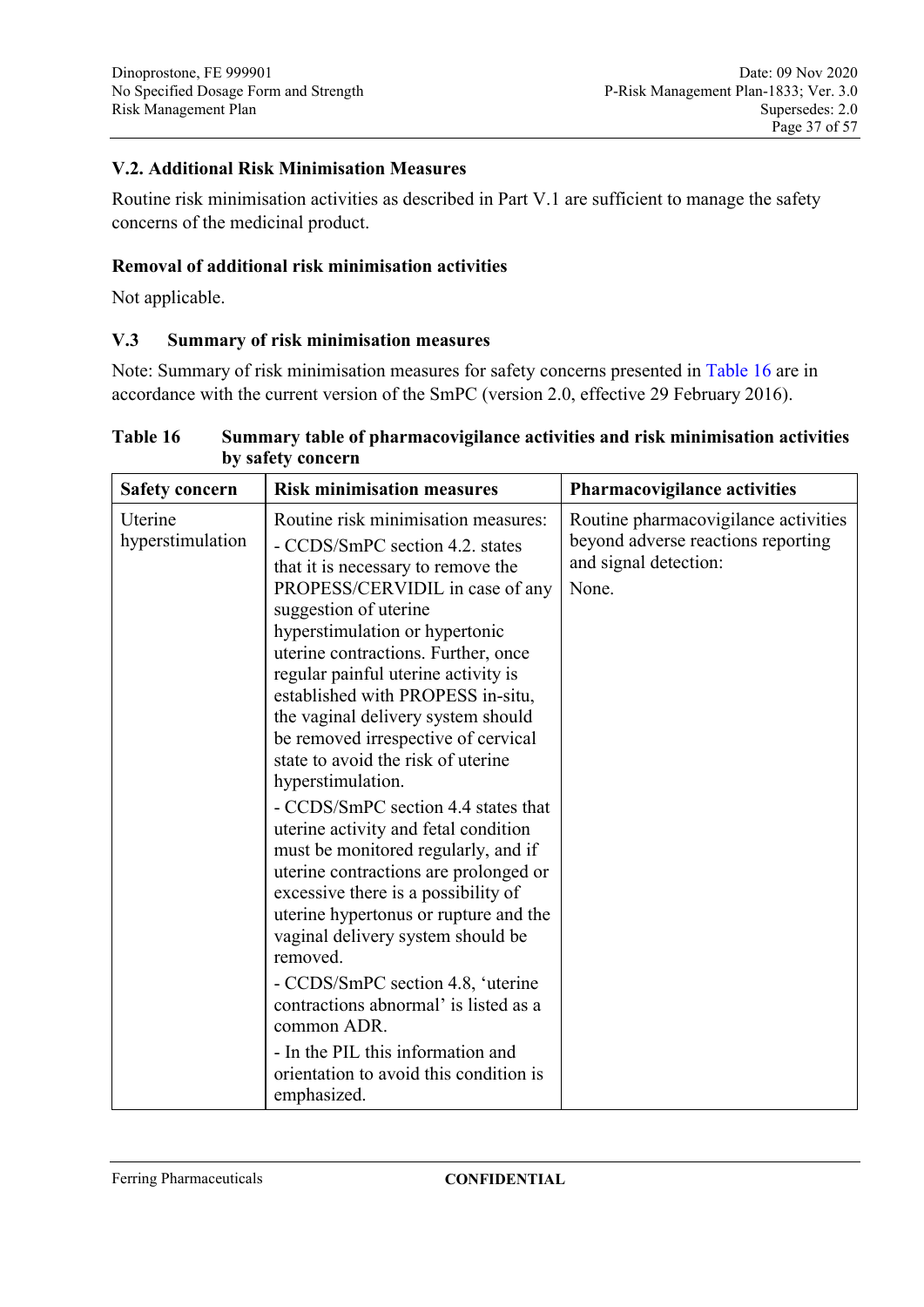### V.2. Additional Risk Minimisation Measures

Routine risk minimisation activities as described in Part V.1 are sufficient to manage the safety concerns of the medicinal product.

#### Removal of additional risk minimisation activities

Not applicable.

### V.3 Summary of risk minimisation measures

Note: Summary of risk minimisation measures for safety concerns presented in Table 16 are in accordance with the current version of the SmPC (version 2.0, effective 29 February 2016).

**Table 16 Summary table of pharmacovigilance activities and risk minimisation activities by safety concern**

| Safety concern | Risk minimisation measures | Pharmacovigilance activities |
|---|---|---|
| Uterine hyperstimulation | Routine risk minimisation measures:<br>- CCDS/SmPC section 4.2. states that it is necessary to remove the PROPESS/CERVIDIL in case of any suggestion of uterine hyperstimulation or hypertonic uterine contractions. Further, once regular painful uterine activity is established with PROPESS in-situ, the vaginal delivery system should be removed irrespective of cervical state to avoid the risk of uterine hyperstimulation.<br>- CCDS/SmPC section 4.4 states that uterine activity and fetal condition must be monitored regularly, and if uterine contractions are prolonged or excessive there is a possibility of uterine hypertonus or rupture and the vaginal delivery system should be removed.<br>- CCDS/SmPC section 4.8, 'uterine contractions abnormal' is listed as a common ADR.<br>- In the PIL this information and orientation to avoid this condition is emphasized. | Routine pharmacovigilance activities beyond adverse reactions reporting and signal detection:<br>None. |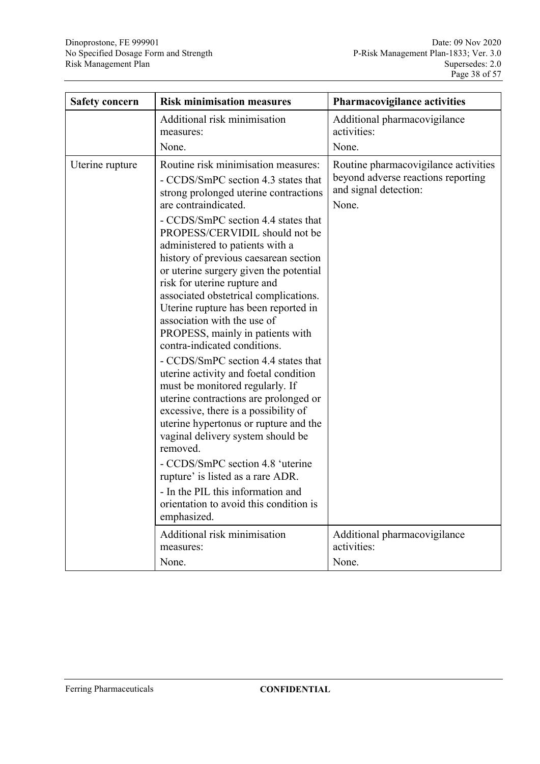| Safety concern | Risk minimisation measures | Pharmacovigilance activities |
|---|---|---|
| | Additional risk minimisation measures:<br>None. | Additional pharmacovigilance activities:<br>None. |
| Uterine rupture | Routine risk minimisation measures:<br>- CCDS/SmPC section 4.3 states that strong prolonged uterine contractions are contraindicated.<br>- CCDS/SmPC section 4.4 states that PROPESS/CERVIDIL should not be administered to patients with a history of previous caesarean section or uterine surgery given the potential risk for uterine rupture and associated obstetrical complications. Uterine rupture has been reported in association with the use of PROPESS, mainly in patients with contra-indicated conditions.<br>- CCDS/SmPC section 4.4 states that uterine activity and foetal condition must be monitored regularly. If uterine contractions are prolonged or excessive, there is a possibility of uterine hypertonus or rupture and the vaginal delivery system should be removed.<br>- CCDS/SmPC section 4.8 'uterine rupture' is listed as a rare ADR.<br>- In the PIL this information and orientation to avoid this condition is emphasized. | Routine pharmacovigilance activities beyond adverse reactions reporting and signal detection:<br>None. |
| | Additional risk minimisation measures:<br>None. | Additional pharmacovigilance activities:<br>None. |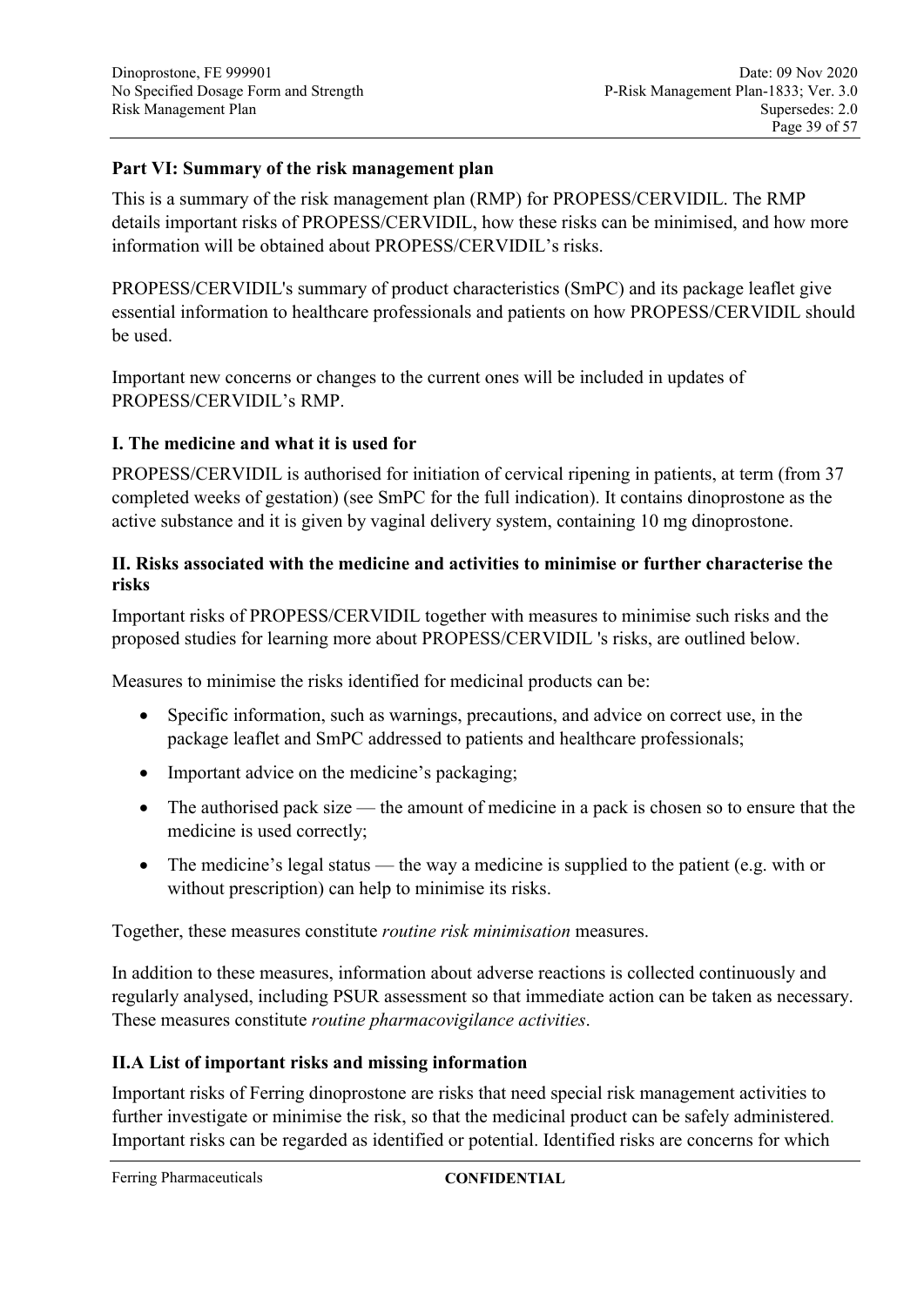## Part VI: Summary of the risk management plan

This is a summary of the risk management plan (RMP) for PROPESS/CERVIDIL. The RMP details important risks of PROPESS/CERVIDIL, how these risks can be minimised, and how more information will be obtained about PROPESS/CERVIDIL's risks.

PROPESS/CERVIDIL's summary of product characteristics (SmPC) and its package leaflet give essential information to healthcare professionals and patients on how PROPESS/CERVIDIL should be used.

Important new concerns or changes to the current ones will be included in updates of PROPESS/CERVIDIL's RMP.

### I. The medicine and what it is used for

PROPESS/CERVIDIL is authorised for initiation of cervical ripening in patients, at term (from 37 completed weeks of gestation) (see SmPC for the full indication). It contains dinoprostone as the active substance and it is given by vaginal delivery system, containing 10 mg dinoprostone.

### II. Risks associated with the medicine and activities to minimise or further characterise the risks

Important risks of PROPESS/CERVIDIL together with measures to minimise such risks and the proposed studies for learning more about PROPESS/CERVIDIL 's risks, are outlined below.

Measures to minimise the risks identified for medicinal products can be:

- Specific information, such as warnings, precautions, and advice on correct use, in the package leaflet and SmPC addressed to patients and healthcare professionals;
- Important advice on the medicine's packaging;
- The authorised pack size — the amount of medicine in a pack is chosen so to ensure that the medicine is used correctly;
- The medicine's legal status — the way a medicine is supplied to the patient (e.g. with or without prescription) can help to minimise its risks.

Together, these measures constitute *routine risk minimisation* measures.

In addition to these measures, information about adverse reactions is collected continuously and regularly analysed, including PSUR assessment so that immediate action can be taken as necessary. These measures constitute *routine pharmacovigilance activities*.

### II.A List of important risks and missing information

Important risks of Ferring dinoprostone are risks that need special risk management activities to further investigate or minimise the risk, so that the medicinal product can be safely administered. Important risks can be regarded as identified or potential. Identified risks are concerns for which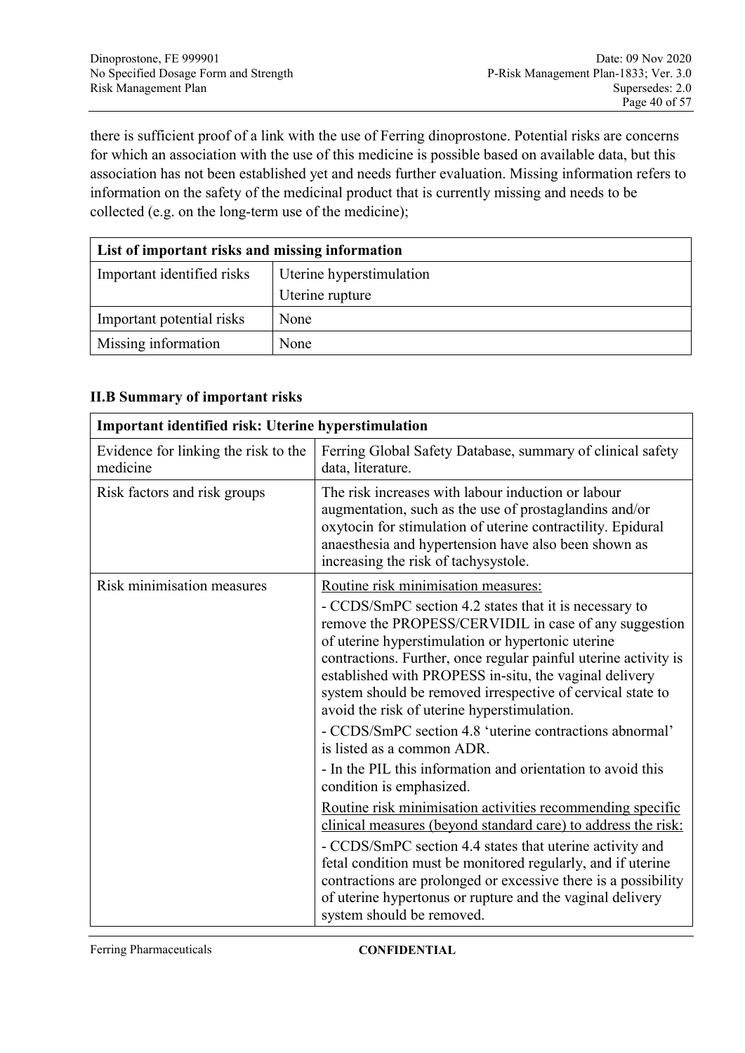there is sufficient proof of a link with the use of Ferring dinoprostone. Potential risks are concerns for which an association with the use of this medicine is possible based on available data, but this association has not been established yet and needs further evaluation. Missing information refers to information on the safety of the medicinal product that is currently missing and needs to be collected (e.g. on the long-term use of the medicine);

| **List of important risks and missing information** | |
|---|---|
| Important identified risks | Uterine hyperstimulation<br>Uterine rupture |
| Important potential risks | None |
| Missing information | None |

### II.B Summary of important risks

| **Important identified risk: Uterine hyperstimulation** | |
|---|---|
| Evidence for linking the risk to the medicine | Ferring Global Safety Database, summary of clinical safety data, literature. |
| Risk factors and risk groups | The risk increases with labour induction or labour augmentation, such as the use of prostaglandins and/or oxytocin for stimulation of uterine contractility. Epidural anaesthesia and hypertension have also been shown as increasing the risk of tachysystole. |
| Risk minimisation measures | <u>Routine risk minimisation measures:</u><br>- CCDS/SmPC section 4.2 states that it is necessary to remove the PROPESS/CERVIDIL in case of any suggestion of uterine hyperstimulation or hypertonic uterine contractions. Further, once regular painful uterine activity is established with PROPESS in-situ, the vaginal delivery system should be removed irrespective of cervical state to avoid the risk of uterine hyperstimulation.<br>- CCDS/SmPC section 4.8 'uterine contractions abnormal' is listed as a common ADR.<br>- In the PIL this information and orientation to avoid this condition is emphasized.<br><u>Routine risk minimisation activities recommending specific clinical measures (beyond standard care) to address the risk:</u><br>- CCDS/SmPC section 4.4 states that uterine activity and fetal condition must be monitored regularly, and if uterine contractions are prolonged or excessive there is a possibility of uterine hypertonus or rupture and the vaginal delivery system should be removed. |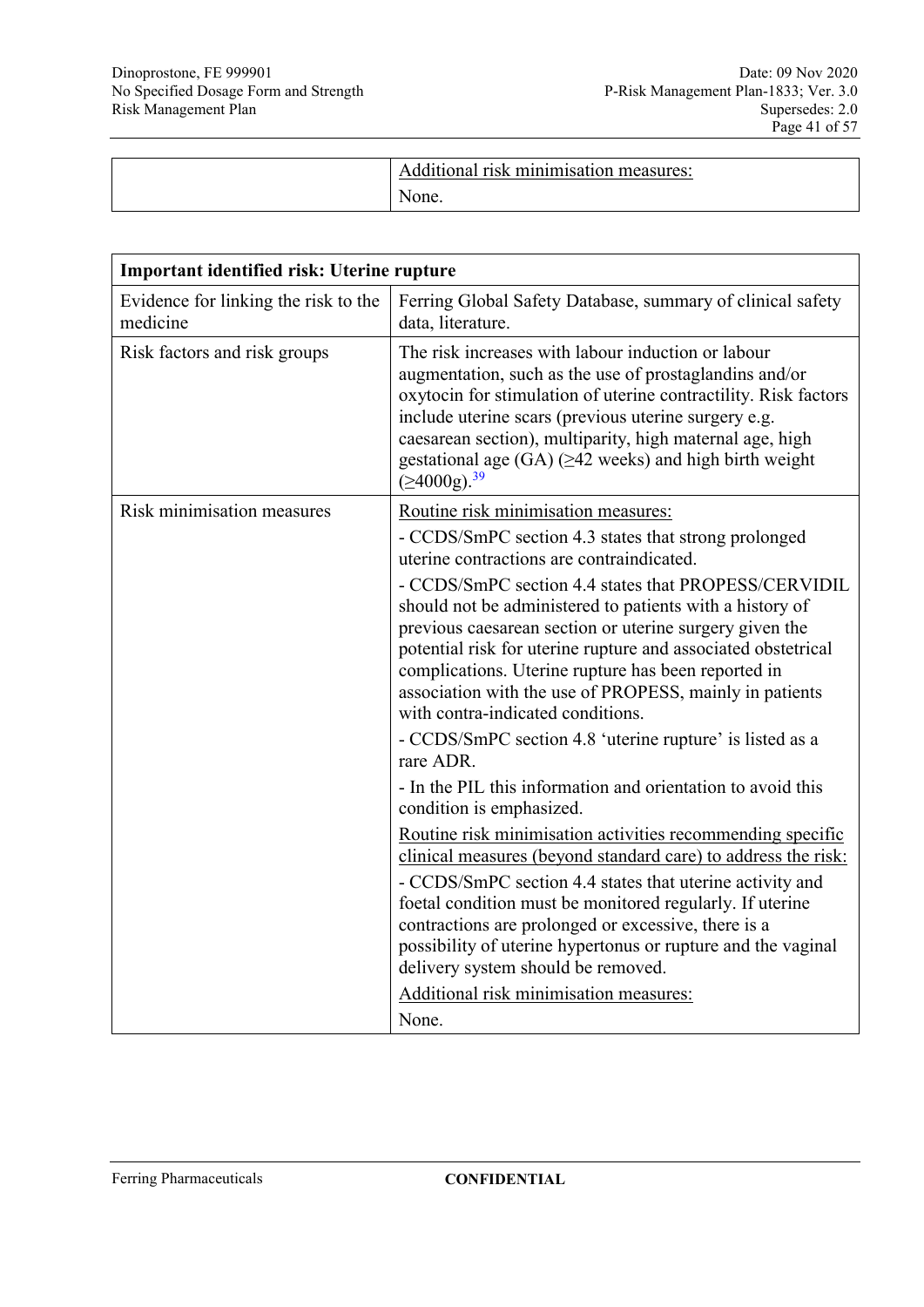| | Additional risk minimisation measures:<br>None. |
|---|---|

| Important identified risk: Uterine rupture | |
|---|---|
| Evidence for linking the risk to the medicine | Ferring Global Safety Database, summary of clinical safety data, literature. |
| Risk factors and risk groups | The risk increases with labour induction or labour augmentation, such as the use of prostaglandins and/or oxytocin for stimulation of uterine contractility. Risk factors include uterine scars (previous uterine surgery e.g. caesarean section), multiparity, high maternal age, high gestational age (GA) (≥42 weeks) and high birth weight (≥4000g).[39] |
| Risk minimisation measures | Routine risk minimisation measures:<br>- CCDS/SmPC section 4.3 states that strong prolonged uterine contractions are contraindicated.<br>- CCDS/SmPC section 4.4 states that PROPESS/CERVIDIL should not be administered to patients with a history of previous caesarean section or uterine surgery given the potential risk for uterine rupture and associated obstetrical complications. Uterine rupture has been reported in association with the use of PROPESS, mainly in patients with contra-indicated conditions.<br>- CCDS/SmPC section 4.8 'uterine rupture' is listed as a rare ADR.<br>- In the PIL this information and orientation to avoid this condition is emphasized.<br>Routine risk minimisation activities recommending specific clinical measures (beyond standard care) to address the risk:<br>- CCDS/SmPC section 4.4 states that uterine activity and foetal condition must be monitored regularly. If uterine contractions are prolonged or excessive, there is a possibility of uterine hypertonus or rupture and the vaginal delivery system should be removed.<br>Additional risk minimisation measures:<br>None. |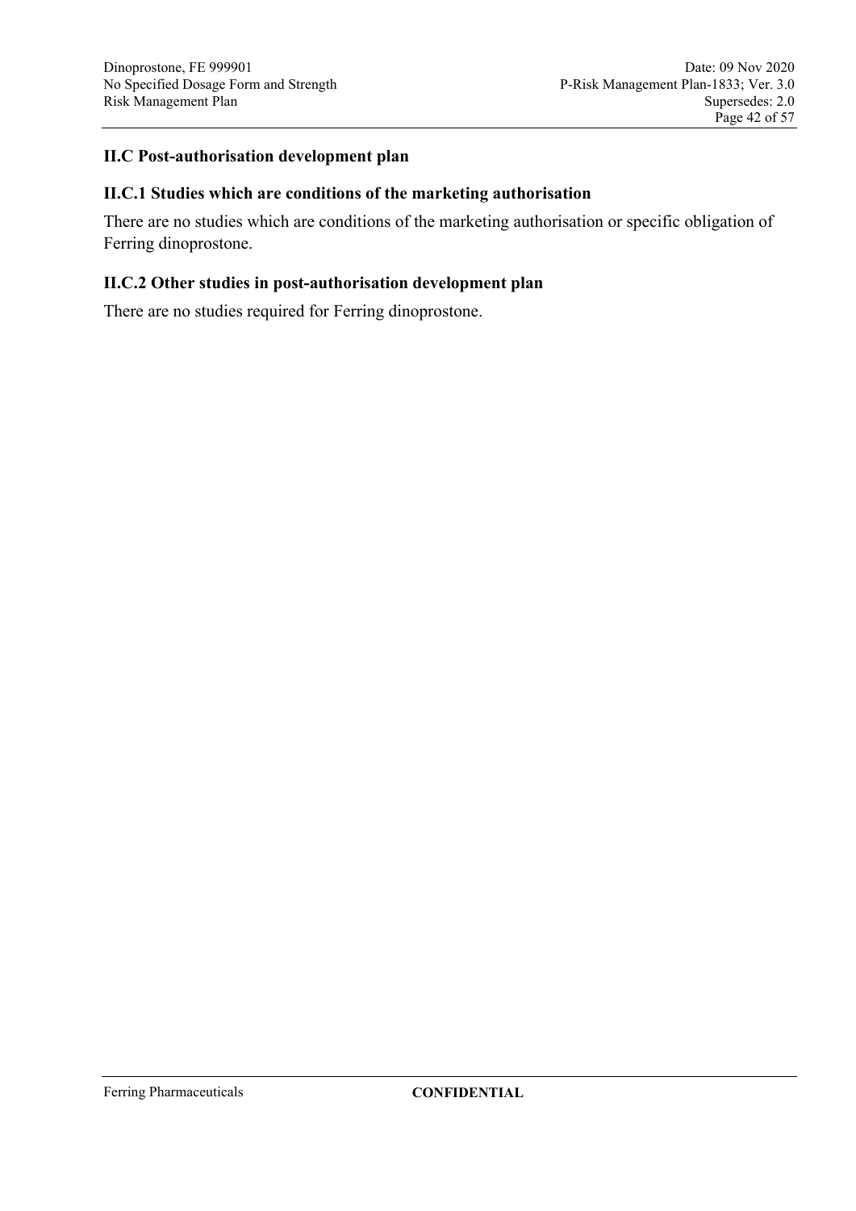## II.C Post-authorisation development plan

### II.C.1 Studies which are conditions of the marketing authorisation

There are no studies which are conditions of the marketing authorisation or specific obligation of Ferring dinoprostone.

### II.C.2 Other studies in post-authorisation development plan

There are no studies required for Ferring dinoprostone.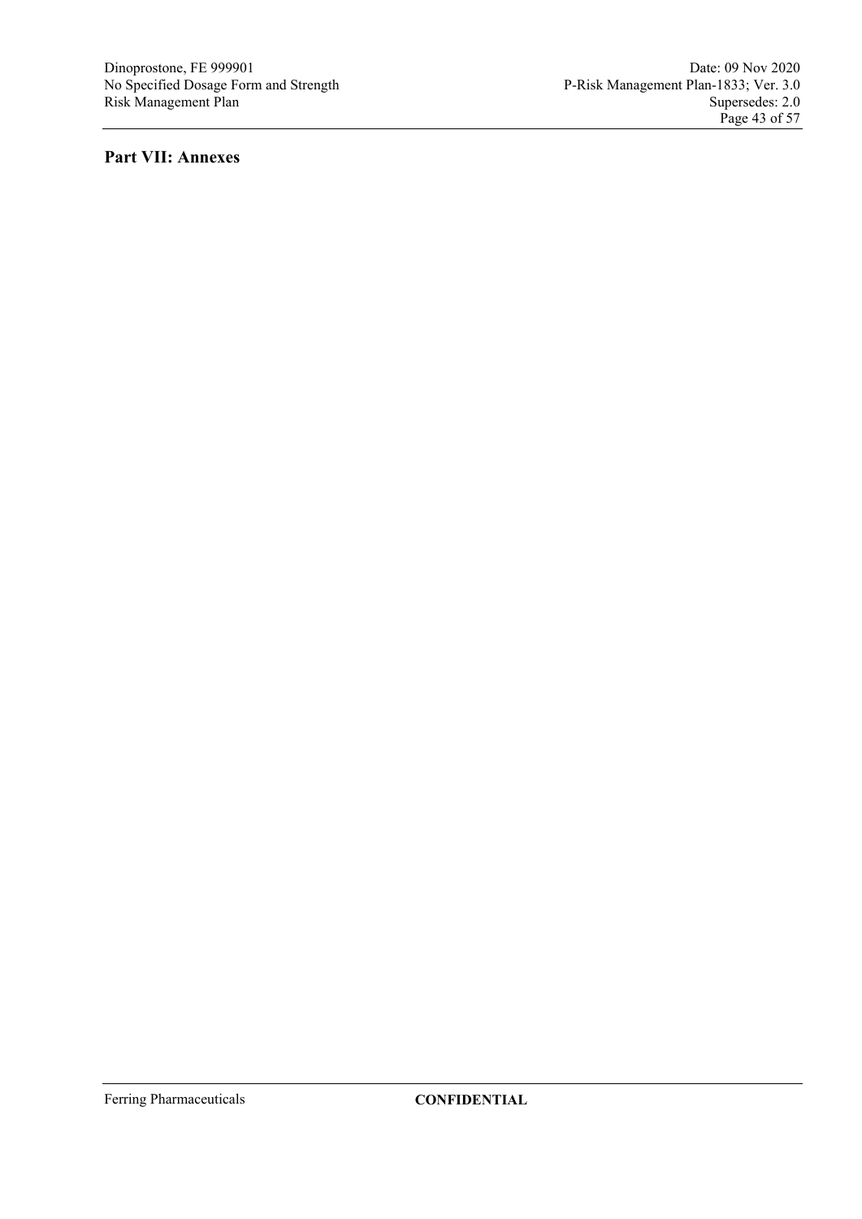# Part VII: Annexes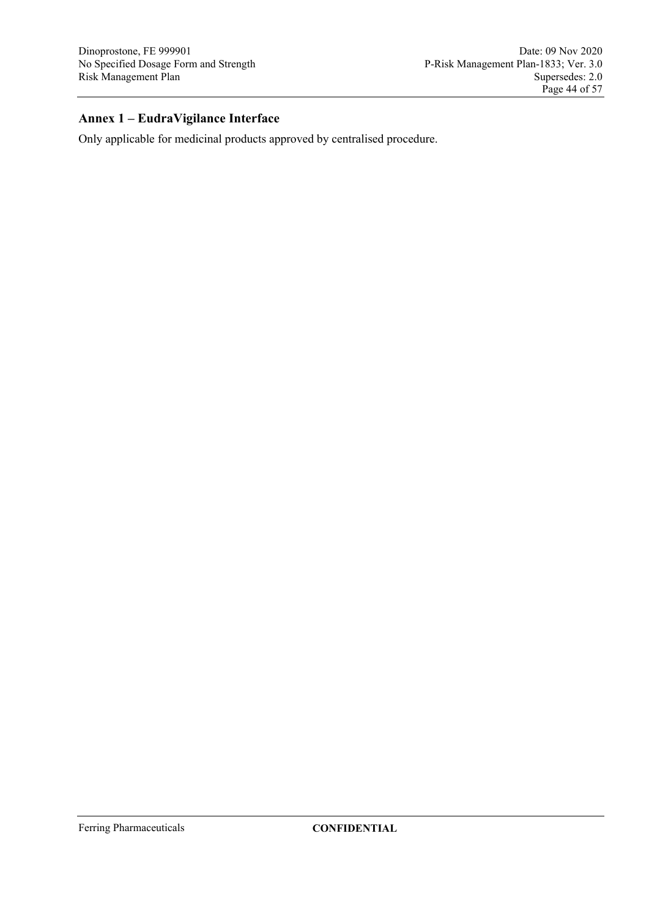## Annex 1 – EudraVigilance Interface

Only applicable for medicinal products approved by centralised procedure.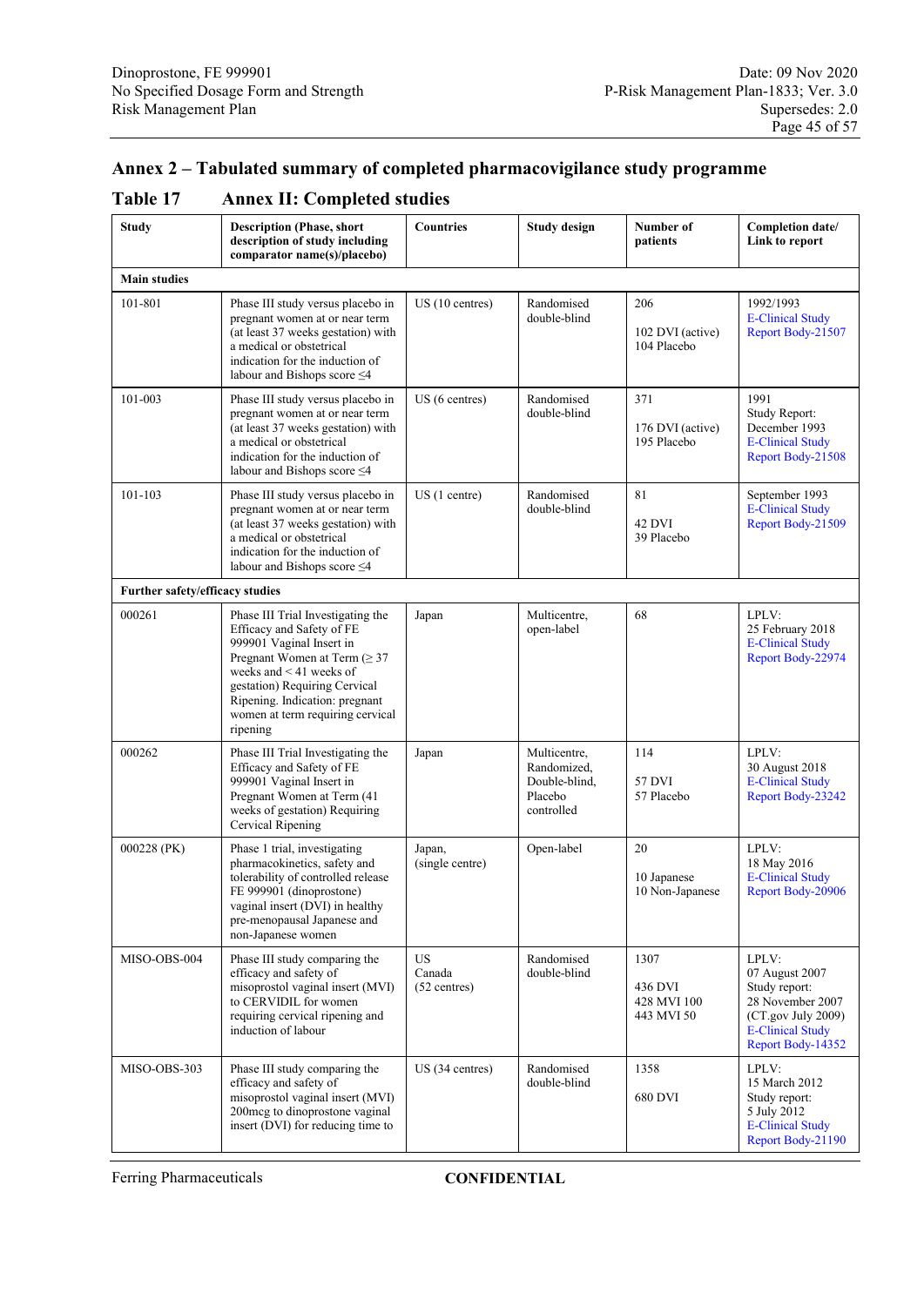# Annex 2 – Tabulated summary of completed pharmacovigilance study programme

## Table 17 Annex II: Completed studies

| Study | Description (Phase, short description of study including comparator name(s)/placebo) | Countries | Study design | Number of patients | Completion date/ Link to report |
|---|---|---|---|---|---|
| **Main studies** | | | | | |
| 101-801 | Phase III study versus placebo in pregnant women at or near term (at least 37 weeks gestation) with a medical or obstetrical indication for the induction of labour and Bishops score ≤4 | US (10 centres) | Randomised double-blind | 206<br><br>102 DVI (active)<br>104 Placebo | 1992/1993<br>E-Clinical Study Report Body-21507 |
| 101-003 | Phase III study versus placebo in pregnant women at or near term (at least 37 weeks gestation) with a medical or obstetrical indication for the induction of labour and Bishops score ≤4 | US (6 centres) | Randomised double-blind | 371<br><br>176 DVI (active)<br>195 Placebo | 1991<br>Study Report: December 1993<br>E-Clinical Study Report Body-21508 |
| 101-103 | Phase III study versus placebo in pregnant women at or near term (at least 37 weeks gestation) with a medical or obstetrical indication for the induction of labour and Bishops score ≤4 | US (1 centre) | Randomised double-blind | 81<br><br>42 DVI<br>39 Placebo | September 1993<br>E-Clinical Study Report Body-21509 |
| **Further safety/efficacy studies** | | | | | |
| 000261 | Phase III Trial Investigating the Efficacy and Safety of FE 999901 Vaginal Insert in Pregnant Women at Term (≥ 37 weeks and < 41 weeks of gestation) Requiring Cervical Ripening. Indication: pregnant women at term requiring cervical ripening | Japan | Multicentre, open-label | 68 | LPLV:<br>25 February 2018<br>E-Clinical Study Report Body-22974 |
| 000262 | Phase III Trial Investigating the Efficacy and Safety of FE 999901 Vaginal Insert in Pregnant Women at Term (41 weeks of gestation) Requiring Cervical Ripening | Japan | Multicentre, Randomized, Double-blind, Placebo controlled | 114<br><br>57 DVI<br>57 Placebo | LPLV:<br>30 August 2018<br>E-Clinical Study Report Body-23242 |
| 000228 (PK) | Phase 1 trial, investigating pharmacokinetics, safety and tolerability of controlled release FE 999901 (dinoprostone) vaginal insert (DVI) in healthy pre-menopausal Japanese and non-Japanese women | Japan, (single centre) | Open-label | 20<br><br>10 Japanese<br>10 Non-Japanese | LPLV:<br>18 May 2016<br>E-Clinical Study Report Body-20906 |
| MISO-OBS-004 | Phase III study comparing the efficacy and safety of misoprostol vaginal insert (MVI) to CERVIDIL for women requiring cervical ripening and induction of labour | US<br>Canada<br>(52 centres) | Randomised double-blind | 1307<br><br>436 DVI<br>428 MVI 100<br>443 MVI 50 | LPLV:<br>07 August 2007<br>Study report:<br>28 November 2007<br>(CT.gov July 2009)<br>E-Clinical Study Report Body-14352 |
| MISO-OBS-303 | Phase III study comparing the efficacy and safety of misoprostol vaginal insert (MVI) 200mcg to dinoprostone vaginal insert (DVI) for reducing time to | US (34 centres) | Randomised double-blind | 1358<br><br>680 DVI | LPLV:<br>15 March 2012<br>Study report:<br>5 July 2012<br>E-Clinical Study Report Body-21190 |

Ferring Pharmaceuticals CONFIDENTIAL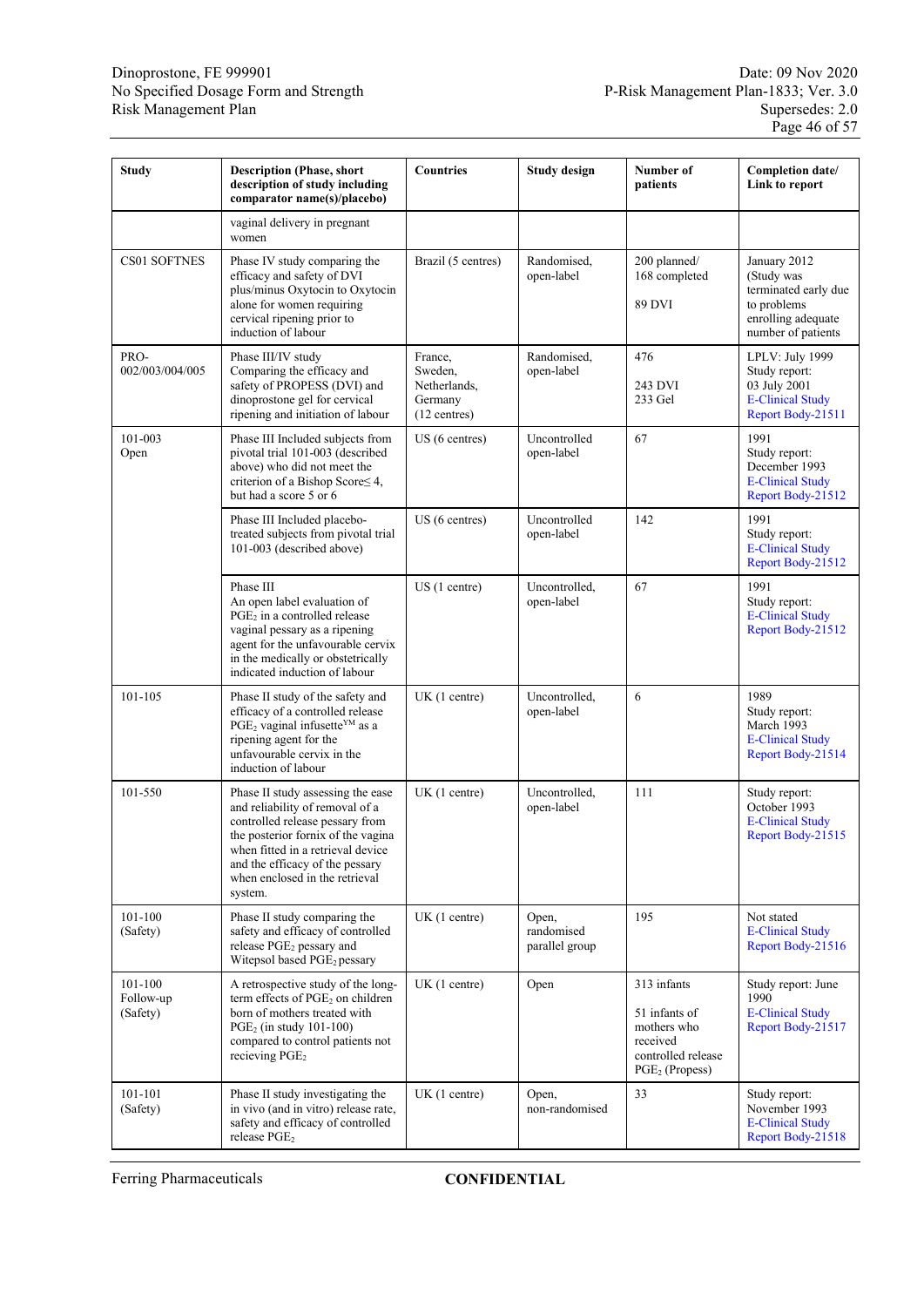| Study | Description (Phase, short description of study including comparator name(s)/placebo) | Countries | Study design | Number of patients | Completion date/ Link to report |
|---|---|---|---|---|---|
| | vaginal delivery in pregnant women | | | | |
| CS01 SOFTNES | Phase IV study comparing the efficacy and safety of DVI plus/minus Oxytocin to Oxytocin alone for women requiring cervical ripening prior to induction of labour | Brazil (5 centres) | Randomised, open-label | 200 planned/ 168 completed<br><br>89 DVI | January 2012 (Study was terminated early due to problems enrolling adequate number of patients |
| PRO-002/003/004/005 | Phase III/IV study Comparing the efficacy and safety of PROPESS (DVI) and dinoprostone gel for cervical ripening and initiation of labour | France, Sweden, Netherlands, Germany (12 centres) | Randomised, open-label | 476<br><br>243 DVI<br>233 Gel | LPLV: July 1999<br>Study report: 03 July 2001<br>E-Clinical Study Report Body-21511 |
| 101-003 Open | Phase III Included subjects from pivotal trial 101-003 (described above) who did not meet the criterion of a Bishop Score≤ 4, but had a score 5 or 6 | US (6 centres) | Uncontrolled open-label | 67 | 1991<br>Study report: December 1993<br>E-Clinical Study Report Body-21512 |
| | Phase III Included placebo-treated subjects from pivotal trial 101-003 (described above) | US (6 centres) | Uncontrolled open-label | 142 | 1991<br>Study report:<br>E-Clinical Study Report Body-21512 |
| | Phase III<br>An open label evaluation of $PGE_2$ in a controlled release vaginal pessary as a ripening agent for the unfavourable cervix in the medically or obstetrically indicated induction of labour | US (1 centre) | Uncontrolled, open-label | 67 | 1991<br>Study report:<br>E-Clinical Study Report Body-21512 |
| 101-105 | Phase II study of the safety and efficacy of a controlled release $PGE_2$ vaginal infusette$^{YM}$ as a ripening agent for the unfavourable cervix in the induction of labour | UK (1 centre) | Uncontrolled, open-label | 6 | 1989<br>Study report: March 1993<br>E-Clinical Study Report Body-21514 |
| 101-550 | Phase II study assessing the ease and reliability of removal of a controlled release pessary from the posterior fornix of the vagina when fitted in a retrieval device and the efficacy of the pessary when enclosed in the retrieval system. | UK (1 centre) | Uncontrolled, open-label | 111 | Study report: October 1993<br>E-Clinical Study Report Body-21515 |
| 101-100 (Safety) | Phase II study comparing the safety and efficacy of controlled release $PGE_2$ pessary and Witepsol based $PGE_2$ pessary | UK (1 centre) | Open, randomised parallel group | 195 | Not stated<br>E-Clinical Study Report Body-21516 |
| 101-100 Follow-up (Safety) | A retrospective study of the long-term effects of $PGE_2$ on children born of mothers treated with $PGE_2$ (in study 101-100) compared to control patients not recieving $PGE_2$ | UK (1 centre) | Open | 313 infants<br><br>51 infants of mothers who received controlled release $PGE_2$ (Propess) | Study report: June 1990<br>E-Clinical Study Report Body-21517 |
| 101-101 (Safety) | Phase II study investigating the in vivo (and in vitro) release rate, safety and efficacy of controlled release $PGE_2$ | UK (1 centre) | Open, non-randomised | 33 | Study report: November 1993<br>E-Clinical Study Report Body-21518 |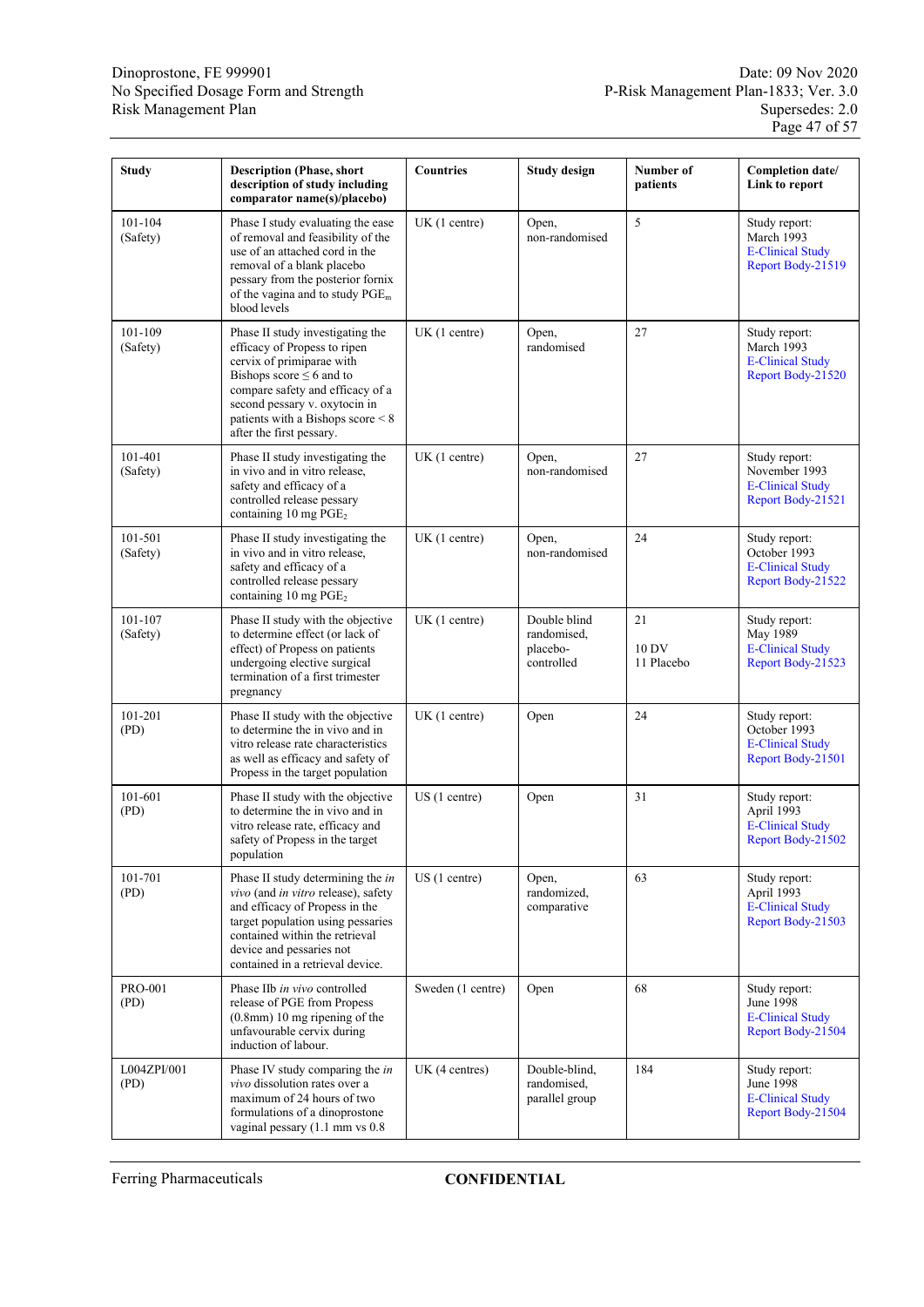| Study | Description (Phase, short description of study including comparator name(s)/placebo) | Countries | Study design | Number of patients | Completion date/ Link to report |
|---|---|---|---|---|---|
| 101-104 (Safety) | Phase I study evaluating the ease of removal and feasibility of the use of an attached cord in the removal of a blank placebo pessary from the posterior fornix of the vagina and to study $PGE_m$ blood levels | UK (1 centre) | Open, non-randomised | 5 | Study report: March 1993 E-Clinical Study Report Body-21519 |
| 101-109 (Safety) | Phase II study investigating the efficacy of Propess to ripen cervix of primiparae with Bishops score ≤ 6 and to compare safety and efficacy of a second pessary v. oxytocin in patients with a Bishops score < 8 after the first pessary. | UK (1 centre) | Open, randomised | 27 | Study report: March 1993 E-Clinical Study Report Body-21520 |
| 101-401 (Safety) | Phase II study investigating the in vivo and in vitro release, safety and efficacy of a controlled release pessary containing 10 mg $PGE_2$ | UK (1 centre) | Open, non-randomised | 27 | Study report: November 1993 E-Clinical Study Report Body-21521 |
| 101-501 (Safety) | Phase II study investigating the in vivo and in vitro release, safety and efficacy of a controlled release pessary containing 10 mg $PGE_2$ | UK (1 centre) | Open, non-randomised | 24 | Study report: October 1993 E-Clinical Study Report Body-21522 |
| 101-107 (Safety) | Phase II study with the objective to determine effect (or lack of effect) of Propess on patients undergoing elective surgical termination of a first trimester pregnancy | UK (1 centre) | Double blind randomised, placebo-controlled | 21<br>10 DV<br>11 Placebo | Study report: May 1989 E-Clinical Study Report Body-21523 |
| 101-201 (PD) | Phase II study with the objective to determine the in vivo and in vitro release rate characteristics as well as efficacy and safety of Propess in the target population | UK (1 centre) | Open | 24 | Study report: October 1993 E-Clinical Study Report Body-21501 |
| 101-601 (PD) | Phase II study with the objective to determine the in vivo and in vitro release rate, efficacy and safety of Propess in the target population | US (1 centre) | Open | 31 | Study report: April 1993 E-Clinical Study Report Body-21502 |
| 101-701 (PD) | Phase II study determining the *in vivo* (and *in vitro* release), safety and efficacy of Propess in the target population using pessaries contained within the retrieval device and pessaries not contained in a retrieval device. | US (1 centre) | Open, randomized, comparative | 63 | Study report: April 1993 E-Clinical Study Report Body-21503 |
| PRO-001 (PD) | Phase IIb *in vivo* controlled release of PGE from Propess (0.8mm) 10 mg ripening of the unfavourable cervix during induction of labour. | Sweden (1 centre) | Open | 68 | Study report: June 1998 E-Clinical Study Report Body-21504 |
| L004ZPI/001 (PD) | Phase IV study comparing the *in vivo* dissolution rates over a maximum of 24 hours of two formulations of a dinoprostone vaginal pessary (1.1 mm vs 0.8 | UK (4 centres) | Double-blind, randomised, parallel group | 184 | Study report: June 1998 E-Clinical Study Report Body-21504 |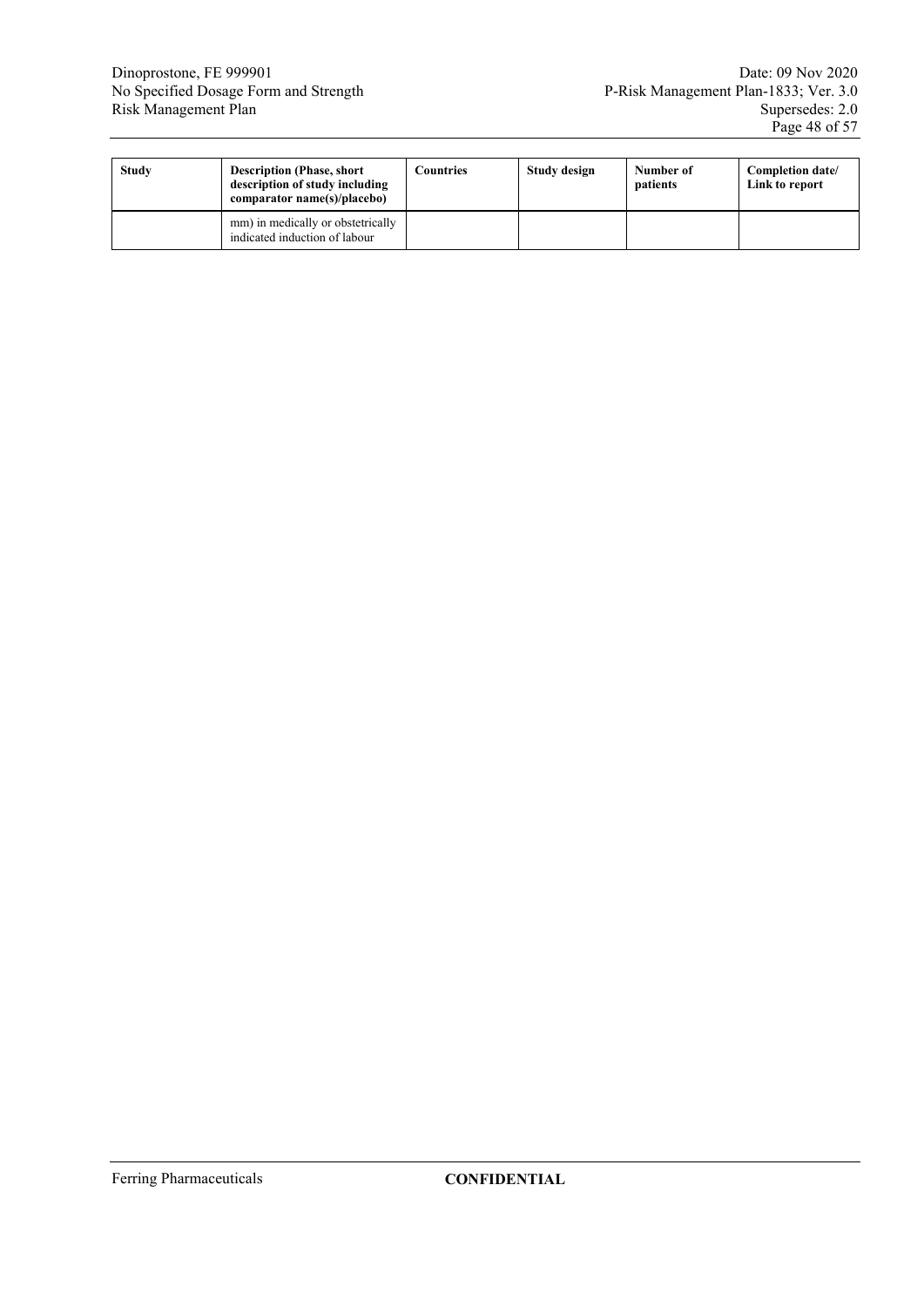| Study | Description (Phase, short description of study including comparator name(s)/placebo) | Countries | Study design | Number of patients | Completion date/ Link to report |
|---|---|---|---|---|---|
| | mm) in medically or obstetrically indicated induction of labour | | | | |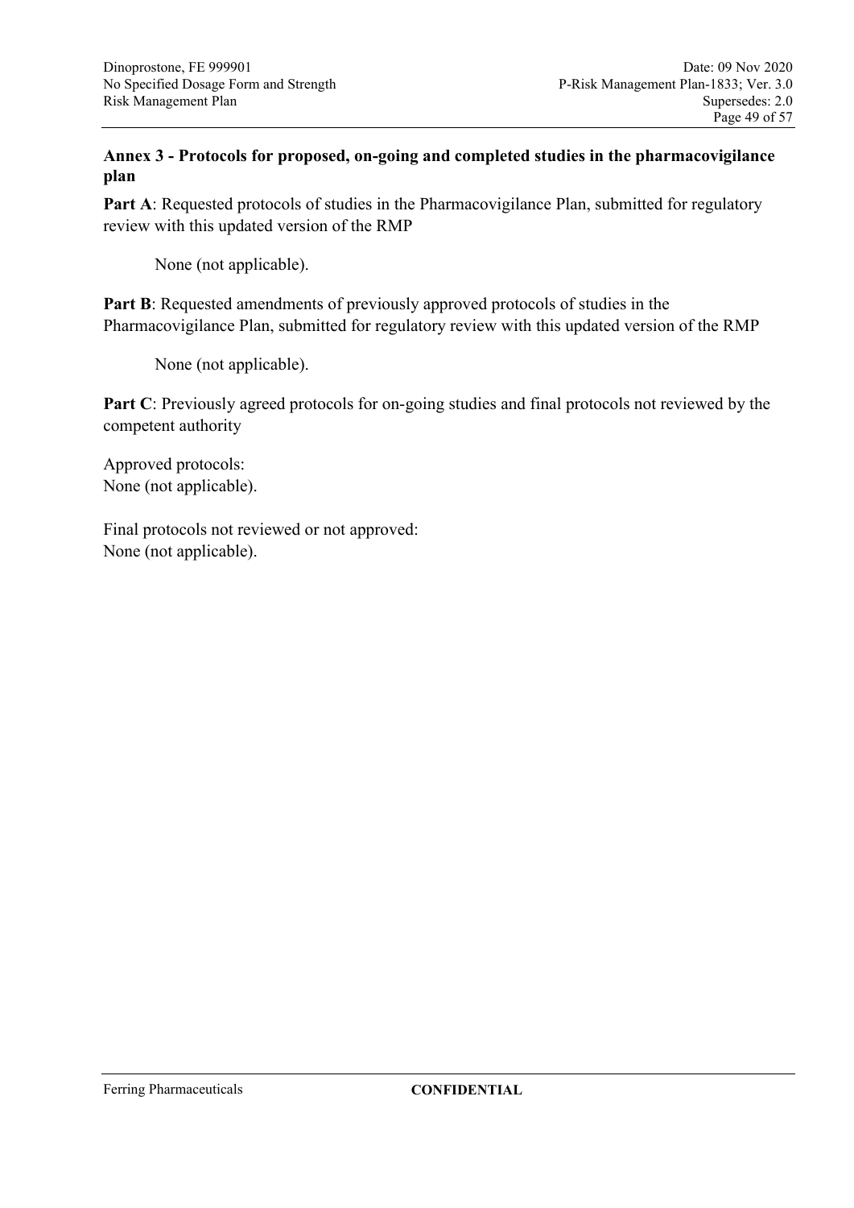## Annex 3 - Protocols for proposed, on-going and completed studies in the pharmacovigilance plan

**Part A**: Requested protocols of studies in the Pharmacovigilance Plan, submitted for regulatory review with this updated version of the RMP

None (not applicable).

**Part B**: Requested amendments of previously approved protocols of studies in the Pharmacovigilance Plan, submitted for regulatory review with this updated version of the RMP

None (not applicable).

**Part C**: Previously agreed protocols for on-going studies and final protocols not reviewed by the competent authority

Approved protocols:
None (not applicable).

Final protocols not reviewed or not approved:
None (not applicable).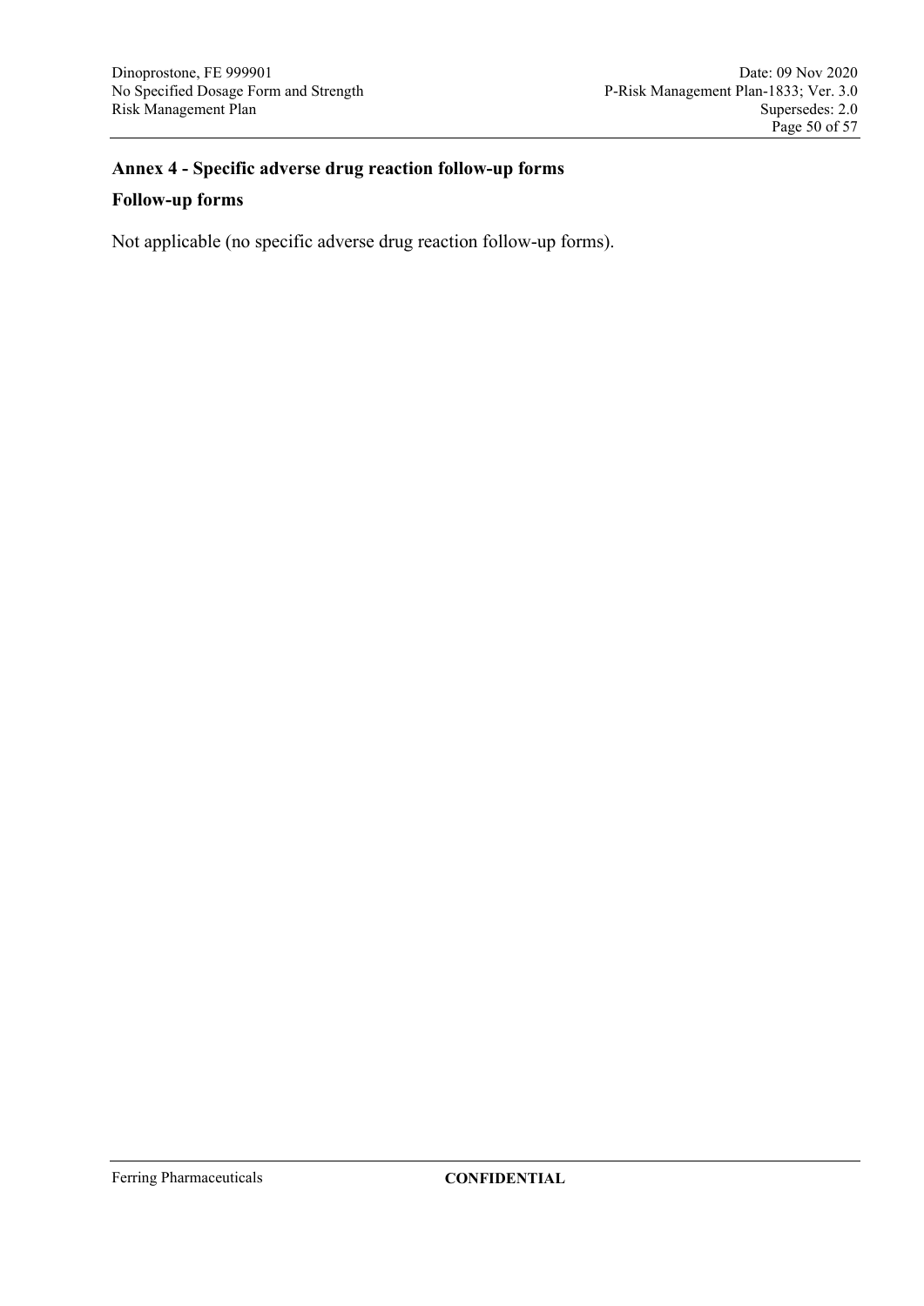## Annex 4 - Specific adverse drug reaction follow-up forms

### Follow-up forms

Not applicable (no specific adverse drug reaction follow-up forms).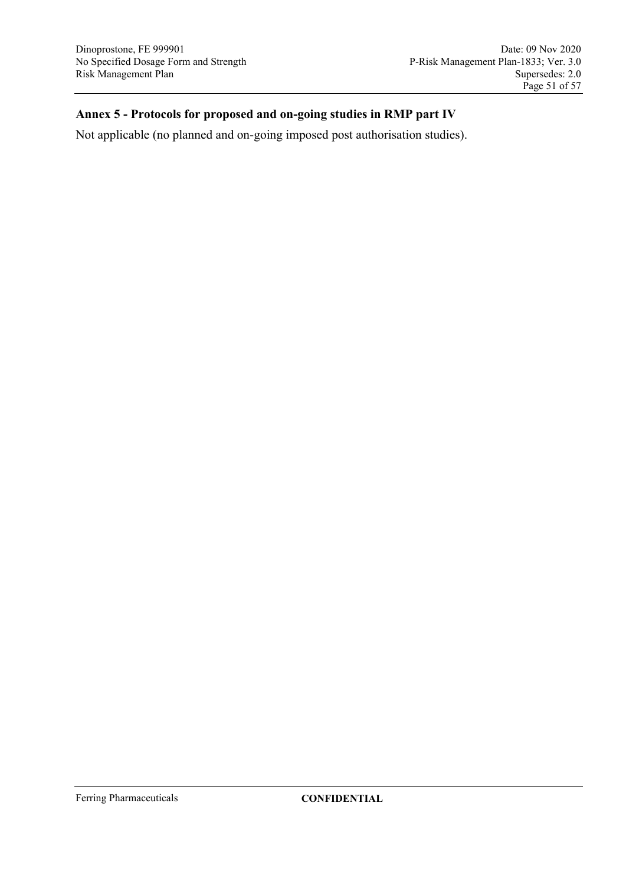## Annex 5 - Protocols for proposed and on-going studies in RMP part IV

Not applicable (no planned and on-going imposed post authorisation studies).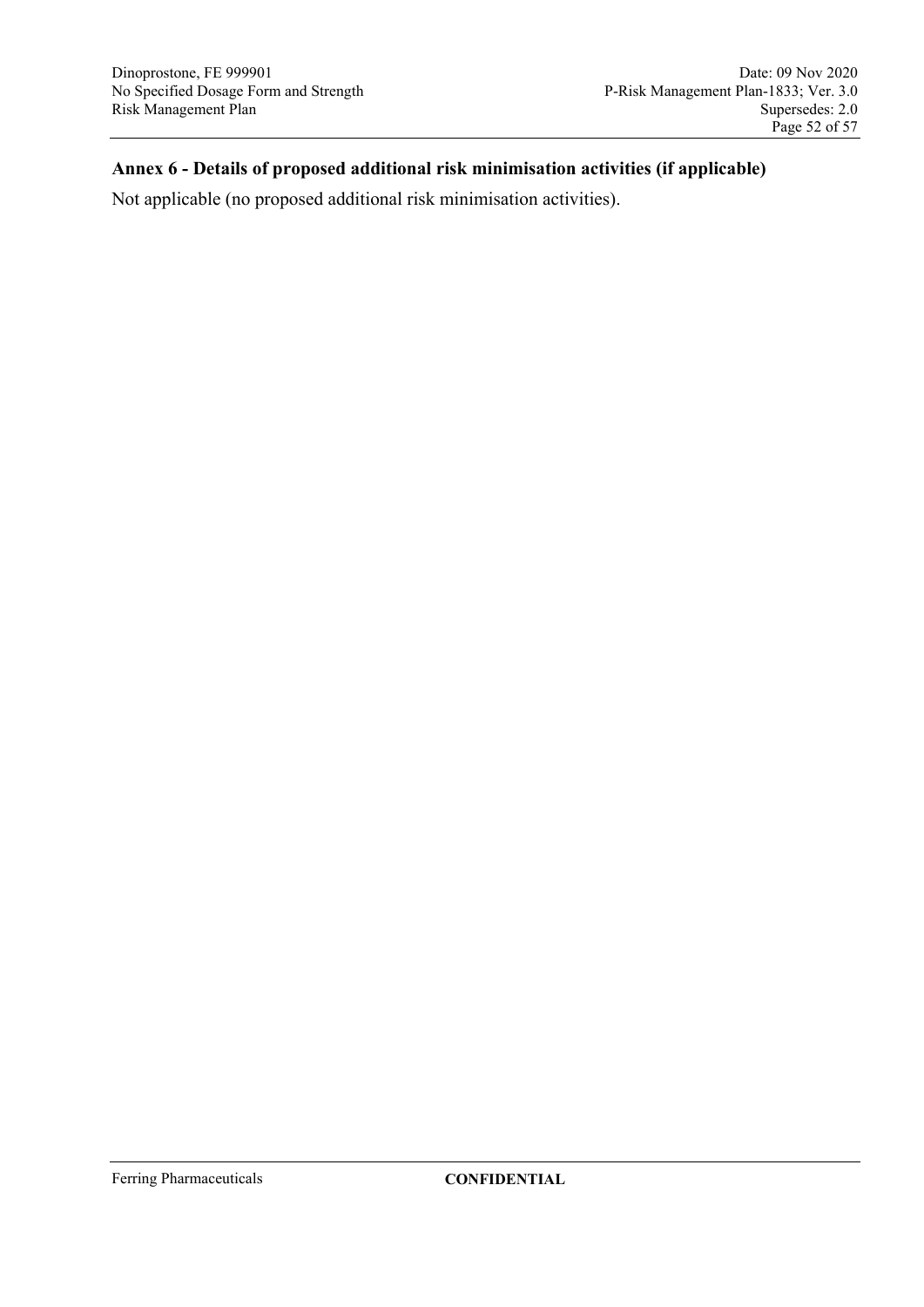## Annex 6 - Details of proposed additional risk minimisation activities (if applicable)

Not applicable (no proposed additional risk minimisation activities).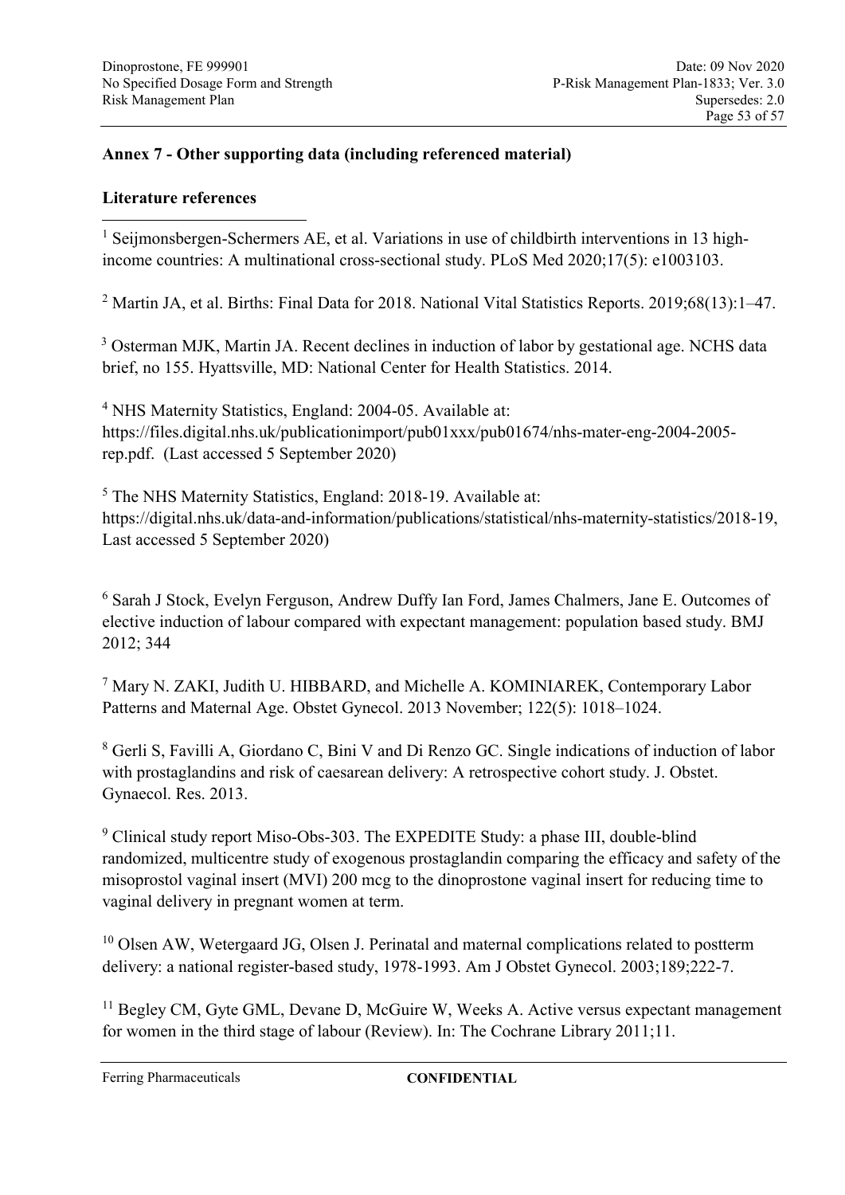## Annex 7 - Other supporting data (including referenced material)

## Literature references

[1] Seijmonsbergen-Schermers AE, et al. Variations in use of childbirth interventions in 13 high-income countries: A multinational cross-sectional study. PLoS Med 2020;17(5): e1003103.

[2] Martin JA, et al. Births: Final Data for 2018. National Vital Statistics Reports. 2019;68(13):1–47.

[3] Osterman MJK, Martin JA. Recent declines in induction of labor by gestational age. NCHS data brief, no 155. Hyattsville, MD: National Center for Health Statistics. 2014.

[4] NHS Maternity Statistics, England: 2004-05. Available at: https://files.digital.nhs.uk/publicationimport/pub01xxx/pub01674/nhs-mater-eng-2004-2005-rep.pdf. (Last accessed 5 September 2020)

[5] The NHS Maternity Statistics, England: 2018-19. Available at: https://digital.nhs.uk/data-and-information/publications/statistical/nhs-maternity-statistics/2018-19, Last accessed 5 September 2020)

[6] Sarah J Stock, Evelyn Ferguson, Andrew Duffy Ian Ford, James Chalmers, Jane E. Outcomes of elective induction of labour compared with expectant management: population based study. BMJ 2012; 344

[7] Mary N. ZAKI, Judith U. HIBBARD, and Michelle A. KOMINIAREK, Contemporary Labor Patterns and Maternal Age. Obstet Gynecol. 2013 November; 122(5): 1018–1024.

[8] Gerli S, Favilli A, Giordano C, Bini V and Di Renzo GC. Single indications of induction of labor with prostaglandins and risk of caesarean delivery: A retrospective cohort study. J. Obstet. Gynaecol. Res. 2013.

[9] Clinical study report Miso-Obs-303. The EXPEDITE Study: a phase III, double-blind randomized, multicentre study of exogenous prostaglandin comparing the efficacy and safety of the misoprostol vaginal insert (MVI) 200 mcg to the dinoprostone vaginal insert for reducing time to vaginal delivery in pregnant women at term.

[10] Olsen AW, Wetergaard JG, Olsen J. Perinatal and maternal complications related to postterm delivery: a national register-based study, 1978-1993. Am J Obstet Gynecol. 2003;189;222-7.

[11] Begley CM, Gyte GML, Devane D, McGuire W, Weeks A. Active versus expectant management for women in the third stage of labour (Review). In: The Cochrane Library 2011;11.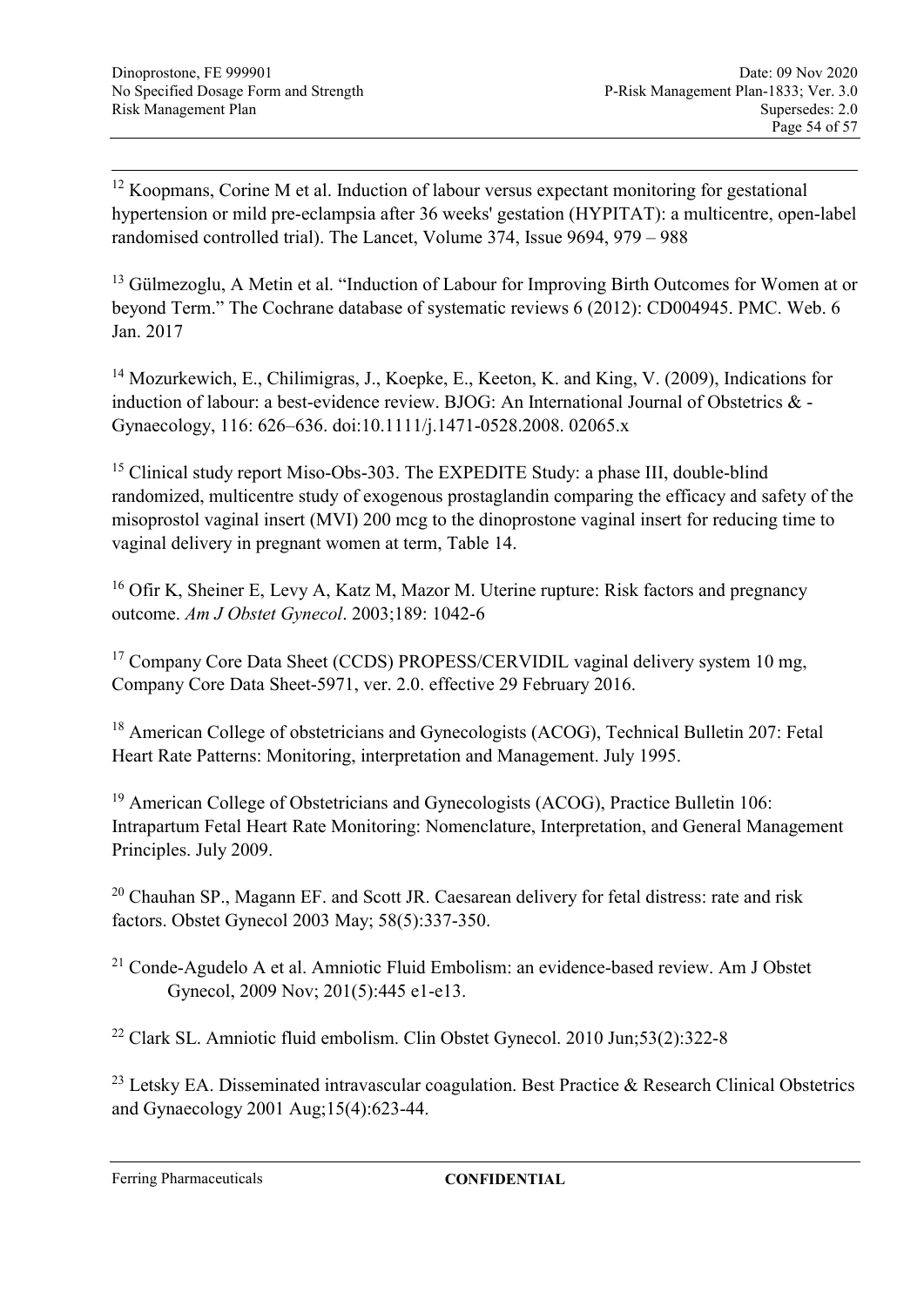[12] Koopmans, Corine M et al. Induction of labour versus expectant monitoring for gestational hypertension or mild pre-eclampsia after 36 weeks' gestation (HYPITAT): a multicentre, open-label randomised controlled trial). The Lancet, Volume 374, Issue 9694, 979 – 988

[13] Gülmezoglu, A Metin et al. "Induction of Labour for Improving Birth Outcomes for Women at or beyond Term." The Cochrane database of systematic reviews 6 (2012): CD004945. PMC. Web. 6 Jan. 2017

[14] Mozurkewich, E., Chilimigras, J., Koepke, E., Keeton, K. and King, V. (2009), Indications for induction of labour: a best-evidence review. BJOG: An International Journal of Obstetrics & -Gynaecology, 116: 626–636. doi:10.1111/j.1471-0528.2008. 02065.x

[15] Clinical study report Miso-Obs-303. The EXPEDITE Study: a phase III, double-blind randomized, multicentre study of exogenous prostaglandin comparing the efficacy and safety of the misoprostol vaginal insert (MVI) 200 mcg to the dinoprostone vaginal insert for reducing time to vaginal delivery in pregnant women at term, Table 14.

[16] Ofir K, Sheiner E, Levy A, Katz M, Mazor M. Uterine rupture: Risk factors and pregnancy outcome. *Am J Obstet Gynecol*. 2003;189: 1042-6

[17] Company Core Data Sheet (CCDS) PROPESS/CERVIDIL vaginal delivery system 10 mg, Company Core Data Sheet-5971, ver. 2.0. effective 29 February 2016.

[18] American College of obstetricians and Gynecologists (ACOG), Technical Bulletin 207: Fetal Heart Rate Patterns: Monitoring, interpretation and Management. July 1995.

[19] American College of Obstetricians and Gynecologists (ACOG), Practice Bulletin 106: Intrapartum Fetal Heart Rate Monitoring: Nomenclature, Interpretation, and General Management Principles. July 2009.

[20] Chauhan SP., Magann EF. and Scott JR. Caesarean delivery for fetal distress: rate and risk factors. Obstet Gynecol 2003 May; 58(5):337-350.

[21] Conde-Agudelo A et al. Amniotic Fluid Embolism: an evidence-based review. Am J Obstet Gynecol, 2009 Nov; 201(5):445 e1-e13.

[22] Clark SL. Amniotic fluid embolism. Clin Obstet Gynecol. 2010 Jun;53(2):322-8

[23] Letsky EA. Disseminated intravascular coagulation. Best Practice & Research Clinical Obstetrics and Gynaecology 2001 Aug;15(4):623-44.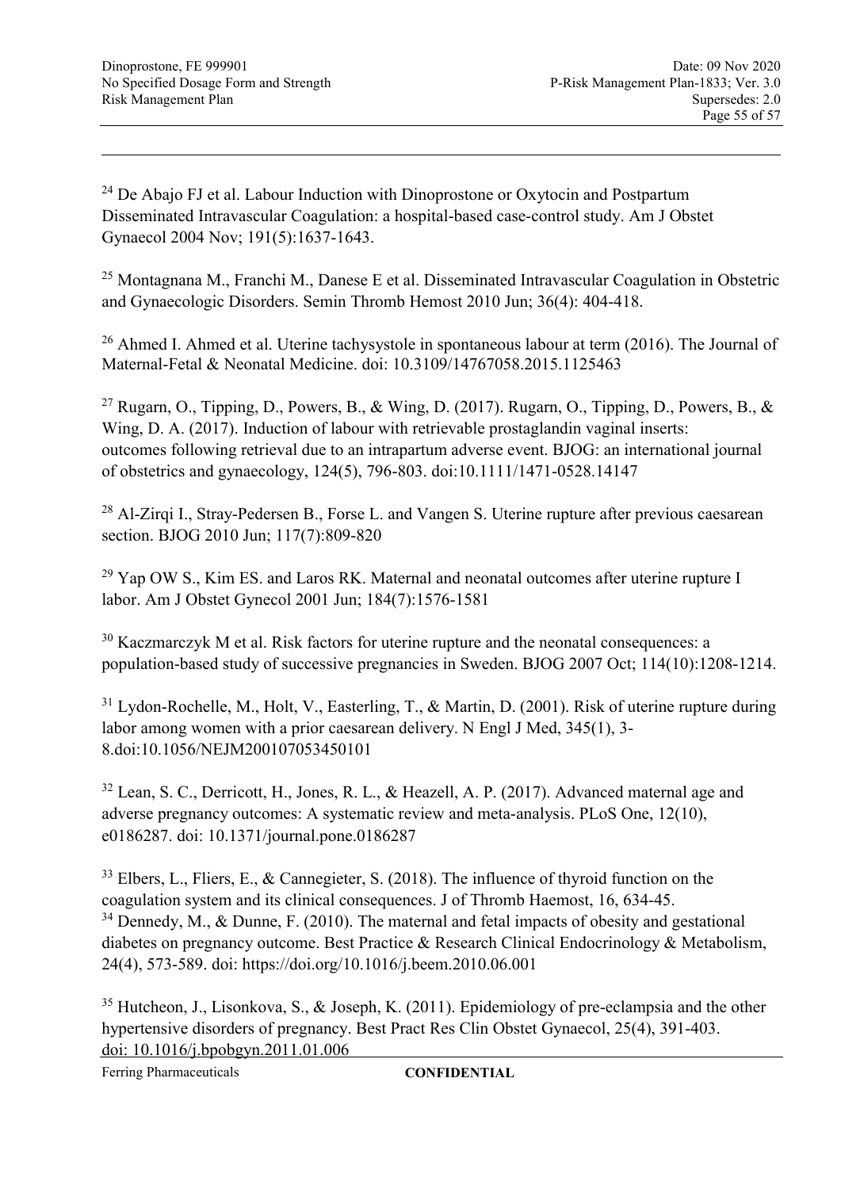[24] De Abajo FJ et al. Labour Induction with Dinoprostone or Oxytocin and Postpartum Disseminated Intravascular Coagulation: a hospital-based case-control study. Am J Obstet Gynaecol 2004 Nov; 191(5):1637-1643.

[25] Montagnana M., Franchi M., Danese E et al. Disseminated Intravascular Coagulation in Obstetric and Gynaecologic Disorders. Semin Thromb Hemost 2010 Jun; 36(4): 404-418.

[26] Ahmed I. Ahmed et al. Uterine tachysystole in spontaneous labour at term (2016). The Journal of Maternal-Fetal & Neonatal Medicine. doi: 10.3109/14767058.2015.1125463

[27] Rugarn, O., Tipping, D., Powers, B., & Wing, D. (2017). Rugarn, O., Tipping, D., Powers, B., & Wing, D. A. (2017). Induction of labour with retrievable prostaglandin vaginal inserts: outcomes following retrieval due to an intrapartum adverse event. BJOG: an international journal of obstetrics and gynaecology, 124(5), 796-803. doi:10.1111/1471-0528.14147

[28] Al-Zirqi I., Stray-Pedersen B., Forse L. and Vangen S. Uterine rupture after previous caesarean section. BJOG 2010 Jun; 117(7):809-820

[29] Yap OW S., Kim ES. and Laros RK. Maternal and neonatal outcomes after uterine rupture I labor. Am J Obstet Gynecol 2001 Jun; 184(7):1576-1581

[30] Kaczmarczyk M et al. Risk factors for uterine rupture and the neonatal consequences: a population-based study of successive pregnancies in Sweden. BJOG 2007 Oct; 114(10):1208-1214.

[31] Lydon-Rochelle, M., Holt, V., Easterling, T., & Martin, D. (2001). Risk of uterine rupture during labor among women with a prior caesarean delivery. N Engl J Med, 345(1), 3-8.doi:10.1056/NEJM200107053450101

[32] Lean, S. C., Derricott, H., Jones, R. L., & Heazell, A. P. (2017). Advanced maternal age and adverse pregnancy outcomes: A systematic review and meta-analysis. PLoS One, 12(10), e0186287. doi: 10.1371/journal.pone.0186287

[33] Elbers, L., Fliers, E., & Cannegieter, S. (2018). The influence of thyroid function on the coagulation system and its clinical consequences. J of Thromb Haemost, 16, 634-45.

[34] Dennedy, M., & Dunne, F. (2010). The maternal and fetal impacts of obesity and gestational diabetes on pregnancy outcome. Best Practice & Research Clinical Endocrinology & Metabolism, 24(4), 573-589. doi: https://doi.org/10.1016/j.beem.2010.06.001

[35] Hutcheon, J., Lisonkova, S., & Joseph, K. (2011). Epidemiology of pre-eclampsia and the other hypertensive disorders of pregnancy. Best Pract Res Clin Obstet Gynaecol, 25(4), 391-403. doi: 10.1016/j.bpobgyn.2011.01.006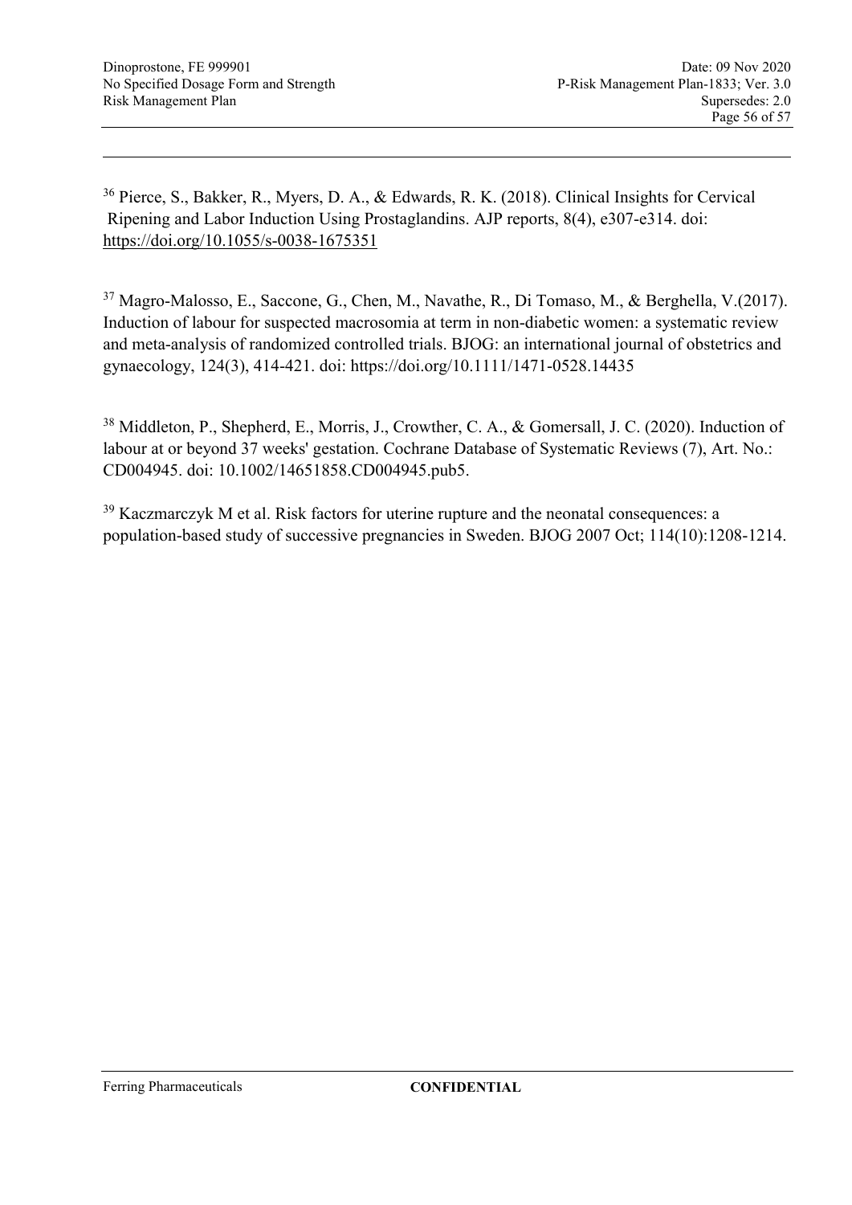[36] Pierce, S., Bakker, R., Myers, D. A., & Edwards, R. K. (2018). Clinical Insights for Cervical Ripening and Labor Induction Using Prostaglandins. AJP reports, 8(4), e307-e314. doi: https://doi.org/10.1055/s-0038-1675351

[37] Magro-Malosso, E., Saccone, G., Chen, M., Navathe, R., Di Tomaso, M., & Berghella, V.(2017). Induction of labour for suspected macrosomia at term in non-diabetic women: a systematic review and meta-analysis of randomized controlled trials. BJOG: an international journal of obstetrics and gynaecology, 124(3), 414-421. doi: https://doi.org/10.1111/1471-0528.14435

[38] Middleton, P., Shepherd, E., Morris, J., Crowther, C. A., & Gomersall, J. C. (2020). Induction of labour at or beyond 37 weeks' gestation. Cochrane Database of Systematic Reviews (7), Art. No.: CD004945. doi: 10.1002/14651858.CD004945.pub5.

[39] Kaczmarczyk M et al. Risk factors for uterine rupture and the neonatal consequences: a population-based study of successive pregnancies in Sweden. BJOG 2007 Oct; 114(10):1208-1214.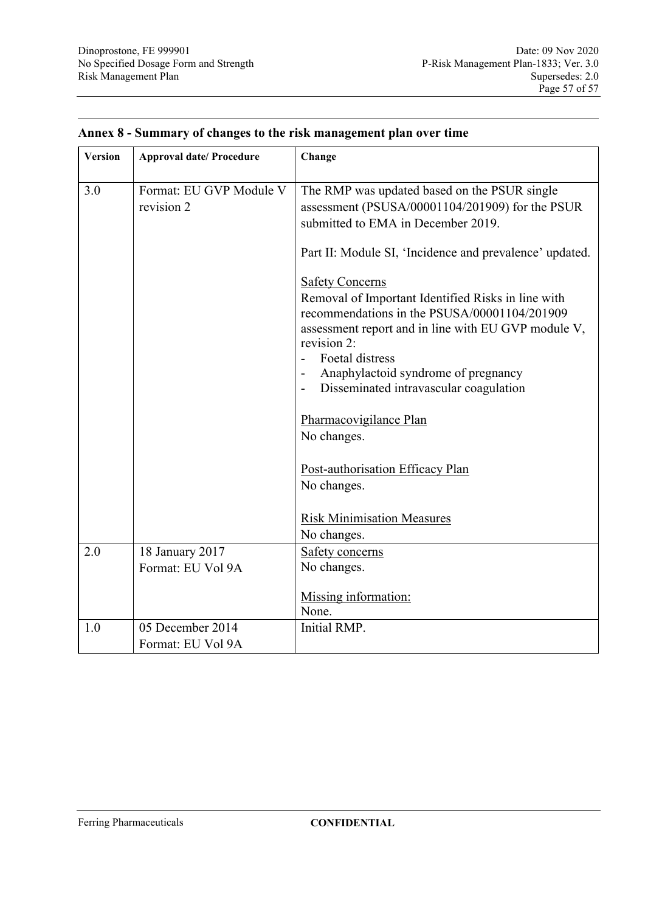## Annex 8 - Summary of changes to the risk management plan over time

| Version | Approval date/ Procedure | Change |
|---|---|---|
| 3.0 | Format: EU GVP Module V revision 2 | The RMP was updated based on the PSUR single assessment (PSUSA/00001104/201909) for the PSUR submitted to EMA in December 2019.<br><br>Part II: Module SI, 'Incidence and prevalence' updated.<br><br>Safety Concerns<br>Removal of Important Identified Risks in line with recommendations in the PSUSA/00001104/201909 assessment report and in line with EU GVP module V, revision 2:<br>- Foetal distress<br>- Anaphylactoid syndrome of pregnancy<br>- Disseminated intravascular coagulation<br><br>Pharmacovigilance Plan<br>No changes.<br><br>Post-authorisation Efficacy Plan<br>No changes.<br><br>Risk Minimisation Measures<br>No changes. |
| 2.0 | 18 January 2017<br>Format: EU Vol 9A | Safety concerns<br>No changes.<br><br>Missing information:<br>None. |
| 1.0 | 05 December 2014<br>Format: EU Vol 9A | Initial RMP. |